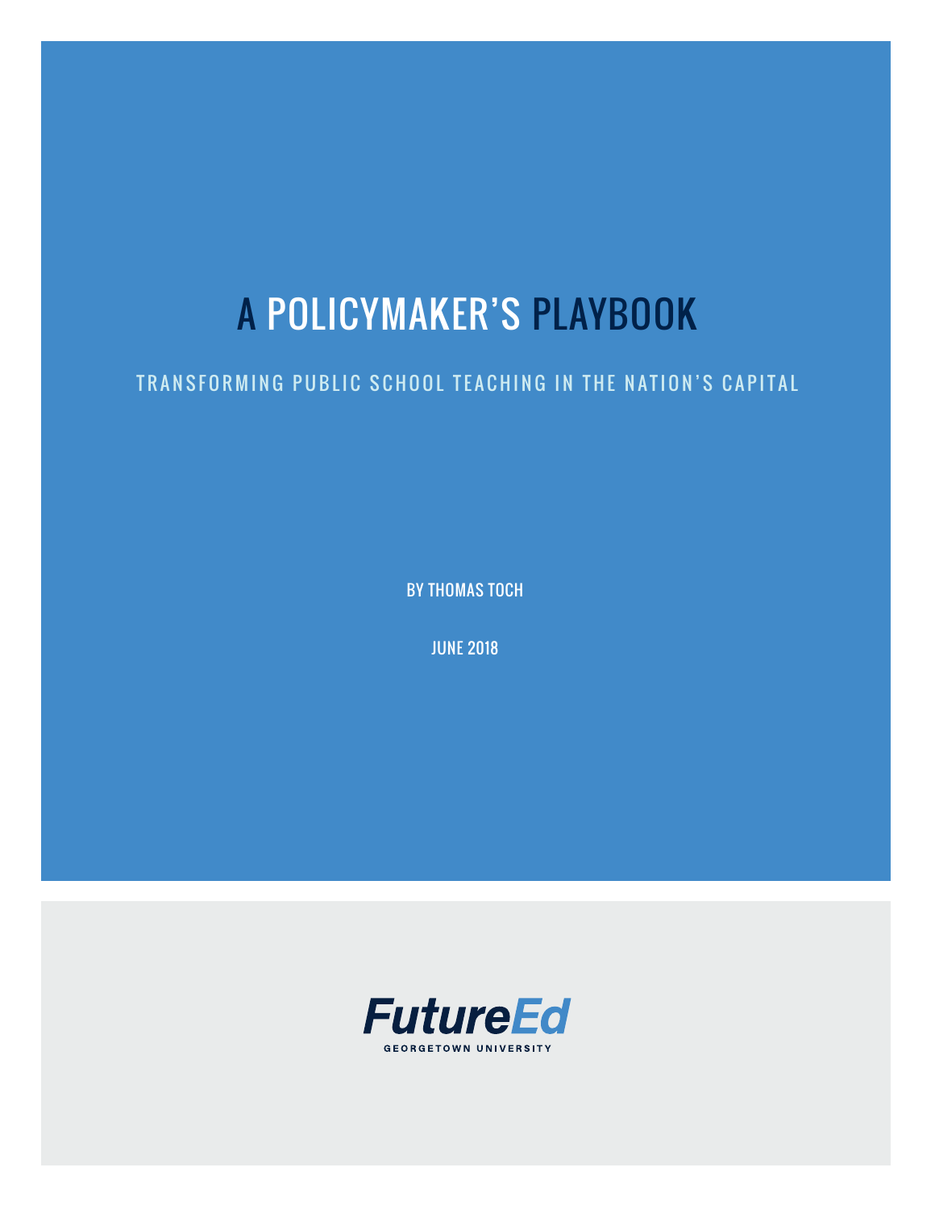# A POLICYMAKER'S PLAYBOOK

## TRANSFORMING PUBLIC SCHOOL TEACHING IN THE NATION'S CAPITAL

BY THOMAS TOCH

JUNE 2018

FutureEd

GEORGETOWN UNIVERSITY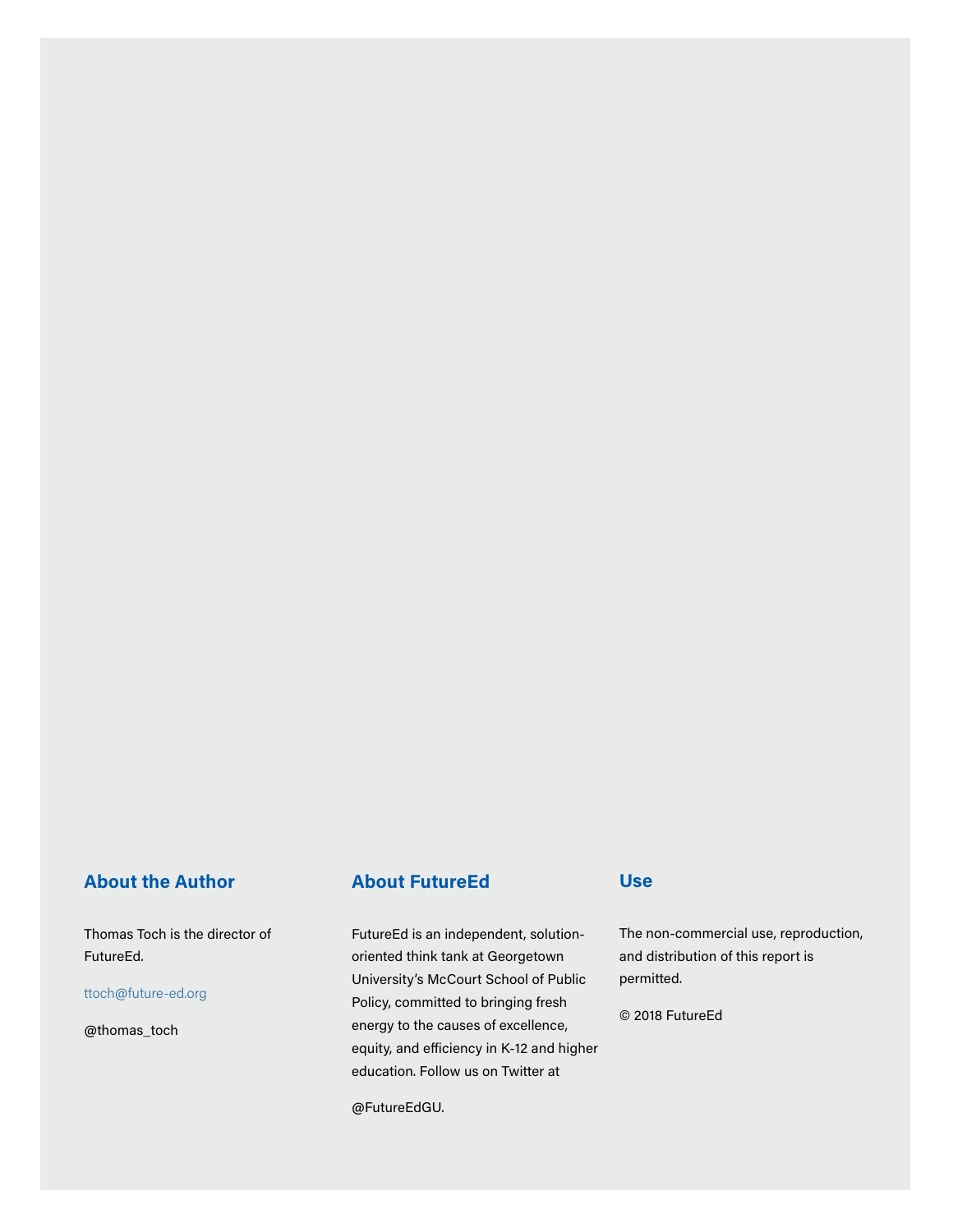## About the Author

Thomas Toch is the director of FutureEd.

ttoch@future-ed.org

@thomas_toch

## About FutureEd

FutureEd is an independent, solution-oriented think tank at Georgetown University's McCourt School of Public Policy, committed to bringing fresh energy to the causes of excellence, equity, and efficiency in K-12 and higher education. Follow us on Twitter at

@FutureEdGU.

## Use

The non-commercial use, reproduction, and distribution of this report is permitted.

© 2018 FutureEd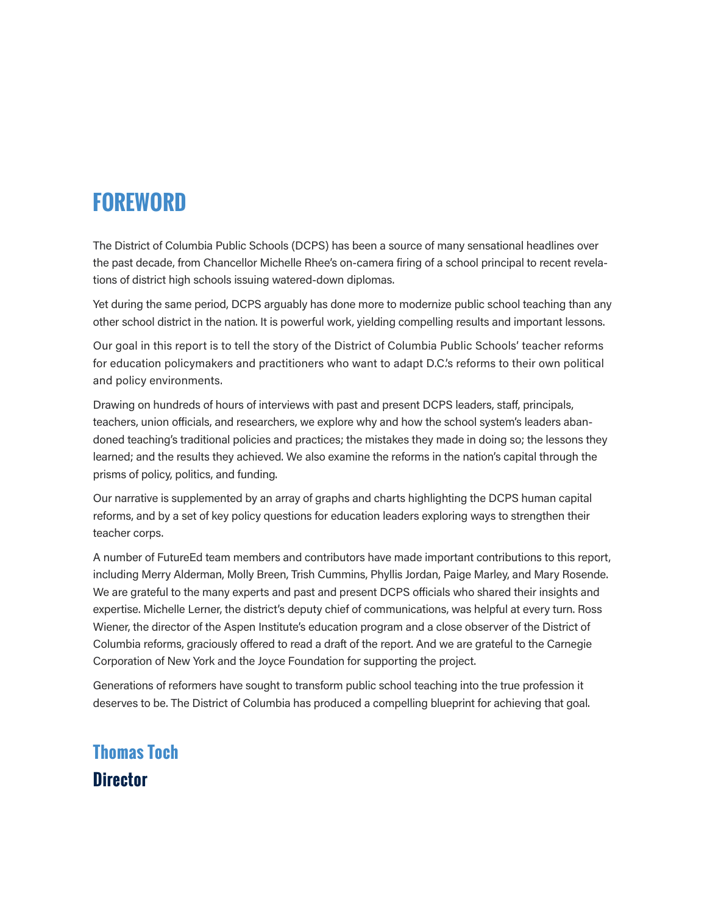# FOREWORD

The District of Columbia Public Schools (DCPS) has been a source of many sensational headlines over the past decade, from Chancellor Michelle Rhee's on-camera firing of a school principal to recent revelations of district high schools issuing watered-down diplomas.

Yet during the same period, DCPS arguably has done more to modernize public school teaching than any other school district in the nation. It is powerful work, yielding compelling results and important lessons.

Our goal in this report is to tell the story of the District of Columbia Public Schools' teacher reforms for education policymakers and practitioners who want to adapt D.C.'s reforms to their own political and policy environments.

Drawing on hundreds of hours of interviews with past and present DCPS leaders, staff, principals, teachers, union officials, and researchers, we explore why and how the school system's leaders abandoned teaching's traditional policies and practices; the mistakes they made in doing so; the lessons they learned; and the results they achieved. We also examine the reforms in the nation's capital through the prisms of policy, politics, and funding.

Our narrative is supplemented by an array of graphs and charts highlighting the DCPS human capital reforms, and by a set of key policy questions for education leaders exploring ways to strengthen their teacher corps.

A number of FutureEd team members and contributors have made important contributions to this report, including Merry Alderman, Molly Breen, Trish Cummins, Phyllis Jordan, Paige Marley, and Mary Rosende. We are grateful to the many experts and past and present DCPS officials who shared their insights and expertise. Michelle Lerner, the district's deputy chief of communications, was helpful at every turn. Ross Wiener, the director of the Aspen Institute's education program and a close observer of the District of Columbia reforms, graciously offered to read a draft of the report. And we are grateful to the Carnegie Corporation of New York and the Joyce Foundation for supporting the project.

Generations of reformers have sought to transform public school teaching into the true profession it deserves to be. The District of Columbia has produced a compelling blueprint for achieving that goal.

**Thomas Toch**
**Director**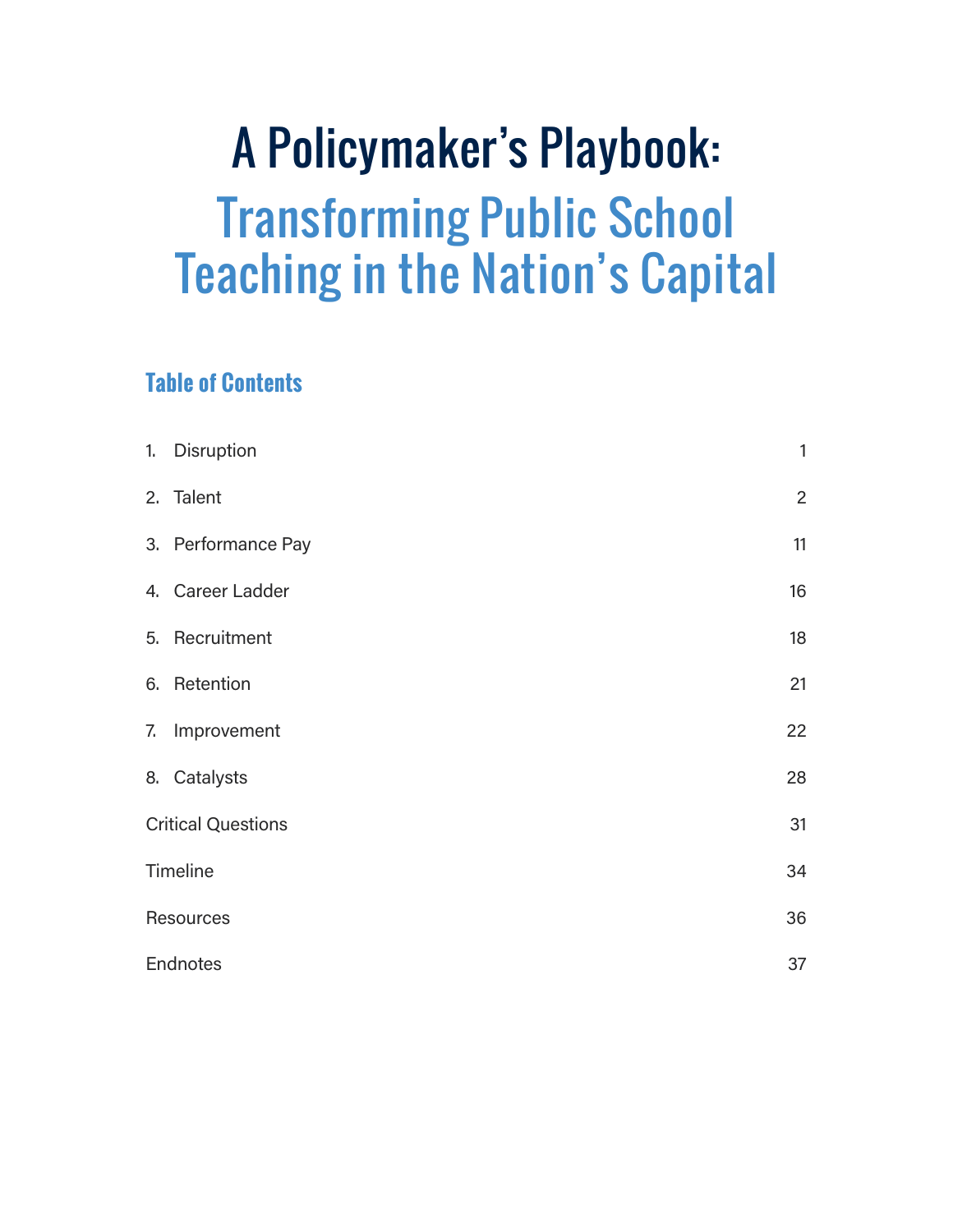# A Policymaker's Playbook:

# Transforming Public School Teaching in the Nation's Capital

## Table of Contents

| | |
|---|---|
| 1. Disruption | 1 |
| 2. Talent | 2 |
| 3. Performance Pay | 11 |
| 4. Career Ladder | 16 |
| 5. Recruitment | 18 |
| 6. Retention | 21 |
| 7. Improvement | 22 |
| 8. Catalysts | 28 |
| Critical Questions | 31 |
| Timeline | 34 |
| Resources | 36 |
| Endnotes | 37 |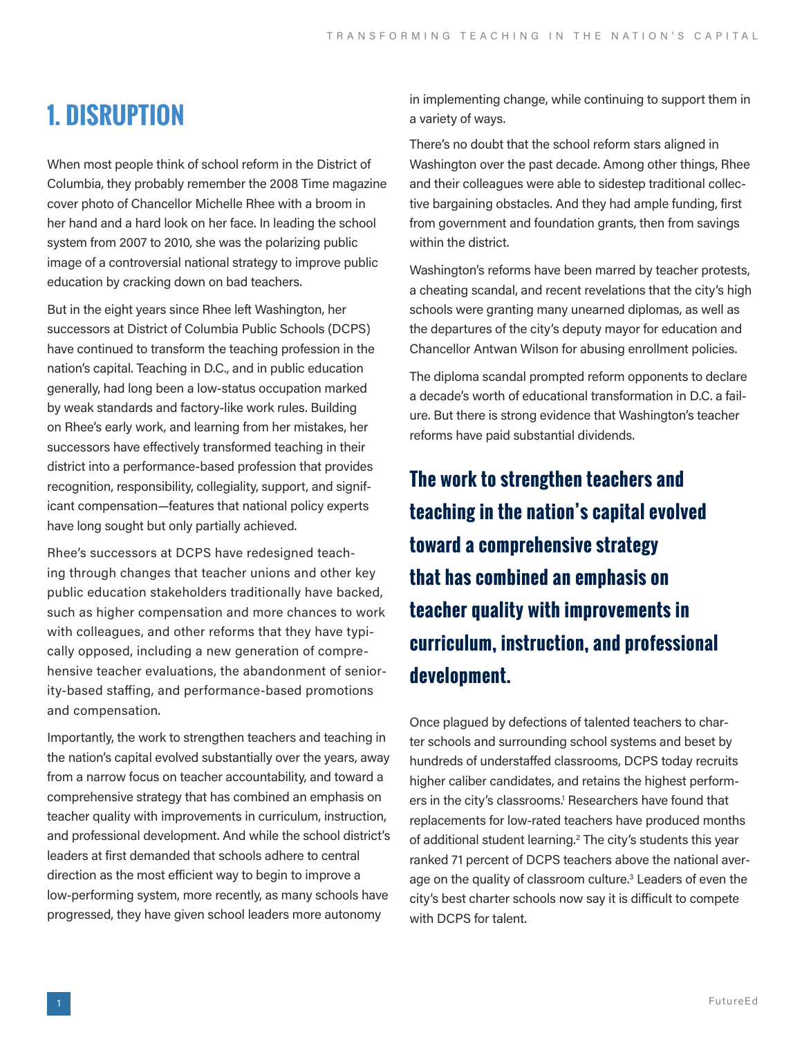# 1. DISRUPTION

When most people think of school reform in the District of Columbia, they probably remember the 2008 Time magazine cover photo of Chancellor Michelle Rhee with a broom in her hand and a hard look on her face. In leading the school system from 2007 to 2010, she was the polarizing public image of a controversial national strategy to improve public education by cracking down on bad teachers.

But in the eight years since Rhee left Washington, her successors at District of Columbia Public Schools (DCPS) have continued to transform the teaching profession in the nation's capital. Teaching in D.C., and in public education generally, had long been a low-status occupation marked by weak standards and factory-like work rules. Building on Rhee's early work, and learning from her mistakes, her successors have effectively transformed teaching in their district into a performance-based profession that provides recognition, responsibility, collegiality, support, and significant compensation—features that national policy experts have long sought but only partially achieved.

Rhee's successors at DCPS have redesigned teaching through changes that teacher unions and other key public education stakeholders traditionally have backed, such as higher compensation and more chances to work with colleagues, and other reforms that they have typically opposed, including a new generation of comprehensive teacher evaluations, the abandonment of seniority-based staffing, and performance-based promotions and compensation.

Importantly, the work to strengthen teachers and teaching in the nation's capital evolved substantially over the years, away from a narrow focus on teacher accountability, and toward a comprehensive strategy that has combined an emphasis on teacher quality with improvements in curriculum, instruction, and professional development. And while the school district's leaders at first demanded that schools adhere to central direction as the most efficient way to begin to improve a low-performing system, more recently, as many schools have progressed, they have given school leaders more autonomy in implementing change, while continuing to support them in a variety of ways.

There's no doubt that the school reform stars aligned in Washington over the past decade. Among other things, Rhee and their colleagues were able to sidestep traditional collective bargaining obstacles. And they had ample funding, first from government and foundation grants, then from savings within the district.

Washington's reforms have been marred by teacher protests, a cheating scandal, and recent revelations that the city's high schools were granting many unearned diplomas, as well as the departures of the city's deputy mayor for education and Chancellor Antwan Wilson for abusing enrollment policies.

The diploma scandal prompted reform opponents to declare a decade's worth of educational transformation in D.C. a failure. But there is strong evidence that Washington's teacher reforms have paid substantial dividends.

**The work to strengthen teachers and teaching in the nation's capital evolved toward a comprehensive strategy that has combined an emphasis on teacher quality with improvements in curriculum, instruction, and professional development.**

Once plagued by defections of talented teachers to charter schools and surrounding school systems and beset by hundreds of understaffed classrooms, DCPS today recruits higher caliber candidates, and retains the highest performers in the city's classrooms.[1] Researchers have found that replacements for low-rated teachers have produced months of additional student learning.[2] The city's students this year ranked 71 percent of DCPS teachers above the national average on the quality of classroom culture.[3] Leaders of even the city's best charter schools now say it is difficult to compete with DCPS for talent.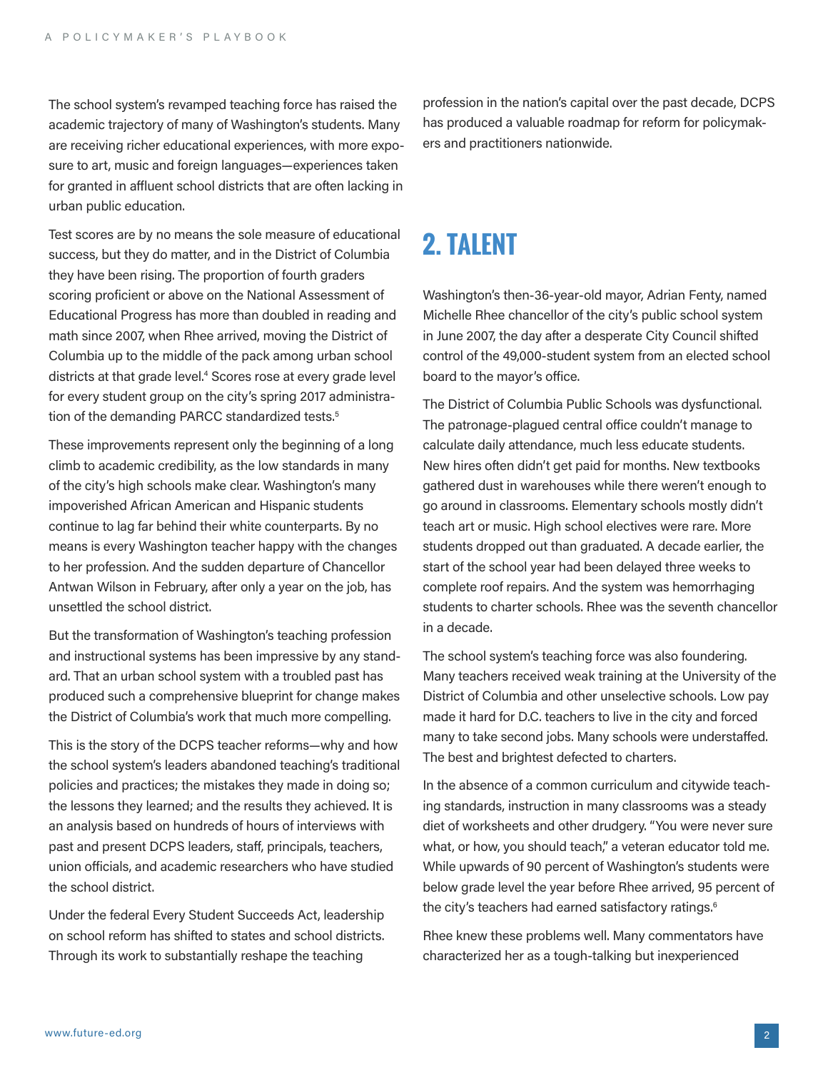The school system's revamped teaching force has raised the academic trajectory of many of Washington's students. Many are receiving richer educational experiences, with more exposure to art, music and foreign languages—experiences taken for granted in affluent school districts that are often lacking in urban public education.

Test scores are by no means the sole measure of educational success, but they do matter, and in the District of Columbia they have been rising. The proportion of fourth graders scoring proficient or above on the National Assessment of Educational Progress has more than doubled in reading and math since 2007, when Rhee arrived, moving the District of Columbia up to the middle of the pack among urban school districts at that grade level.[4] Scores rose at every grade level for every student group on the city's spring 2017 administration of the demanding PARCC standardized tests.[5]

These improvements represent only the beginning of a long climb to academic credibility, as the low standards in many of the city's high schools make clear. Washington's many impoverished African American and Hispanic students continue to lag far behind their white counterparts. By no means is every Washington teacher happy with the changes to her profession. And the sudden departure of Chancellor Antwan Wilson in February, after only a year on the job, has unsettled the school district.

But the transformation of Washington's teaching profession and instructional systems has been impressive by any standard. That an urban school system with a troubled past has produced such a comprehensive blueprint for change makes the District of Columbia's work that much more compelling.

This is the story of the DCPS teacher reforms—why and how the school system's leaders abandoned teaching's traditional policies and practices; the mistakes they made in doing so; the lessons they learned; and the results they achieved. It is an analysis based on hundreds of hours of interviews with past and present DCPS leaders, staff, principals, teachers, union officials, and academic researchers who have studied the school district.

Under the federal Every Student Succeeds Act, leadership on school reform has shifted to states and school districts. Through its work to substantially reshape the teaching profession in the nation's capital over the past decade, DCPS has produced a valuable roadmap for reform for policymakers and practitioners nationwide.

## 2. TALENT

Washington's then-36-year-old mayor, Adrian Fenty, named Michelle Rhee chancellor of the city's public school system in June 2007, the day after a desperate City Council shifted control of the 49,000-student system from an elected school board to the mayor's office.

The District of Columbia Public Schools was dysfunctional. The patronage-plagued central office couldn't manage to calculate daily attendance, much less educate students. New hires often didn't get paid for months. New textbooks gathered dust in warehouses while there weren't enough to go around in classrooms. Elementary schools mostly didn't teach art or music. High school electives were rare. More students dropped out than graduated. A decade earlier, the start of the school year had been delayed three weeks to complete roof repairs. And the system was hemorrhaging students to charter schools. Rhee was the seventh chancellor in a decade.

The school system's teaching force was also foundering. Many teachers received weak training at the University of the District of Columbia and other unselective schools. Low pay made it hard for D.C. teachers to live in the city and forced many to take second jobs. Many schools were understaffed. The best and brightest defected to charters.

In the absence of a common curriculum and citywide teaching standards, instruction in many classrooms was a steady diet of worksheets and other drudgery. "You were never sure what, or how, you should teach," a veteran educator told me. While upwards of 90 percent of Washington's students were below grade level the year before Rhee arrived, 95 percent of the city's teachers had earned satisfactory ratings.[6]

Rhee knew these problems well. Many commentators have characterized her as a tough-talking but inexperienced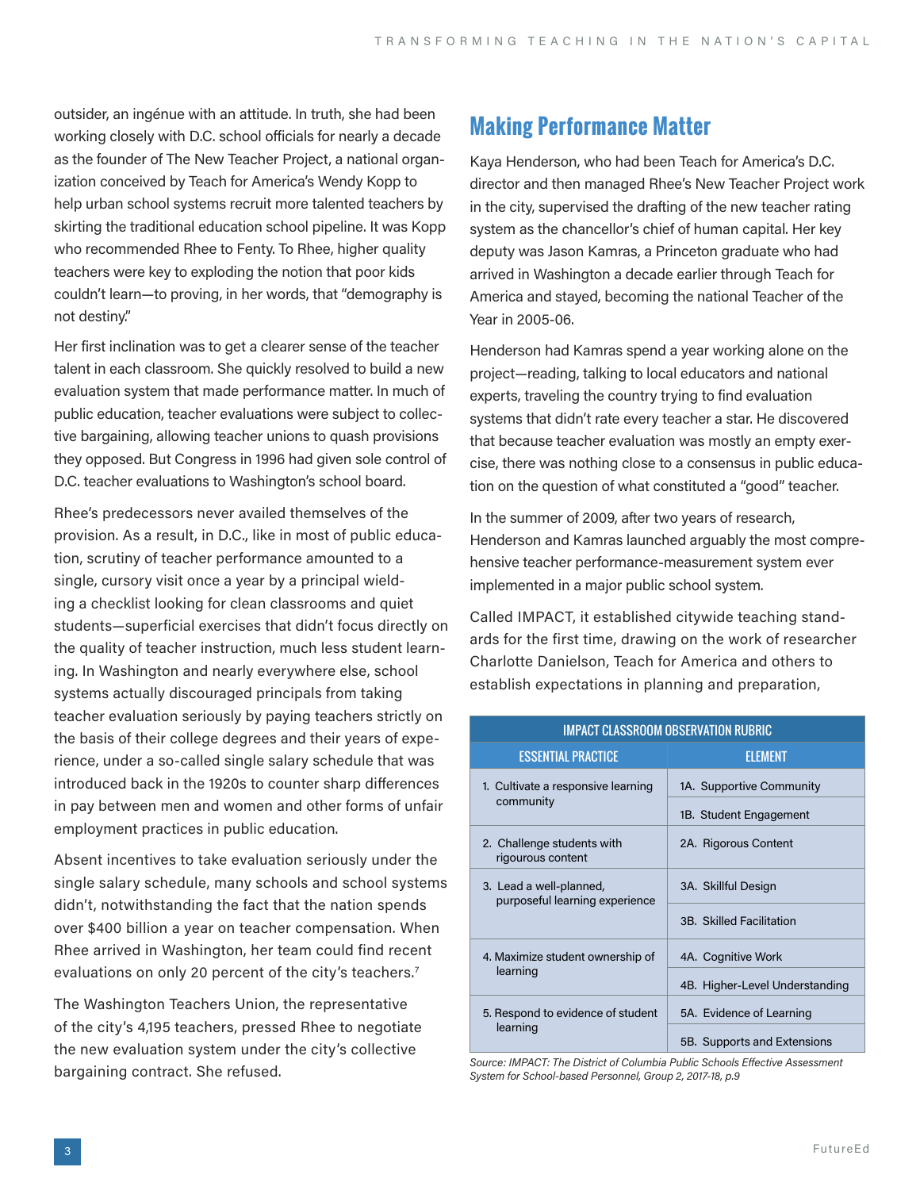outsider, an ingénue with an attitude. In truth, she had been working closely with D.C. school officials for nearly a decade as the founder of The New Teacher Project, a national organization conceived by Teach for America's Wendy Kopp to help urban school systems recruit more talented teachers by skirting the traditional education school pipeline. It was Kopp who recommended Rhee to Fenty. To Rhee, higher quality teachers were key to exploding the notion that poor kids couldn't learn—to proving, in her words, that "demography is not destiny."

Her first inclination was to get a clearer sense of the teacher talent in each classroom. She quickly resolved to build a new evaluation system that made performance matter. In much of public education, teacher evaluations were subject to collective bargaining, allowing teacher unions to quash provisions they opposed. But Congress in 1996 had given sole control of D.C. teacher evaluations to Washington's school board.

Rhee's predecessors never availed themselves of the provision. As a result, in D.C., like in most of public education, scrutiny of teacher performance amounted to a single, cursory visit once a year by a principal wielding a checklist looking for clean classrooms and quiet students—superficial exercises that didn't focus directly on the quality of teacher instruction, much less student learning. In Washington and nearly everywhere else, school systems actually discouraged principals from taking teacher evaluation seriously by paying teachers strictly on the basis of their college degrees and their years of experience, under a so-called single salary schedule that was introduced back in the 1920s to counter sharp differences in pay between men and women and other forms of unfair employment practices in public education.

Absent incentives to take evaluation seriously under the single salary schedule, many schools and school systems didn't, notwithstanding the fact that the nation spends over $400 billion a year on teacher compensation. When Rhee arrived in Washington, her team could find recent evaluations on only 20 percent of the city's teachers.[7]

The Washington Teachers Union, the representative of the city's 4,195 teachers, pressed Rhee to negotiate the new evaluation system under the city's collective bargaining contract. She refused.

## Making Performance Matter

Kaya Henderson, who had been Teach for America's D.C. director and then managed Rhee's New Teacher Project work in the city, supervised the drafting of the new teacher rating system as the chancellor's chief of human capital. Her key deputy was Jason Kamras, a Princeton graduate who had arrived in Washington a decade earlier through Teach for America and stayed, becoming the national Teacher of the Year in 2005-06.

Henderson had Kamras spend a year working alone on the project—reading, talking to local educators and national experts, traveling the country trying to find evaluation systems that didn't rate every teacher a star. He discovered that because teacher evaluation was mostly an empty exercise, there was nothing close to a consensus in public education on the question of what constituted a "good" teacher.

In the summer of 2009, after two years of research, Henderson and Kamras launched arguably the most comprehensive teacher performance-measurement system ever implemented in a major public school system.

Called IMPACT, it established citywide teaching standards for the first time, drawing on the work of researcher Charlotte Danielson, Teach for America and others to establish expectations in planning and preparation,

**IMPACT CLASSROOM OBSERVATION RUBRIC**

| ESSENTIAL PRACTICE | ELEMENT |
|---|---|
| 1. Cultivate a responsive learning community | 1A. Supportive Community |
| | 1B. Student Engagement |
| 2. Challenge students with rigourous content | 2A. Rigorous Content |
| 3. Lead a well-planned, purposeful learning experience | 3A. Skillful Design |
| | 3B. Skilled Facilitation |
| 4. Maximize student ownership of learning | 4A. Cognitive Work |
| | 4B. Higher-Level Understanding |
| 5. Respond to evidence of student learning | 5A. Evidence of Learning |
| | 5B. Supports and Extensions |

*Source: IMPACT: The District of Columbia Public Schools Effective Assessment System for School-based Personnel, Group 2, 2017-18, p.9*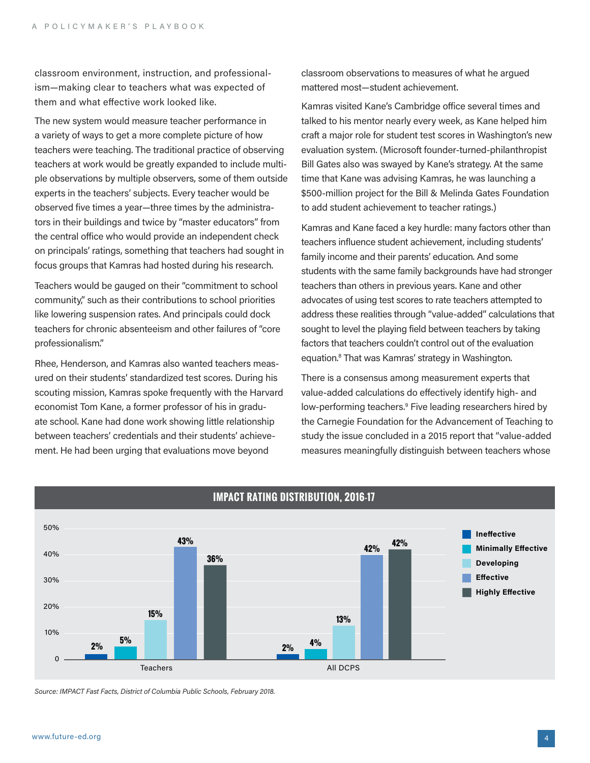classroom environment, instruction, and professionalism—making clear to teachers what was expected of them and what effective work looked like.

The new system would measure teacher performance in a variety of ways to get a more complete picture of how teachers were teaching. The traditional practice of observing teachers at work would be greatly expanded to include multiple observations by multiple observers, some of them outside experts in the teachers' subjects. Every teacher would be observed five times a year—three times by the administrators in their buildings and twice by "master educators" from the central office who would provide an independent check on principals' ratings, something that teachers had sought in focus groups that Kamras had hosted during his research.

Teachers would be gauged on their "commitment to school community," such as their contributions to school priorities like lowering suspension rates. And principals could dock teachers for chronic absenteeism and other failures of "core professionalism."

Rhee, Henderson, and Kamras also wanted teachers measured on their students' standardized test scores. During his scouting mission, Kamras spoke frequently with the Harvard economist Tom Kane, a former professor of his in graduate school. Kane had done work showing little relationship between teachers' credentials and their students' achievement. He had been urging that evaluations move beyond classroom observations to measures of what he argued mattered most—student achievement.

Kamras visited Kane's Cambridge office several times and talked to his mentor nearly every week, as Kane helped him craft a major role for student test scores in Washington's new evaluation system. (Microsoft founder-turned-philanthropist Bill Gates also was swayed by Kane's strategy. At the same time that Kane was advising Kamras, he was launching a $500-million project for the Bill & Melinda Gates Foundation to add student achievement to teacher ratings.)

Kamras and Kane faced a key hurdle: many factors other than teachers influence student achievement, including students' family income and their parents' education. And some students with the same family backgrounds have had stronger teachers than others in previous years. Kane and other advocates of using test scores to rate teachers attempted to address these realities through "value-added" calculations that sought to level the playing field between teachers by taking factors that teachers couldn't control out of the evaluation equation.[8] That was Kamras' strategy in Washington.

There is a consensus among measurement experts that value-added calculations do effectively identify high- and low-performing teachers.[9] Five leading researchers hired by the Carnegie Foundation for the Advancement of Teaching to study the issue concluded in a 2015 report that "value-added measures meaningfully distinguish between teachers whose

**IMPACT RATING DISTRIBUTION, 2016-17**

| | Ineffective | Minimally Effective | Developing | Effective | Highly Effective |
|---|---|---|---|---|---|
| Teachers | 2% | 5% | 15% | 43% | 36% |
| All DCPS | 2% | 4% | 13% | 42% | 42% |

*Source: IMPACT Fast Facts, District of Columbia Public Schools, February 2018.*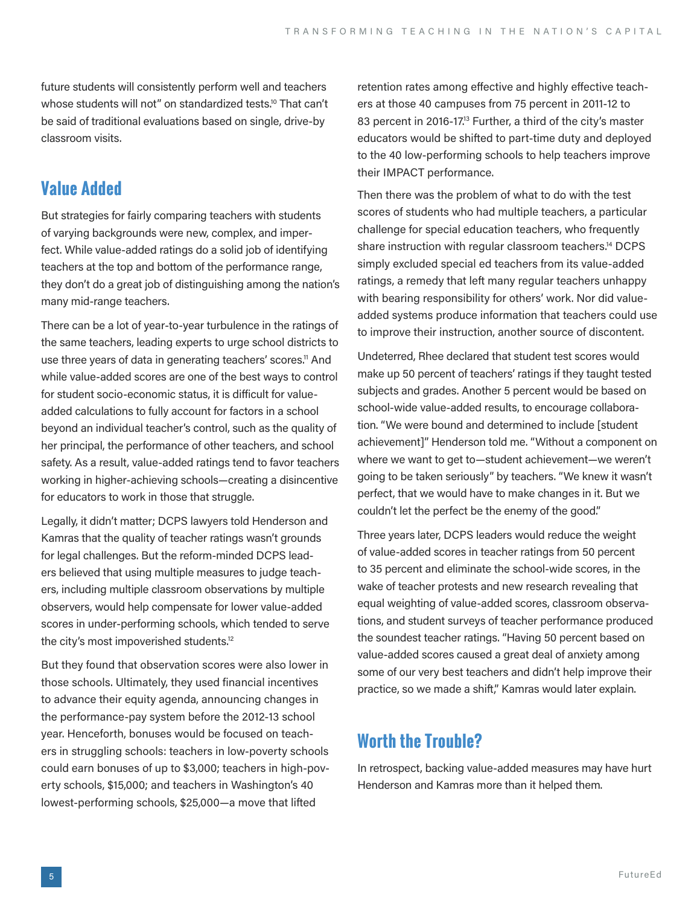future students will consistently perform well and teachers whose students will not" on standardized tests.[10] That can't be said of traditional evaluations based on single, drive-by classroom visits.

## Value Added

But strategies for fairly comparing teachers with students of varying backgrounds were new, complex, and imperfect. While value-added ratings do a solid job of identifying teachers at the top and bottom of the performance range, they don't do a great job of distinguishing among the nation's many mid-range teachers.

There can be a lot of year-to-year turbulence in the ratings of the same teachers, leading experts to urge school districts to use three years of data in generating teachers' scores.[11] And while value-added scores are one of the best ways to control for student socio-economic status, it is difficult for value-added calculations to fully account for factors in a school beyond an individual teacher's control, such as the quality of her principal, the performance of other teachers, and school safety. As a result, value-added ratings tend to favor teachers working in higher-achieving schools—creating a disincentive for educators to work in those that struggle.

Legally, it didn't matter; DCPS lawyers told Henderson and Kamras that the quality of teacher ratings wasn't grounds for legal challenges. But the reform-minded DCPS leaders believed that using multiple measures to judge teachers, including multiple classroom observations by multiple observers, would help compensate for lower value-added scores in under-performing schools, which tended to serve the city's most impoverished students.[12]

But they found that observation scores were also lower in those schools. Ultimately, they used financial incentives to advance their equity agenda, announcing changes in the performance-pay system before the 2012-13 school year. Henceforth, bonuses would be focused on teachers in struggling schools: teachers in low-poverty schools could earn bonuses of up to $3,000; teachers in high-poverty schools, $15,000; and teachers in Washington's 40 lowest-performing schools, $25,000—a move that lifted retention rates among effective and highly effective teachers at those 40 campuses from 75 percent in 2011-12 to 83 percent in 2016-17.[13] Further, a third of the city's master educators would be shifted to part-time duty and deployed to the 40 low-performing schools to help teachers improve their IMPACT performance.

Then there was the problem of what to do with the test scores of students who had multiple teachers, a particular challenge for special education teachers, who frequently share instruction with regular classroom teachers.[14] DCPS simply excluded special ed teachers from its value-added ratings, a remedy that left many regular teachers unhappy with bearing responsibility for others' work. Nor did value-added systems produce information that teachers could use to improve their instruction, another source of discontent.

Undeterred, Rhee declared that student test scores would make up 50 percent of teachers' ratings if they taught tested subjects and grades. Another 5 percent would be based on school-wide value-added results, to encourage collaboration. "We were bound and determined to include [student achievement]" Henderson told me. "Without a component on where we want to get to—student achievement—we weren't going to be taken seriously" by teachers. "We knew it wasn't perfect, that we would have to make changes in it. But we couldn't let the perfect be the enemy of the good."

Three years later, DCPS leaders would reduce the weight of value-added scores in teacher ratings from 50 percent to 35 percent and eliminate the school-wide scores, in the wake of teacher protests and new research revealing that equal weighting of value-added scores, classroom observations, and student surveys of teacher performance produced the soundest teacher ratings. "Having 50 percent based on value-added scores caused a great deal of anxiety among some of our very best teachers and didn't help improve their practice, so we made a shift," Kamras would later explain.

## Worth the Trouble?

In retrospect, backing value-added measures may have hurt Henderson and Kamras more than it helped them.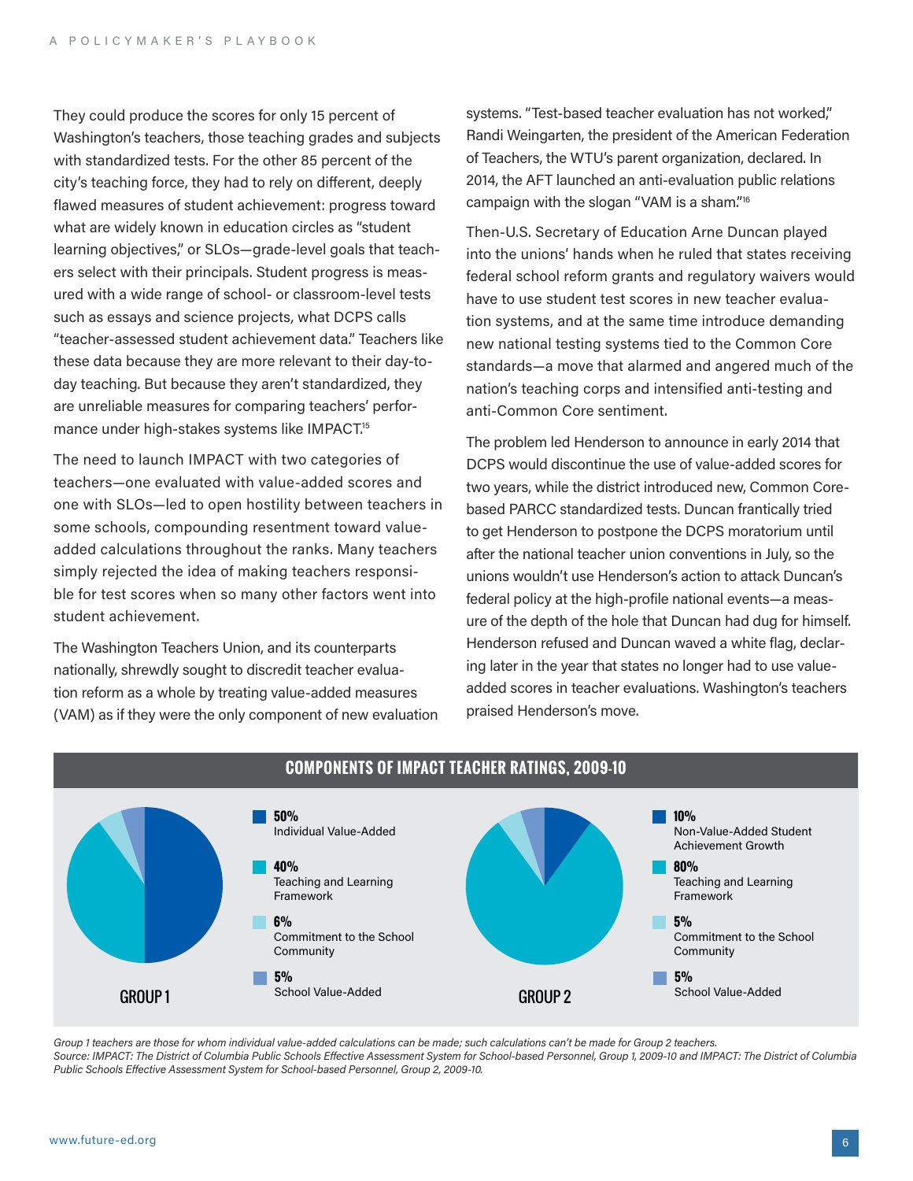They could produce the scores for only 15 percent of Washington's teachers, those teaching grades and subjects with standardized tests. For the other 85 percent of the city's teaching force, they had to rely on different, deeply flawed measures of student achievement: progress toward what are widely known in education circles as "student learning objectives," or SLOs—grade-level goals that teachers select with their principals. Student progress is measured with a wide range of school- or classroom-level tests such as essays and science projects, what DCPS calls "teacher-assessed student achievement data." Teachers like these data because they are more relevant to their day-to-day teaching. But because they aren't standardized, they are unreliable measures for comparing teachers' performance under high-stakes systems like IMPACT.[15]

The need to launch IMPACT with two categories of teachers—one evaluated with value-added scores and one with SLOs—led to open hostility between teachers in some schools, compounding resentment toward value-added calculations throughout the ranks. Many teachers simply rejected the idea of making teachers responsible for test scores when so many other factors went into student achievement.

The Washington Teachers Union, and its counterparts nationally, shrewdly sought to discredit teacher evaluation reform as a whole by treating value-added measures (VAM) as if they were the only component of new evaluation systems. "Test-based teacher evaluation has not worked," Randi Weingarten, the president of the American Federation of Teachers, the WTU's parent organization, declared. In 2014, the AFT launched an anti-evaluation public relations campaign with the slogan "VAM is a sham."[16]

Then-U.S. Secretary of Education Arne Duncan played into the unions' hands when he ruled that states receiving federal school reform grants and regulatory waivers would have to use student test scores in new teacher evaluation systems, and at the same time introduce demanding new national testing systems tied to the Common Core standards—a move that alarmed and angered much of the nation's teaching corps and intensified anti-testing and anti-Common Core sentiment.

The problem led Henderson to announce in early 2014 that DCPS would discontinue the use of value-added scores for two years, while the district introduced new, Common Core-based PARCC standardized tests. Duncan frantically tried to get Henderson to postpone the DCPS moratorium until after the national teacher union conventions in July, so the unions wouldn't use Henderson's action to attack Duncan's federal policy at the high-profile national events—a measure of the depth of the hole that Duncan had dug for himself. Henderson refused and Duncan waved a white flag, declaring later in the year that states no longer had to use value-added scores in teacher evaluations. Washington's teachers praised Henderson's move.

## COMPONENTS OF IMPACT TEACHER RATINGS, 2009-10

**GROUP 1**

| Share | Component |
|---|---|
| 50% | Individual Value-Added |
| 40% | Teaching and Learning Framework |
| 6% | Commitment to the School Community |
| 5% | School Value-Added |

**GROUP 2**

| Share | Component |
|---|---|
| 10% | Non-Value-Added Student Achievement Growth |
| 80% | Teaching and Learning Framework |
| 5% | Commitment to the School Community |
| 5% | School Value-Added |

*Group 1 teachers are those for whom individual value-added calculations can be made; such calculations can't be made for Group 2 teachers.*
*Source: IMPACT: The District of Columbia Public Schools Effective Assessment System for School-based Personnel, Group 1, 2009-10 and IMPACT: The District of Columbia Public Schools Effective Assessment System for School-based Personnel, Group 2, 2009-10.*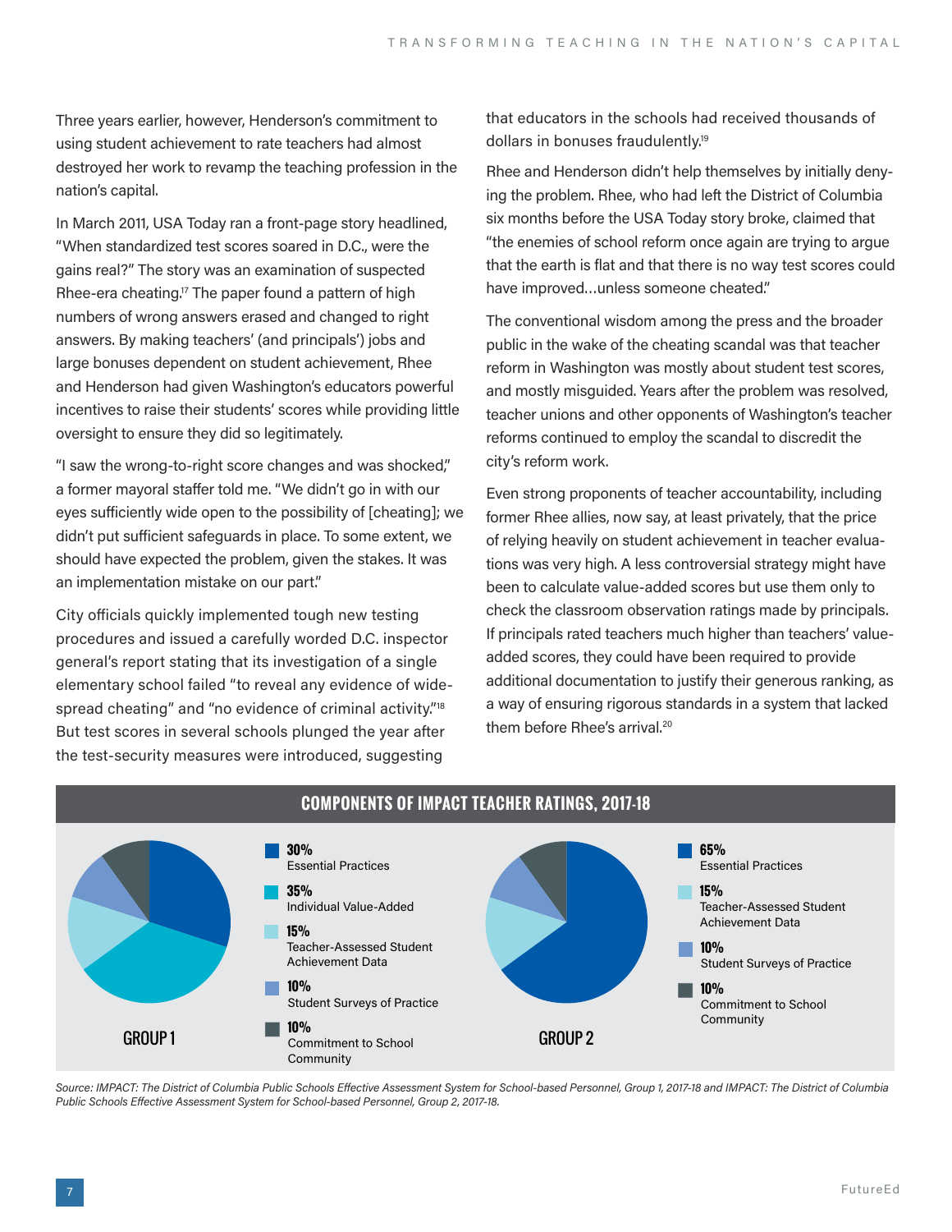Three years earlier, however, Henderson's commitment to using student achievement to rate teachers had almost destroyed her work to revamp the teaching profession in the nation's capital.

In March 2011, USA Today ran a front-page story headlined, "When standardized test scores soared in D.C., were the gains real?" The story was an examination of suspected Rhee-era cheating.[17] The paper found a pattern of high numbers of wrong answers erased and changed to right answers. By making teachers' (and principals') jobs and large bonuses dependent on student achievement, Rhee and Henderson had given Washington's educators powerful incentives to raise their students' scores while providing little oversight to ensure they did so legitimately.

"I saw the wrong-to-right score changes and was shocked," a former mayoral staffer told me. "We didn't go in with our eyes sufficiently wide open to the possibility of [cheating]; we didn't put sufficient safeguards in place. To some extent, we should have expected the problem, given the stakes. It was an implementation mistake on our part."

City officials quickly implemented tough new testing procedures and issued a carefully worded D.C. inspector general's report stating that its investigation of a single elementary school failed "to reveal any evidence of widespread cheating" and "no evidence of criminal activity."[18] But test scores in several schools plunged the year after the test-security measures were introduced, suggesting that educators in the schools had received thousands of dollars in bonuses fraudulently.[19]

Rhee and Henderson didn't help themselves by initially denying the problem. Rhee, who had left the District of Columbia six months before the USA Today story broke, claimed that "the enemies of school reform once again are trying to argue that the earth is flat and that there is no way test scores could have improved…unless someone cheated."

The conventional wisdom among the press and the broader public in the wake of the cheating scandal was that teacher reform in Washington was mostly about student test scores, and mostly misguided. Years after the problem was resolved, teacher unions and other opponents of Washington's teacher reforms continued to employ the scandal to discredit the city's reform work.

Even strong proponents of teacher accountability, including former Rhee allies, now say, at least privately, that the price of relying heavily on student achievement in teacher evaluations was very high. A less controversial strategy might have been to calculate value-added scores but use them only to check the classroom observation ratings made by principals. If principals rated teachers much higher than teachers' value-added scores, they could have been required to provide additional documentation to justify their generous ranking, as a way of ensuring rigorous standards in a system that lacked them before Rhee's arrival.[20]

## COMPONENTS OF IMPACT TEACHER RATINGS, 2017-18

**GROUP 1**

| Component | Share |
|---|---|
| Essential Practices | 30% |
| Individual Value-Added | 35% |
| Teacher-Assessed Student Achievement Data | 15% |
| Student Surveys of Practice | 10% |
| Commitment to School Community | 10% |

**GROUP 2**

| Component | Share |
|---|---|
| Essential Practices | 65% |
| Teacher-Assessed Student Achievement Data | 15% |
| Student Surveys of Practice | 10% |
| Commitment to School Community | 10% |

*Source: IMPACT: The District of Columbia Public Schools Effective Assessment System for School-based Personnel, Group 1, 2017-18 and IMPACT: The District of Columbia Public Schools Effective Assessment System for School-based Personnel, Group 2, 2017-18.*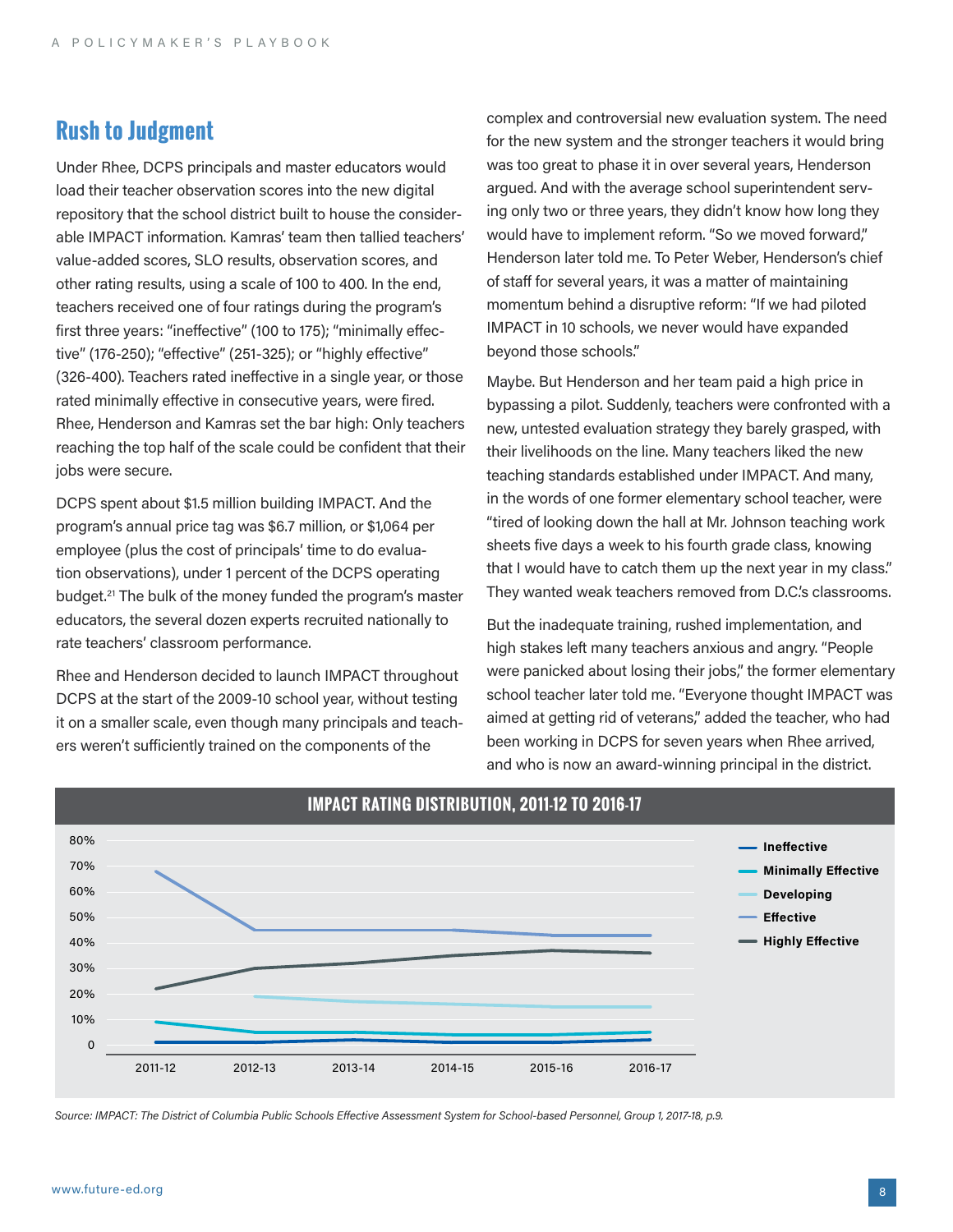## Rush to Judgment

Under Rhee, DCPS principals and master educators would load their teacher observation scores into the new digital repository that the school district built to house the considerable IMPACT information. Kamras' team then tallied teachers' value-added scores, SLO results, observation scores, and other rating results, using a scale of 100 to 400. In the end, teachers received one of four ratings during the program's first three years: "ineffective" (100 to 175); "minimally effective" (176-250); "effective" (251-325); or "highly effective" (326-400). Teachers rated ineffective in a single year, or those rated minimally effective in consecutive years, were fired. Rhee, Henderson and Kamras set the bar high: Only teachers reaching the top half of the scale could be confident that their jobs were secure.

DCPS spent about $1.5 million building IMPACT. And the program's annual price tag was $6.7 million, or $1,064 per employee (plus the cost of principals' time to do evaluation observations), under 1 percent of the DCPS operating budget.[21] The bulk of the money funded the program's master educators, the several dozen experts recruited nationally to rate teachers' classroom performance.

Rhee and Henderson decided to launch IMPACT throughout DCPS at the start of the 2009-10 school year, without testing it on a smaller scale, even though many principals and teachers weren't sufficiently trained on the components of the complex and controversial new evaluation system. The need for the new system and the stronger teachers it would bring was too great to phase it in over several years, Henderson argued. And with the average school superintendent serving only two or three years, they didn't know how long they would have to implement reform. "So we moved forward," Henderson later told me. To Peter Weber, Henderson's chief of staff for several years, it was a matter of maintaining momentum behind a disruptive reform: "If we had piloted IMPACT in 10 schools, we never would have expanded beyond those schools."

Maybe. But Henderson and her team paid a high price in bypassing a pilot. Suddenly, teachers were confronted with a new, untested evaluation strategy they barely grasped, with their livelihoods on the line. Many teachers liked the new teaching standards established under IMPACT. And many, in the words of one former elementary school teacher, were "tired of looking down the hall at Mr. Johnson teaching work sheets five days a week to his fourth grade class, knowing that I would have to catch them up the next year in my class." They wanted weak teachers removed from D.C.'s classrooms.

But the inadequate training, rushed implementation, and high stakes left many teachers anxious and angry. "People were panicked about losing their jobs," the former elementary school teacher later told me. "Everyone thought IMPACT was aimed at getting rid of veterans," added the teacher, who had been working in DCPS for seven years when Rhee arrived, and who is now an award-winning principal in the district.

**IMPACT RATING DISTRIBUTION, 2011-12 TO 2016-17**

| | 2011-12 | 2012-13 | 2013-14 | 2014-15 | 2015-16 | 2016-17 |
|---|---|---|---|---|---|---|
| Ineffective | ~1% | ~1% | ~2% | ~1% | ~1% | ~2% |
| Minimally Effective | ~9% | ~5% | ~5% | ~4% | ~4% | ~5% |
| Developing | | ~19% | ~17% | ~16% | ~15% | ~15% |
| Effective | ~68% | ~45% | ~45% | ~45% | ~43% | ~43% |
| Highly Effective | ~22% | ~30% | ~32% | ~35% | ~37% | ~36% |

*Source: IMPACT: The District of Columbia Public Schools Effective Assessment System for School-based Personnel, Group 1, 2017-18, p.9.*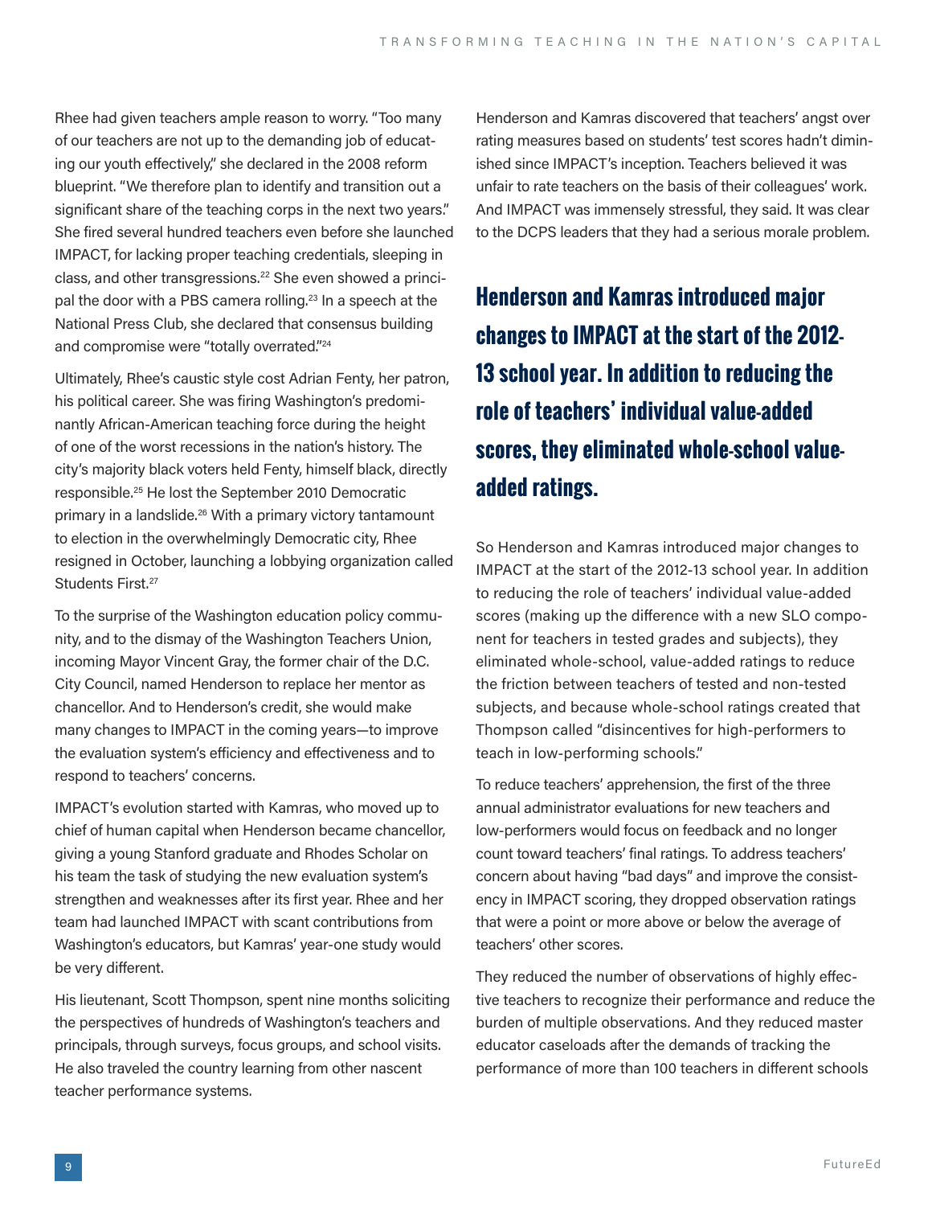Rhee had given teachers ample reason to worry. "Too many of our teachers are not up to the demanding job of educating our youth effectively," she declared in the 2008 reform blueprint. "We therefore plan to identify and transition out a significant share of the teaching corps in the next two years." She fired several hundred teachers even before she launched IMPACT, for lacking proper teaching credentials, sleeping in class, and other transgressions.[22] She even showed a principal the door with a PBS camera rolling.[23] In a speech at the National Press Club, she declared that consensus building and compromise were "totally overrated."[24]

Ultimately, Rhee's caustic style cost Adrian Fenty, her patron, his political career. She was firing Washington's predominantly African-American teaching force during the height of one of the worst recessions in the nation's history. The city's majority black voters held Fenty, himself black, directly responsible.[25] He lost the September 2010 Democratic primary in a landslide.[26] With a primary victory tantamount to election in the overwhelmingly Democratic city, Rhee resigned in October, launching a lobbying organization called Students First.[27]

To the surprise of the Washington education policy community, and to the dismay of the Washington Teachers Union, incoming Mayor Vincent Gray, the former chair of the D.C. City Council, named Henderson to replace her mentor as chancellor. And to Henderson's credit, she would make many changes to IMPACT in the coming years—to improve the evaluation system's efficiency and effectiveness and to respond to teachers' concerns.

IMPACT's evolution started with Kamras, who moved up to chief of human capital when Henderson became chancellor, giving a young Stanford graduate and Rhodes Scholar on his team the task of studying the new evaluation system's strengthen and weaknesses after its first year. Rhee and her team had launched IMPACT with scant contributions from Washington's educators, but Kamras' year-one study would be very different.

His lieutenant, Scott Thompson, spent nine months soliciting the perspectives of hundreds of Washington's teachers and principals, through surveys, focus groups, and school visits. He also traveled the country learning from other nascent teacher performance systems.

Henderson and Kamras discovered that teachers' angst over rating measures based on students' test scores hadn't diminished since IMPACT's inception. Teachers believed it was unfair to rate teachers on the basis of their colleagues' work. And IMPACT was immensely stressful, they said. It was clear to the DCPS leaders that they had a serious morale problem.

**Henderson and Kamras introduced major changes to IMPACT at the start of the 2012-13 school year. In addition to reducing the role of teachers' individual value-added scores, they eliminated whole-school value-added ratings.**

So Henderson and Kamras introduced major changes to IMPACT at the start of the 2012-13 school year. In addition to reducing the role of teachers' individual value-added scores (making up the difference with a new SLO component for teachers in tested grades and subjects), they eliminated whole-school, value-added ratings to reduce the friction between teachers of tested and non-tested subjects, and because whole-school ratings created that Thompson called "disincentives for high-performers to teach in low-performing schools."

To reduce teachers' apprehension, the first of the three annual administrator evaluations for new teachers and low-performers would focus on feedback and no longer count toward teachers' final ratings. To address teachers' concern about having "bad days" and improve the consistency in IMPACT scoring, they dropped observation ratings that were a point or more above or below the average of teachers' other scores.

They reduced the number of observations of highly effective teachers to recognize their performance and reduce the burden of multiple observations. And they reduced master educator caseloads after the demands of tracking the performance of more than 100 teachers in different schools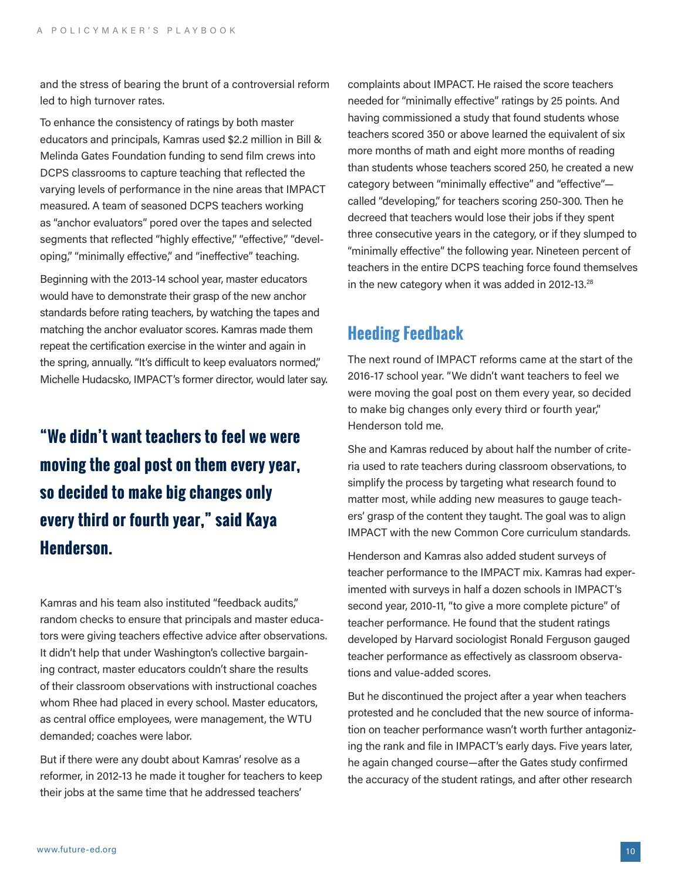and the stress of bearing the brunt of a controversial reform led to high turnover rates.

To enhance the consistency of ratings by both master educators and principals, Kamras used $2.2 million in Bill & Melinda Gates Foundation funding to send film crews into DCPS classrooms to capture teaching that reflected the varying levels of performance in the nine areas that IMPACT measured. A team of seasoned DCPS teachers working as "anchor evaluators" pored over the tapes and selected segments that reflected "highly effective," "effective," "developing," "minimally effective," and "ineffective" teaching.

Beginning with the 2013-14 school year, master educators would have to demonstrate their grasp of the new anchor standards before rating teachers, by watching the tapes and matching the anchor evaluator scores. Kamras made them repeat the certification exercise in the winter and again in the spring, annually. "It's difficult to keep evaluators normed," Michelle Hudacsko, IMPACT's former director, would later say.

> **"We didn't want teachers to feel we were moving the goal post on them every year, so decided to make big changes only every third or fourth year," said Kaya Henderson.**

Kamras and his team also instituted "feedback audits," random checks to ensure that principals and master educators were giving teachers effective advice after observations. It didn't help that under Washington's collective bargaining contract, master educators couldn't share the results of their classroom observations with instructional coaches whom Rhee had placed in every school. Master educators, as central office employees, were management, the WTU demanded; coaches were labor.

But if there were any doubt about Kamras' resolve as a reformer, in 2012-13 he made it tougher for teachers to keep their jobs at the same time that he addressed teachers' complaints about IMPACT. He raised the score teachers needed for "minimally effective" ratings by 25 points. And having commissioned a study that found students whose teachers scored 350 or above learned the equivalent of six more months of math and eight more months of reading than students whose teachers scored 250, he created a new category between "minimally effective" and "effective"—called "developing," for teachers scoring 250-300. Then he decreed that teachers would lose their jobs if they spent three consecutive years in the category, or if they slumped to "minimally effective" the following year. Nineteen percent of teachers in the entire DCPS teaching force found themselves in the new category when it was added in 2012-13.[28]

## Heeding Feedback

The next round of IMPACT reforms came at the start of the 2016-17 school year. "We didn't want teachers to feel we were moving the goal post on them every year, so decided to make big changes only every third or fourth year," Henderson told me.

She and Kamras reduced by about half the number of criteria used to rate teachers during classroom observations, to simplify the process by targeting what research found to matter most, while adding new measures to gauge teachers' grasp of the content they taught. The goal was to align IMPACT with the new Common Core curriculum standards.

Henderson and Kamras also added student surveys of teacher performance to the IMPACT mix. Kamras had experimented with surveys in half a dozen schools in IMPACT's second year, 2010-11, "to give a more complete picture" of teacher performance. He found that the student ratings developed by Harvard sociologist Ronald Ferguson gauged teacher performance as effectively as classroom observations and value-added scores.

But he discontinued the project after a year when teachers protested and he concluded that the new source of information on teacher performance wasn't worth further antagonizing the rank and file in IMPACT's early days. Five years later, he again changed course—after the Gates study confirmed the accuracy of the student ratings, and after other research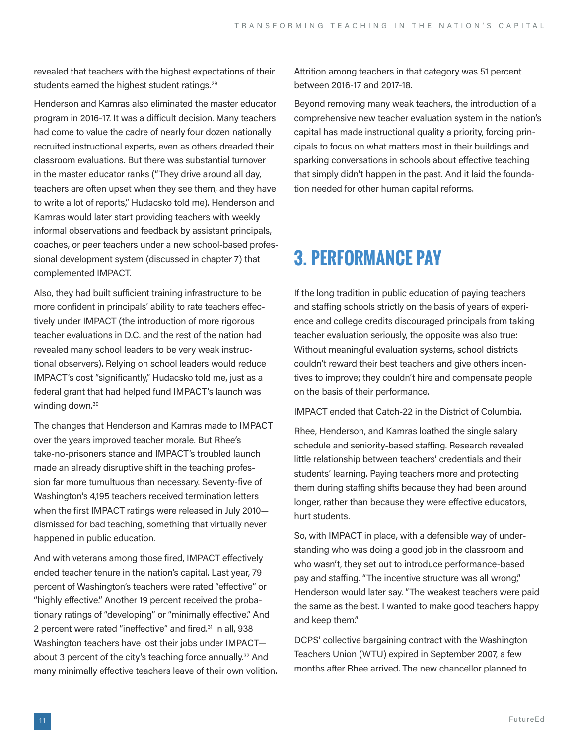revealed that teachers with the highest expectations of their students earned the highest student ratings.[29]

Henderson and Kamras also eliminated the master educator program in 2016-17. It was a difficult decision. Many teachers had come to value the cadre of nearly four dozen nationally recruited instructional experts, even as others dreaded their classroom evaluations. But there was substantial turnover in the master educator ranks ("They drive around all day, teachers are often upset when they see them, and they have to write a lot of reports," Hudacsko told me). Henderson and Kamras would later start providing teachers with weekly informal observations and feedback by assistant principals, coaches, or peer teachers under a new school-based professional development system (discussed in chapter 7) that complemented IMPACT.

Also, they had built sufficient training infrastructure to be more confident in principals' ability to rate teachers effectively under IMPACT (the introduction of more rigorous teacher evaluations in D.C. and the rest of the nation had revealed many school leaders to be very weak instructional observers). Relying on school leaders would reduce IMPACT's cost "significantly," Hudacsko told me, just as a federal grant that had helped fund IMPACT's launch was winding down.[30]

The changes that Henderson and Kamras made to IMPACT over the years improved teacher morale. But Rhee's take-no-prisoners stance and IMPACT's troubled launch made an already disruptive shift in the teaching profession far more tumultuous than necessary. Seventy-five of Washington's 4,195 teachers received termination letters when the first IMPACT ratings were released in July 2010—dismissed for bad teaching, something that virtually never happened in public education.

And with veterans among those fired, IMPACT effectively ended teacher tenure in the nation's capital. Last year, 79 percent of Washington's teachers were rated "effective" or "highly effective." Another 19 percent received the probationary ratings of "developing" or "minimally effective." And 2 percent were rated "ineffective" and fired.[31] In all, 938 Washington teachers have lost their jobs under IMPACT—about 3 percent of the city's teaching force annually.[32] And many minimally effective teachers leave of their own volition. Attrition among teachers in that category was 51 percent between 2016-17 and 2017-18.

Beyond removing many weak teachers, the introduction of a comprehensive new teacher evaluation system in the nation's capital has made instructional quality a priority, forcing principals to focus on what matters most in their buildings and sparking conversations in schools about effective teaching that simply didn't happen in the past. And it laid the foundation needed for other human capital reforms.

## 3. PERFORMANCE PAY

If the long tradition in public education of paying teachers and staffing schools strictly on the basis of years of experience and college credits discouraged principals from taking teacher evaluation seriously, the opposite was also true: Without meaningful evaluation systems, school districts couldn't reward their best teachers and give others incentives to improve; they couldn't hire and compensate people on the basis of their performance.

IMPACT ended that Catch-22 in the District of Columbia.

Rhee, Henderson, and Kamras loathed the single salary schedule and seniority-based staffing. Research revealed little relationship between teachers' credentials and their students' learning. Paying teachers more and protecting them during staffing shifts because they had been around longer, rather than because they were effective educators, hurt students.

So, with IMPACT in place, with a defensible way of understanding who was doing a good job in the classroom and who wasn't, they set out to introduce performance-based pay and staffing. "The incentive structure was all wrong," Henderson would later say. "The weakest teachers were paid the same as the best. I wanted to make good teachers happy and keep them."

DCPS' collective bargaining contract with the Washington Teachers Union (WTU) expired in September 2007, a few months after Rhee arrived. The new chancellor planned to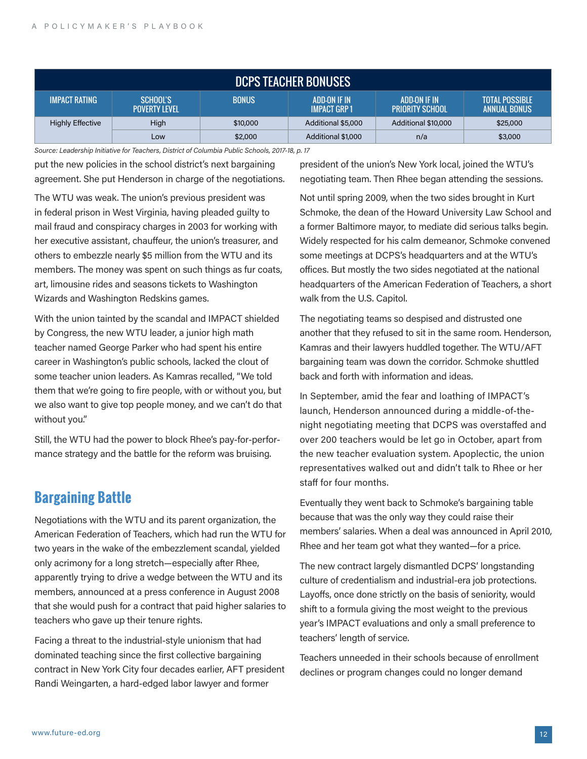| DCPS TEACHER BONUSES | | | | | |
|---|---|---|---|---|---|
| IMPACT RATING | SCHOOL'S POVERTY LEVEL | BONUS | ADD-ON IF IN IMPACT GRP 1 | ADD-ON IF IN PRIORITY SCHOOL | TOTAL POSSIBLE ANNUAL BONUS |
| Highly Effective | High | $10,000 | Additional $5,000 | Additional $10,000 | $25,000 |
| | Low | $2,000 | Additional $1,000 | n/a | $3,000 |

*Source: Leadership Initiative for Teachers, District of Columbia Public Schools, 2017-18, p. 17*

put the new policies in the school district's next bargaining agreement. She put Henderson in charge of the negotiations.

The WTU was weak. The union's previous president was in federal prison in West Virginia, having pleaded guilty to mail fraud and conspiracy charges in 2003 for working with her executive assistant, chauffeur, the union's treasurer, and others to embezzle nearly $5 million from the WTU and its members. The money was spent on such things as fur coats, art, limousine rides and seasons tickets to Washington Wizards and Washington Redskins games.

With the union tainted by the scandal and IMPACT shielded by Congress, the new WTU leader, a junior high math teacher named George Parker who had spent his entire career in Washington's public schools, lacked the clout of some teacher union leaders. As Kamras recalled, "We told them that we're going to fire people, with or without you, but we also want to give top people money, and we can't do that without you."

Still, the WTU had the power to block Rhee's pay-for-performance strategy and the battle for the reform was bruising.

## Bargaining Battle

Negotiations with the WTU and its parent organization, the American Federation of Teachers, which had run the WTU for two years in the wake of the embezzlement scandal, yielded only acrimony for a long stretch—especially after Rhee, apparently trying to drive a wedge between the WTU and its members, announced at a press conference in August 2008 that she would push for a contract that paid higher salaries to teachers who gave up their tenure rights.

Facing a threat to the industrial-style unionism that had dominated teaching since the first collective bargaining contract in New York City four decades earlier, AFT president Randi Weingarten, a hard-edged labor lawyer and former president of the union's New York local, joined the WTU's negotiating team. Then Rhee began attending the sessions.

Not until spring 2009, when the two sides brought in Kurt Schmoke, the dean of the Howard University Law School and a former Baltimore mayor, to mediate did serious talks begin. Widely respected for his calm demeanor, Schmoke convened some meetings at DCPS's headquarters and at the WTU's offices. But mostly the two sides negotiated at the national headquarters of the American Federation of Teachers, a short walk from the U.S. Capitol.

The negotiating teams so despised and distrusted one another that they refused to sit in the same room. Henderson, Kamras and their lawyers huddled together. The WTU/AFT bargaining team was down the corridor. Schmoke shuttled back and forth with information and ideas.

In September, amid the fear and loathing of IMPACT's launch, Henderson announced during a middle-of-the-night negotiating meeting that DCPS was overstaffed and over 200 teachers would be let go in October, apart from the new teacher evaluation system. Apoplectic, the union representatives walked out and didn't talk to Rhee or her staff for four months.

Eventually they went back to Schmoke's bargaining table because that was the only way they could raise their members' salaries. When a deal was announced in April 2010, Rhee and her team got what they wanted—for a price.

The new contract largely dismantled DCPS' longstanding culture of credentialism and industrial-era job protections. Layoffs, once done strictly on the basis of seniority, would shift to a formula giving the most weight to the previous year's IMPACT evaluations and only a small preference to teachers' length of service.

Teachers unneeded in their schools because of enrollment declines or program changes could no longer demand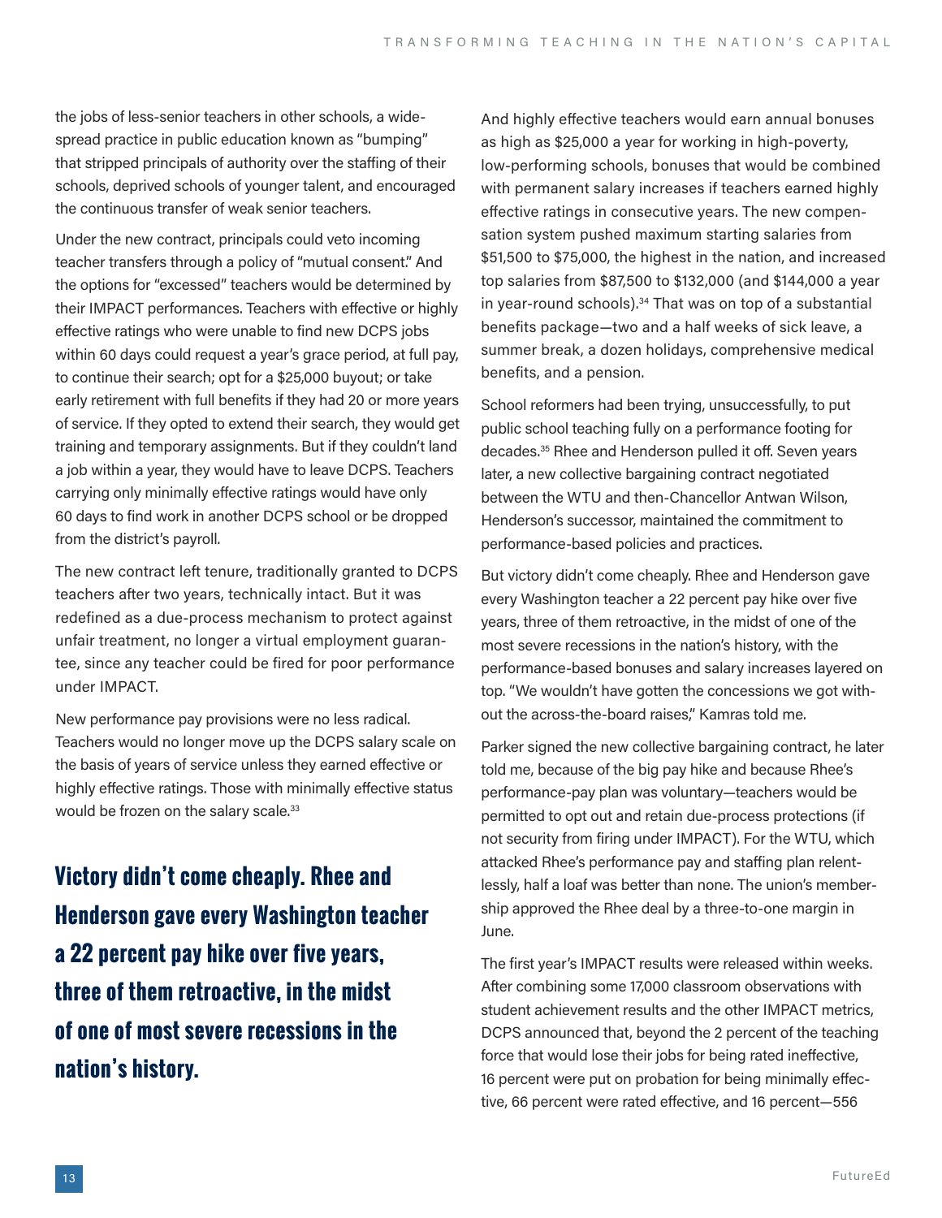the jobs of less-senior teachers in other schools, a widespread practice in public education known as "bumping" that stripped principals of authority over the staffing of their schools, deprived schools of younger talent, and encouraged the continuous transfer of weak senior teachers.

Under the new contract, principals could veto incoming teacher transfers through a policy of "mutual consent." And the options for "excessed" teachers would be determined by their IMPACT performances. Teachers with effective or highly effective ratings who were unable to find new DCPS jobs within 60 days could request a year's grace period, at full pay, to continue their search; opt for a $25,000 buyout; or take early retirement with full benefits if they had 20 or more years of service. If they opted to extend their search, they would get training and temporary assignments. But if they couldn't land a job within a year, they would have to leave DCPS. Teachers carrying only minimally effective ratings would have only 60 days to find work in another DCPS school or be dropped from the district's payroll.

The new contract left tenure, traditionally granted to DCPS teachers after two years, technically intact. But it was redefined as a due-process mechanism to protect against unfair treatment, no longer a virtual employment guarantee, since any teacher could be fired for poor performance under IMPACT.

New performance pay provisions were no less radical. Teachers would no longer move up the DCPS salary scale on the basis of years of service unless they earned effective or highly effective ratings. Those with minimally effective status would be frozen on the salary scale.[33]

**Victory didn't come cheaply. Rhee and Henderson gave every Washington teacher a 22 percent pay hike over five years, three of them retroactive, in the midst of one of most severe recessions in the nation's history.**

And highly effective teachers would earn annual bonuses as high as $25,000 a year for working in high-poverty, low-performing schools, bonuses that would be combined with permanent salary increases if teachers earned highly effective ratings in consecutive years. The new compensation system pushed maximum starting salaries from $51,500 to $75,000, the highest in the nation, and increased top salaries from $87,500 to $132,000 (and $144,000 a year in year-round schools).[34] That was on top of a substantial benefits package—two and a half weeks of sick leave, a summer break, a dozen holidays, comprehensive medical benefits, and a pension.

School reformers had been trying, unsuccessfully, to put public school teaching fully on a performance footing for decades.[35] Rhee and Henderson pulled it off. Seven years later, a new collective bargaining contract negotiated between the WTU and then-Chancellor Antwan Wilson, Henderson's successor, maintained the commitment to performance-based policies and practices.

But victory didn't come cheaply. Rhee and Henderson gave every Washington teacher a 22 percent pay hike over five years, three of them retroactive, in the midst of one of the most severe recessions in the nation's history, with the performance-based bonuses and salary increases layered on top. "We wouldn't have gotten the concessions we got without the across-the-board raises," Kamras told me.

Parker signed the new collective bargaining contract, he later told me, because of the big pay hike and because Rhee's performance-pay plan was voluntary—teachers would be permitted to opt out and retain due-process protections (if not security from firing under IMPACT). For the WTU, which attacked Rhee's performance pay and staffing plan relentlessly, half a loaf was better than none. The union's membership approved the Rhee deal by a three-to-one margin in June.

The first year's IMPACT results were released within weeks. After combining some 17,000 classroom observations with student achievement results and the other IMPACT metrics, DCPS announced that, beyond the 2 percent of the teaching force that would lose their jobs for being rated ineffective, 16 percent were put on probation for being minimally effective, 66 percent were rated effective, and 16 percent—556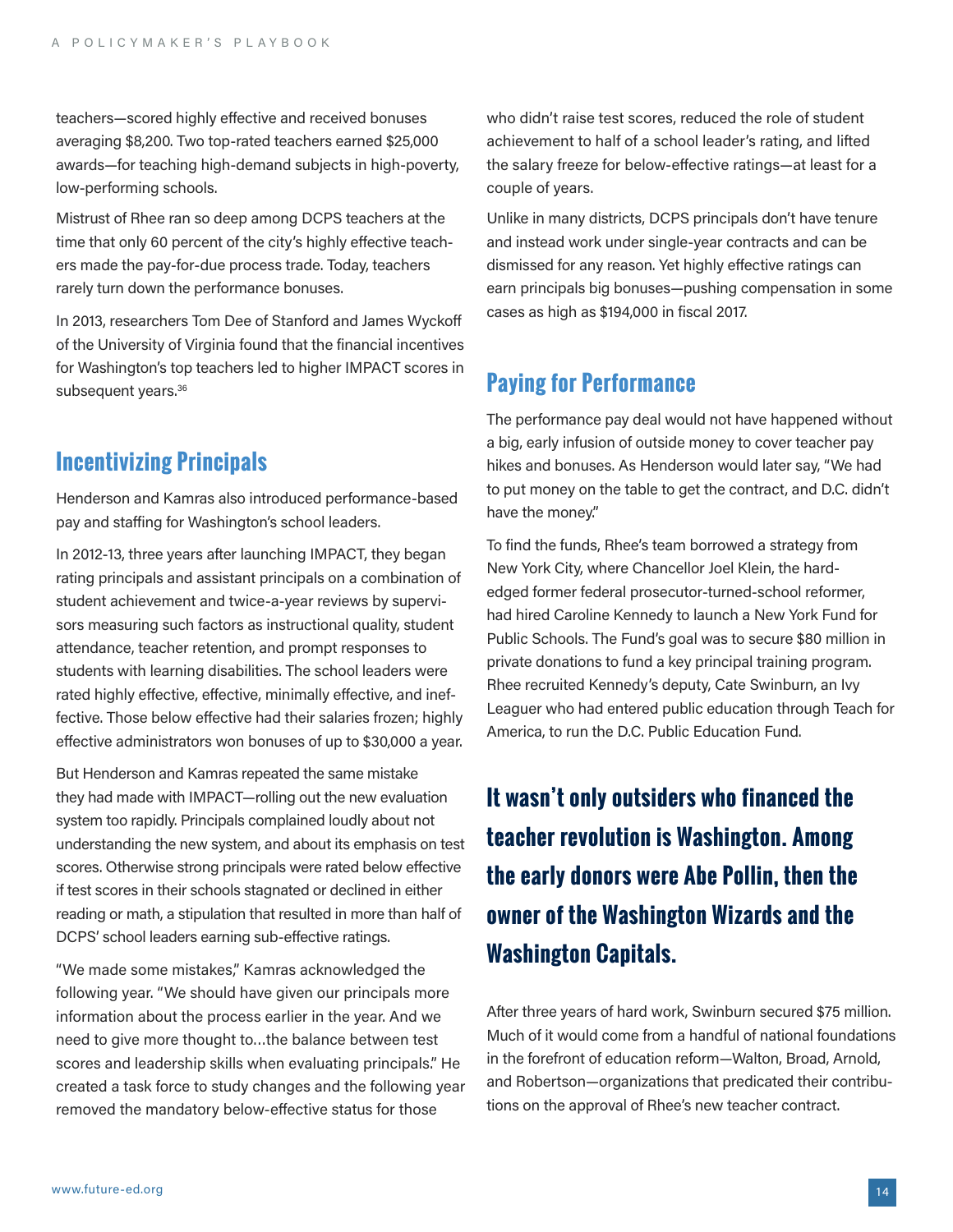teachers—scored highly effective and received bonuses averaging $8,200. Two top-rated teachers earned $25,000 awards—for teaching high-demand subjects in high-poverty, low-performing schools.

Mistrust of Rhee ran so deep among DCPS teachers at the time that only 60 percent of the city's highly effective teachers made the pay-for-due process trade. Today, teachers rarely turn down the performance bonuses.

In 2013, researchers Tom Dee of Stanford and James Wyckoff of the University of Virginia found that the financial incentives for Washington's top teachers led to higher IMPACT scores in subsequent years.[36]

## Incentivizing Principals

Henderson and Kamras also introduced performance-based pay and staffing for Washington's school leaders.

In 2012-13, three years after launching IMPACT, they began rating principals and assistant principals on a combination of student achievement and twice-a-year reviews by supervisors measuring such factors as instructional quality, student attendance, teacher retention, and prompt responses to students with learning disabilities. The school leaders were rated highly effective, effective, minimally effective, and ineffective. Those below effective had their salaries frozen; highly effective administrators won bonuses of up to $30,000 a year.

But Henderson and Kamras repeated the same mistake they had made with IMPACT—rolling out the new evaluation system too rapidly. Principals complained loudly about not understanding the new system, and about its emphasis on test scores. Otherwise strong principals were rated below effective if test scores in their schools stagnated or declined in either reading or math, a stipulation that resulted in more than half of DCPS' school leaders earning sub-effective ratings.

"We made some mistakes," Kamras acknowledged the following year. "We should have given our principals more information about the process earlier in the year. And we need to give more thought to…the balance between test scores and leadership skills when evaluating principals." He created a task force to study changes and the following year removed the mandatory below-effective status for those who didn't raise test scores, reduced the role of student achievement to half of a school leader's rating, and lifted the salary freeze for below-effective ratings—at least for a couple of years.

Unlike in many districts, DCPS principals don't have tenure and instead work under single-year contracts and can be dismissed for any reason. Yet highly effective ratings can earn principals big bonuses—pushing compensation in some cases as high as $194,000 in fiscal 2017.

## Paying for Performance

The performance pay deal would not have happened without a big, early infusion of outside money to cover teacher pay hikes and bonuses. As Henderson would later say, "We had to put money on the table to get the contract, and D.C. didn't have the money."

To find the funds, Rhee's team borrowed a strategy from New York City, where Chancellor Joel Klein, the hard-edged former federal prosecutor-turned-school reformer, had hired Caroline Kennedy to launch a New York Fund for Public Schools. The Fund's goal was to secure $80 million in private donations to fund a key principal training program. Rhee recruited Kennedy's deputy, Cate Swinburn, an Ivy Leaguer who had entered public education through Teach for America, to run the D.C. Public Education Fund.

**It wasn't only outsiders who financed the teacher revolution is Washington. Among the early donors were Abe Pollin, then the owner of the Washington Wizards and the Washington Capitals.**

After three years of hard work, Swinburn secured $75 million. Much of it would come from a handful of national foundations in the forefront of education reform—Walton, Broad, Arnold, and Robertson—organizations that predicated their contributions on the approval of Rhee's new teacher contract.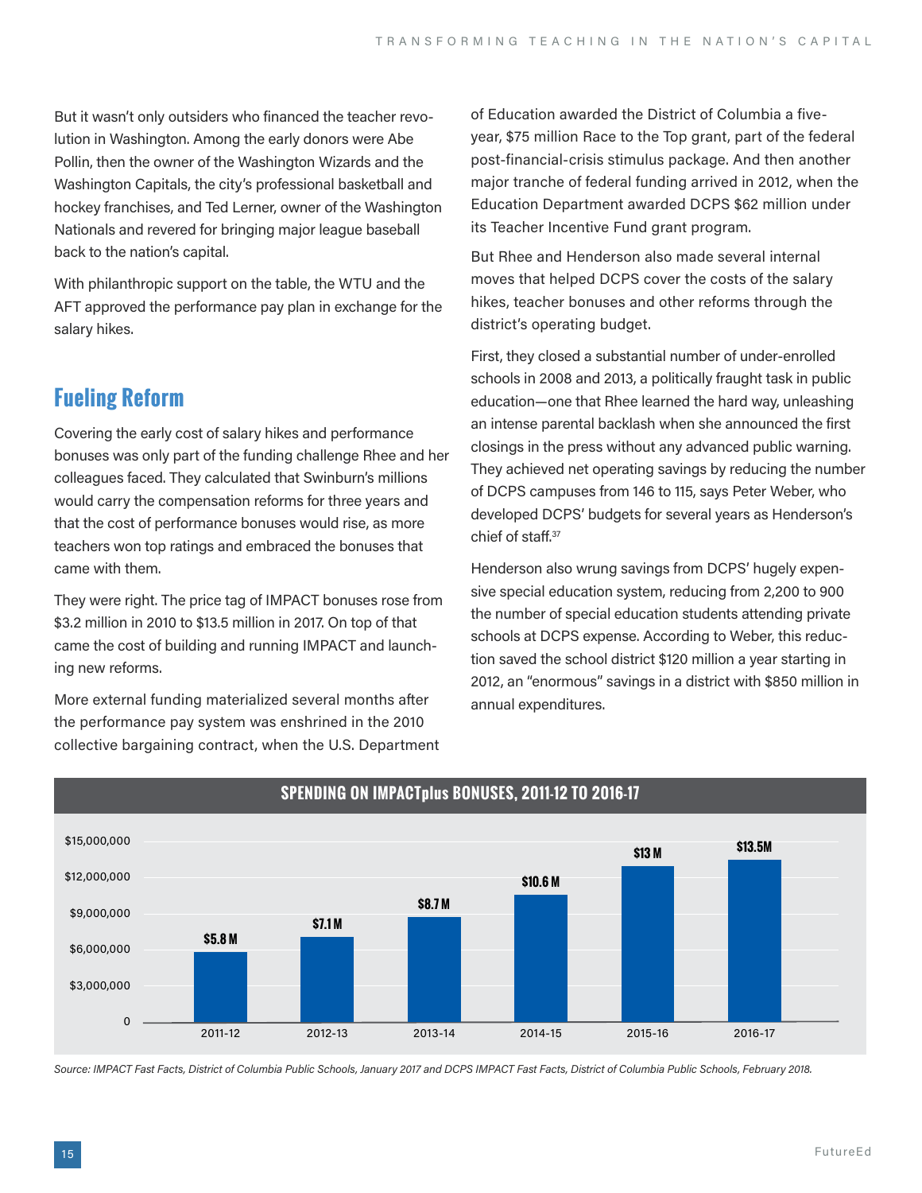But it wasn't only outsiders who financed the teacher revolution in Washington. Among the early donors were Abe Pollin, then the owner of the Washington Wizards and the Washington Capitals, the city's professional basketball and hockey franchises, and Ted Lerner, owner of the Washington Nationals and revered for bringing major league baseball back to the nation's capital.

With philanthropic support on the table, the WTU and the AFT approved the performance pay plan in exchange for the salary hikes.

## Fueling Reform

Covering the early cost of salary hikes and performance bonuses was only part of the funding challenge Rhee and her colleagues faced. They calculated that Swinburn's millions would carry the compensation reforms for three years and that the cost of performance bonuses would rise, as more teachers won top ratings and embraced the bonuses that came with them.

They were right. The price tag of IMPACT bonuses rose from $3.2 million in 2010 to $13.5 million in 2017. On top of that came the cost of building and running IMPACT and launching new reforms.

More external funding materialized several months after the performance pay system was enshrined in the 2010 collective bargaining contract, when the U.S. Department of Education awarded the District of Columbia a five-year, $75 million Race to the Top grant, part of the federal post-financial-crisis stimulus package. And then another major tranche of federal funding arrived in 2012, when the Education Department awarded DCPS $62 million under its Teacher Incentive Fund grant program.

But Rhee and Henderson also made several internal moves that helped DCPS cover the costs of the salary hikes, teacher bonuses and other reforms through the district's operating budget.

First, they closed a substantial number of under-enrolled schools in 2008 and 2013, a politically fraught task in public education—one that Rhee learned the hard way, unleashing an intense parental backlash when she announced the first closings in the press without any advanced public warning. They achieved net operating savings by reducing the number of DCPS campuses from 146 to 115, says Peter Weber, who developed DCPS' budgets for several years as Henderson's chief of staff.[37]

Henderson also wrung savings from DCPS' hugely expensive special education system, reducing from 2,200 to 900 the number of special education students attending private schools at DCPS expense. According to Weber, this reduction saved the school district $120 million a year starting in 2012, an "enormous" savings in a district with $850 million in annual expenditures.

**SPENDING ON IMPACTplus BONUSES, 2011-12 TO 2016-17**

| Year | Spending |
|---|---|
| 2011-12 | $5.8 M |
| 2012-13 | $7.1 M |
| 2013-14 | $8.7 M |
| 2014-15 | $10.6 M |
| 2015-16 | $13 M |
| 2016-17 | $13.5M |

*Source: IMPACT Fast Facts, District of Columbia Public Schools, January 2017 and DCPS IMPACT Fast Facts, District of Columbia Public Schools, February 2018.*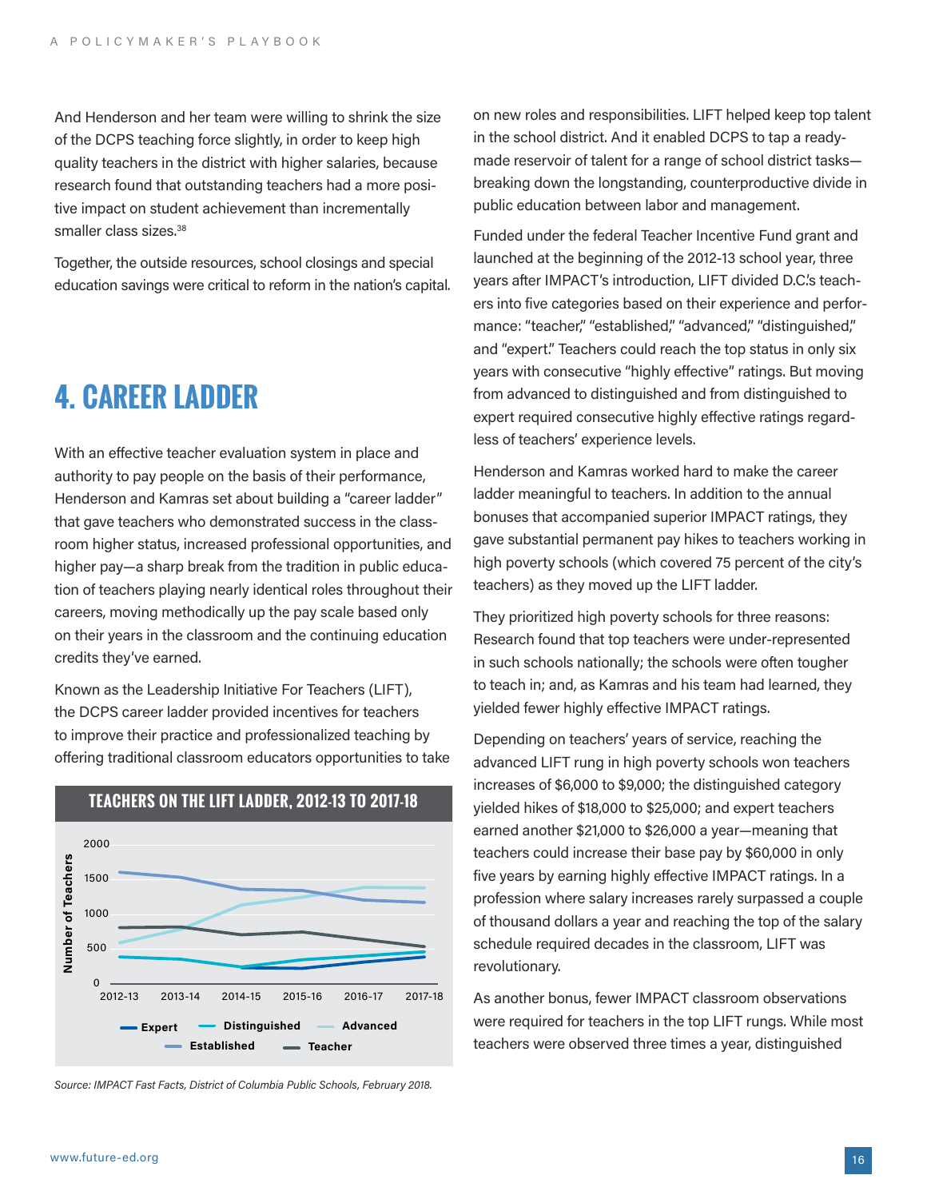And Henderson and her team were willing to shrink the size of the DCPS teaching force slightly, in order to keep high quality teachers in the district with higher salaries, because research found that outstanding teachers had a more positive impact on student achievement than incrementally smaller class sizes.[38]

Together, the outside resources, school closings and special education savings were critical to reform in the nation's capital.

## 4. CAREER LADDER

With an effective teacher evaluation system in place and authority to pay people on the basis of their performance, Henderson and Kamras set about building a "career ladder" that gave teachers who demonstrated success in the classroom higher status, increased professional opportunities, and higher pay—a sharp break from the tradition in public education of teachers playing nearly identical roles throughout their careers, moving methodically up the pay scale based only on their years in the classroom and the continuing education credits they've earned.

Known as the Leadership Initiative For Teachers (LIFT), the DCPS career ladder provided incentives for teachers to improve their practice and professionalized teaching by offering traditional classroom educators opportunities to take on new roles and responsibilities. LIFT helped keep top talent in the school district. And it enabled DCPS to tap a ready-made reservoir of talent for a range of school district tasks—breaking down the longstanding, counterproductive divide in public education between labor and management.

**TEACHERS ON THE LIFT LADDER, 2012-13 TO 2017-18**

Source: IMPACT Fast Facts, District of Columbia Public Schools, February 2018.

Funded under the federal Teacher Incentive Fund grant and launched at the beginning of the 2012-13 school year, three years after IMPACT's introduction, LIFT divided D.C.'s teachers into five categories based on their experience and performance: "teacher," "established," "advanced," "distinguished," and "expert." Teachers could reach the top status in only six years with consecutive "highly effective" ratings. But moving from advanced to distinguished and from distinguished to expert required consecutive highly effective ratings regardless of teachers' experience levels.

Henderson and Kamras worked hard to make the career ladder meaningful to teachers. In addition to the annual bonuses that accompanied superior IMPACT ratings, they gave substantial permanent pay hikes to teachers working in high poverty schools (which covered 75 percent of the city's teachers) as they moved up the LIFT ladder.

They prioritized high poverty schools for three reasons: Research found that top teachers were under-represented in such schools nationally; the schools were often tougher to teach in; and, as Kamras and his team had learned, they yielded fewer highly effective IMPACT ratings.

Depending on teachers' years of service, reaching the advanced LIFT rung in high poverty schools won teachers increases of $6,000 to $9,000; the distinguished category yielded hikes of $18,000 to $25,000; and expert teachers earned another $21,000 to $26,000 a year—meaning that teachers could increase their base pay by $60,000 in only five years by earning highly effective IMPACT ratings. In a profession where salary increases rarely surpassed a couple of thousand dollars a year and reaching the top of the salary schedule required decades in the classroom, LIFT was revolutionary.

As another bonus, fewer IMPACT classroom observations were required for teachers in the top LIFT rungs. While most teachers were observed three times a year, distinguished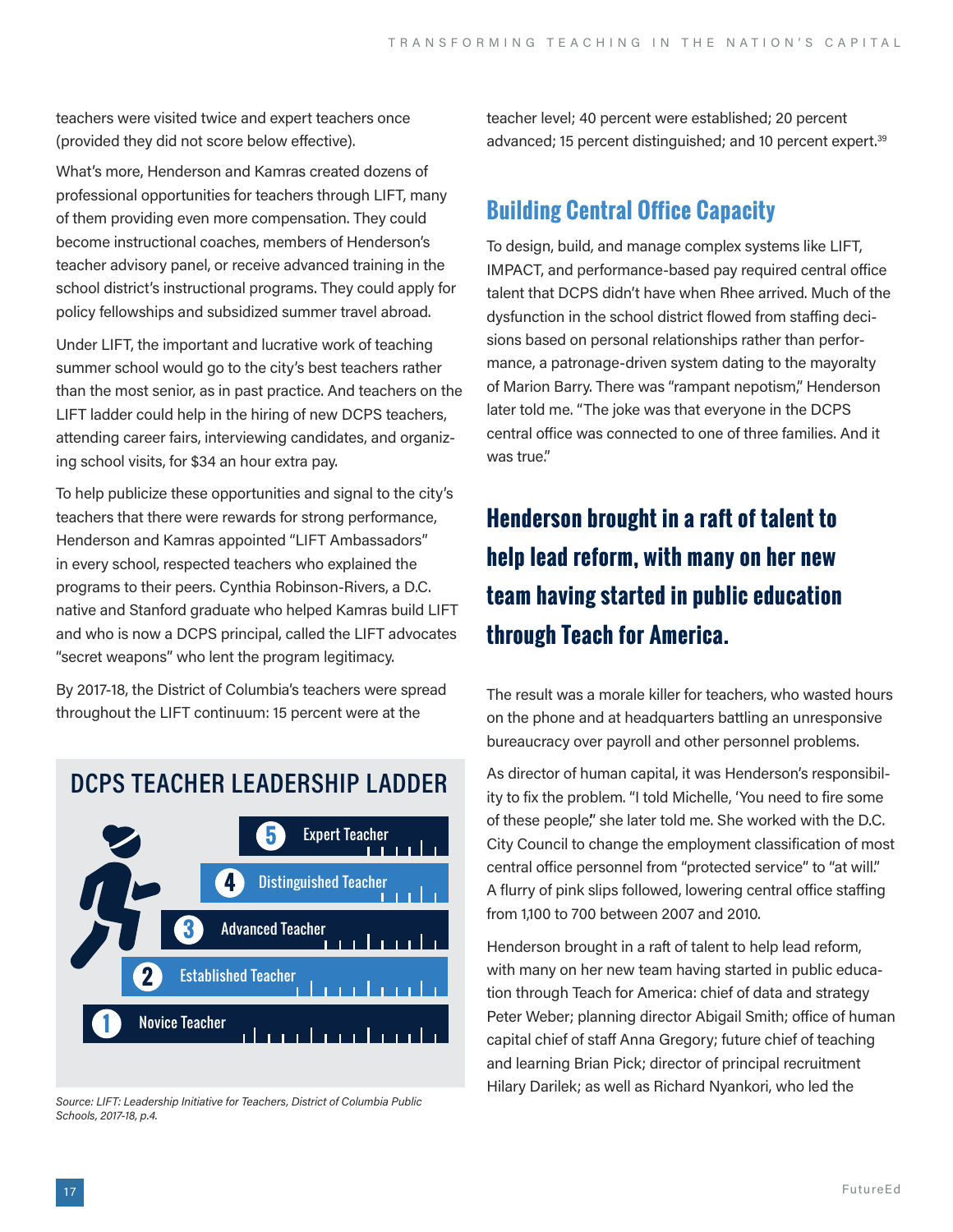teachers were visited twice and expert teachers once (provided they did not score below effective).

What's more, Henderson and Kamras created dozens of professional opportunities for teachers through LIFT, many of them providing even more compensation. They could become instructional coaches, members of Henderson's teacher advisory panel, or receive advanced training in the school district's instructional programs. They could apply for policy fellowships and subsidized summer travel abroad.

Under LIFT, the important and lucrative work of teaching summer school would go to the city's best teachers rather than the most senior, as in past practice. And teachers on the LIFT ladder could help in the hiring of new DCPS teachers, attending career fairs, interviewing candidates, and organizing school visits, for $34 an hour extra pay.

To help publicize these opportunities and signal to the city's teachers that there were rewards for strong performance, Henderson and Kamras appointed "LIFT Ambassadors" in every school, respected teachers who explained the programs to their peers. Cynthia Robinson-Rivers, a D.C. native and Stanford graduate who helped Kamras build LIFT and who is now a DCPS principal, called the LIFT advocates "secret weapons" who lent the program legitimacy.

By 2017-18, the District of Columbia's teachers were spread throughout the LIFT continuum: 15 percent were at the teacher level; 40 percent were established; 20 percent advanced; 15 percent distinguished; and 10 percent expert.[39]

## DCPS TEACHER LEADERSHIP LADDER

5. Expert Teacher
4. Distinguished Teacher
3. Advanced Teacher
2. Established Teacher
1. Novice Teacher

*Source: LIFT: Leadership Initiative for Teachers, District of Columbia Public Schools, 2017-18, p.4.*

## Building Central Office Capacity

To design, build, and manage complex systems like LIFT, IMPACT, and performance-based pay required central office talent that DCPS didn't have when Rhee arrived. Much of the dysfunction in the school district flowed from staffing decisions based on personal relationships rather than performance, a patronage-driven system dating to the mayoralty of Marion Barry. There was "rampant nepotism," Henderson later told me. "The joke was that everyone in the DCPS central office was connected to one of three families. And it was true."

> **Henderson brought in a raft of talent to help lead reform, with many on her new team having started in public education through Teach for America.**

The result was a morale killer for teachers, who wasted hours on the phone and at headquarters battling an unresponsive bureaucracy over payroll and other personnel problems.

As director of human capital, it was Henderson's responsibility to fix the problem. "I told Michelle, 'You need to fire some of these people,'" she later told me. She worked with the D.C. City Council to change the employment classification of most central office personnel from "protected service" to "at will." A flurry of pink slips followed, lowering central office staffing from 1,100 to 700 between 2007 and 2010.

Henderson brought in a raft of talent to help lead reform, with many on her new team having started in public education through Teach for America: chief of data and strategy Peter Weber; planning director Abigail Smith; office of human capital chief of staff Anna Gregory; future chief of teaching and learning Brian Pick; director of principal recruitment Hilary Darilek; as well as Richard Nyankori, who led the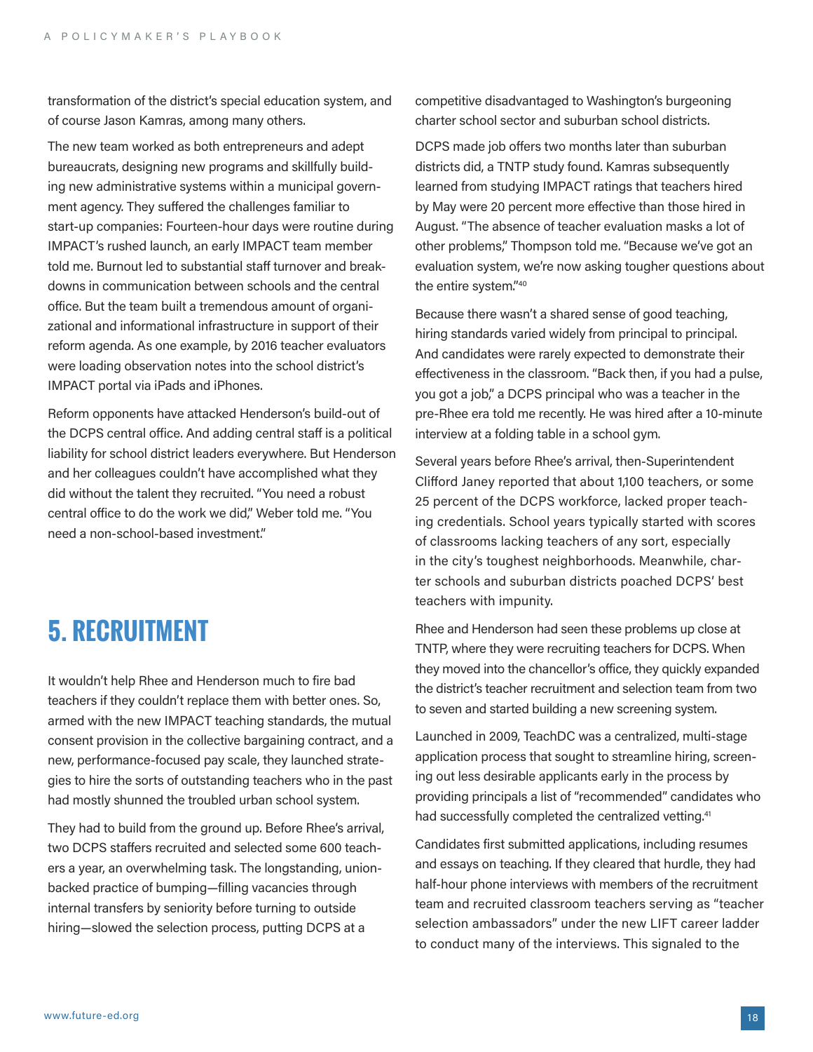transformation of the district's special education system, and of course Jason Kamras, among many others.

The new team worked as both entrepreneurs and adept bureaucrats, designing new programs and skillfully building new administrative systems within a municipal government agency. They suffered the challenges familiar to start-up companies: Fourteen-hour days were routine during IMPACT's rushed launch, an early IMPACT team member told me. Burnout led to substantial staff turnover and breakdowns in communication between schools and the central office. But the team built a tremendous amount of organizational and informational infrastructure in support of their reform agenda. As one example, by 2016 teacher evaluators were loading observation notes into the school district's IMPACT portal via iPads and iPhones.

Reform opponents have attacked Henderson's build-out of the DCPS central office. And adding central staff is a political liability for school district leaders everywhere. But Henderson and her colleagues couldn't have accomplished what they did without the talent they recruited. "You need a robust central office to do the work we did," Weber told me. "You need a non-school-based investment."

## 5. RECRUITMENT

It wouldn't help Rhee and Henderson much to fire bad teachers if they couldn't replace them with better ones. So, armed with the new IMPACT teaching standards, the mutual consent provision in the collective bargaining contract, and a new, performance-focused pay scale, they launched strategies to hire the sorts of outstanding teachers who in the past had mostly shunned the troubled urban school system.

They had to build from the ground up. Before Rhee's arrival, two DCPS staffers recruited and selected some 600 teachers a year, an overwhelming task. The longstanding, union-backed practice of bumping—filling vacancies through internal transfers by seniority before turning to outside hiring—slowed the selection process, putting DCPS at a competitive disadvantaged to Washington's burgeoning charter school sector and suburban school districts.

DCPS made job offers two months later than suburban districts did, a TNTP study found. Kamras subsequently learned from studying IMPACT ratings that teachers hired by May were 20 percent more effective than those hired in August. "The absence of teacher evaluation masks a lot of other problems," Thompson told me. "Because we've got an evaluation system, we're now asking tougher questions about the entire system."[40]

Because there wasn't a shared sense of good teaching, hiring standards varied widely from principal to principal. And candidates were rarely expected to demonstrate their effectiveness in the classroom. "Back then, if you had a pulse, you got a job," a DCPS principal who was a teacher in the pre-Rhee era told me recently. He was hired after a 10-minute interview at a folding table in a school gym.

Several years before Rhee's arrival, then-Superintendent Clifford Janey reported that about 1,100 teachers, or some 25 percent of the DCPS workforce, lacked proper teaching credentials. School years typically started with scores of classrooms lacking teachers of any sort, especially in the city's toughest neighborhoods. Meanwhile, charter schools and suburban districts poached DCPS' best teachers with impunity.

Rhee and Henderson had seen these problems up close at TNTP, where they were recruiting teachers for DCPS. When they moved into the chancellor's office, they quickly expanded the district's teacher recruitment and selection team from two to seven and started building a new screening system.

Launched in 2009, TeachDC was a centralized, multi-stage application process that sought to streamline hiring, screening out less desirable applicants early in the process by providing principals a list of "recommended" candidates who had successfully completed the centralized vetting.[41]

Candidates first submitted applications, including resumes and essays on teaching. If they cleared that hurdle, they had half-hour phone interviews with members of the recruitment team and recruited classroom teachers serving as "teacher selection ambassadors" under the new LIFT career ladder to conduct many of the interviews. This signaled to the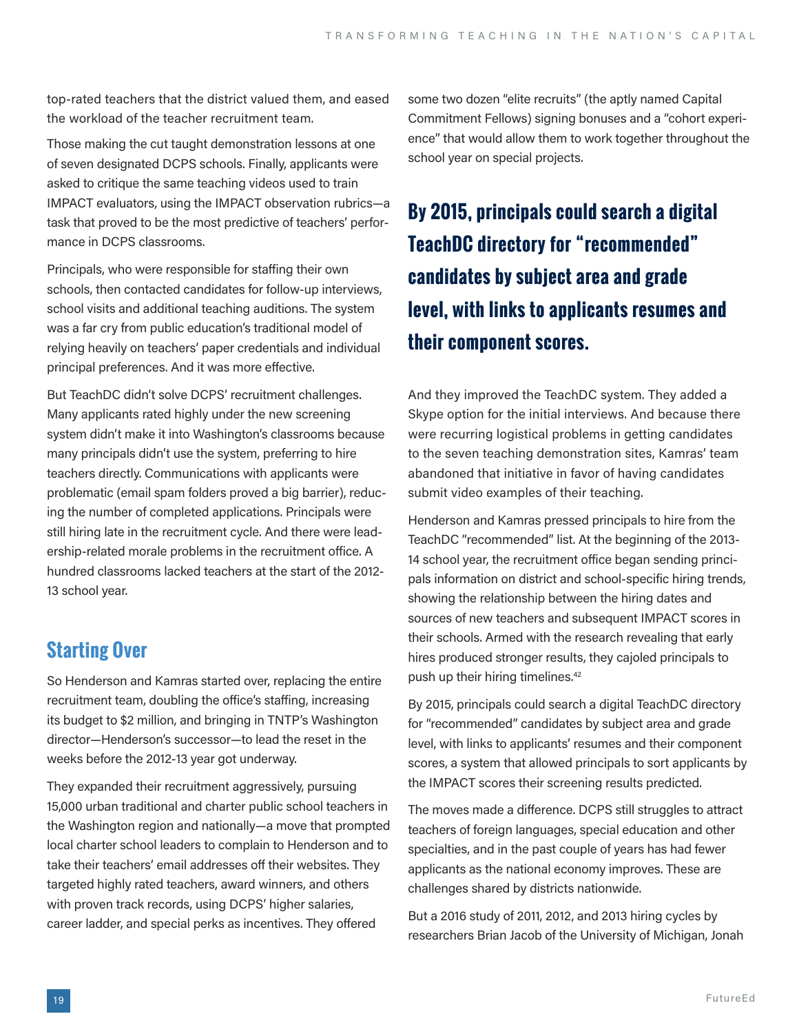top-rated teachers that the district valued them, and eased the workload of the teacher recruitment team.

Those making the cut taught demonstration lessons at one of seven designated DCPS schools. Finally, applicants were asked to critique the same teaching videos used to train IMPACT evaluators, using the IMPACT observation rubrics—a task that proved to be the most predictive of teachers' performance in DCPS classrooms.

Principals, who were responsible for staffing their own schools, then contacted candidates for follow-up interviews, school visits and additional teaching auditions. The system was a far cry from public education's traditional model of relying heavily on teachers' paper credentials and individual principal preferences. And it was more effective.

But TeachDC didn't solve DCPS' recruitment challenges. Many applicants rated highly under the new screening system didn't make it into Washington's classrooms because many principals didn't use the system, preferring to hire teachers directly. Communications with applicants were problematic (email spam folders proved a big barrier), reducing the number of completed applications. Principals were still hiring late in the recruitment cycle. And there were leadership-related morale problems in the recruitment office. A hundred classrooms lacked teachers at the start of the 2012-13 school year.

## Starting Over

So Henderson and Kamras started over, replacing the entire recruitment team, doubling the office's staffing, increasing its budget to $2 million, and bringing in TNTP's Washington director—Henderson's successor—to lead the reset in the weeks before the 2012-13 year got underway.

They expanded their recruitment aggressively, pursuing 15,000 urban traditional and charter public school teachers in the Washington region and nationally—a move that prompted local charter school leaders to complain to Henderson and to take their teachers' email addresses off their websites. They targeted highly rated teachers, award winners, and others with proven track records, using DCPS' higher salaries, career ladder, and special perks as incentives. They offered some two dozen "elite recruits" (the aptly named Capital Commitment Fellows) signing bonuses and a "cohort experience" that would allow them to work together throughout the school year on special projects.

**By 2015, principals could search a digital TeachDC directory for "recommended" candidates by subject area and grade level, with links to applicants resumes and their component scores.**

And they improved the TeachDC system. They added a Skype option for the initial interviews. And because there were recurring logistical problems in getting candidates to the seven teaching demonstration sites, Kamras' team abandoned that initiative in favor of having candidates submit video examples of their teaching.

Henderson and Kamras pressed principals to hire from the TeachDC "recommended" list. At the beginning of the 2013-14 school year, the recruitment office began sending principals information on district and school-specific hiring trends, showing the relationship between the hiring dates and sources of new teachers and subsequent IMPACT scores in their schools. Armed with the research revealing that early hires produced stronger results, they cajoled principals to push up their hiring timelines.[42]

By 2015, principals could search a digital TeachDC directory for "recommended" candidates by subject area and grade level, with links to applicants' resumes and their component scores, a system that allowed principals to sort applicants by the IMPACT scores their screening results predicted.

The moves made a difference. DCPS still struggles to attract teachers of foreign languages, special education and other specialties, and in the past couple of years has had fewer applicants as the national economy improves. These are challenges shared by districts nationwide.

But a 2016 study of 2011, 2012, and 2013 hiring cycles by researchers Brian Jacob of the University of Michigan, Jonah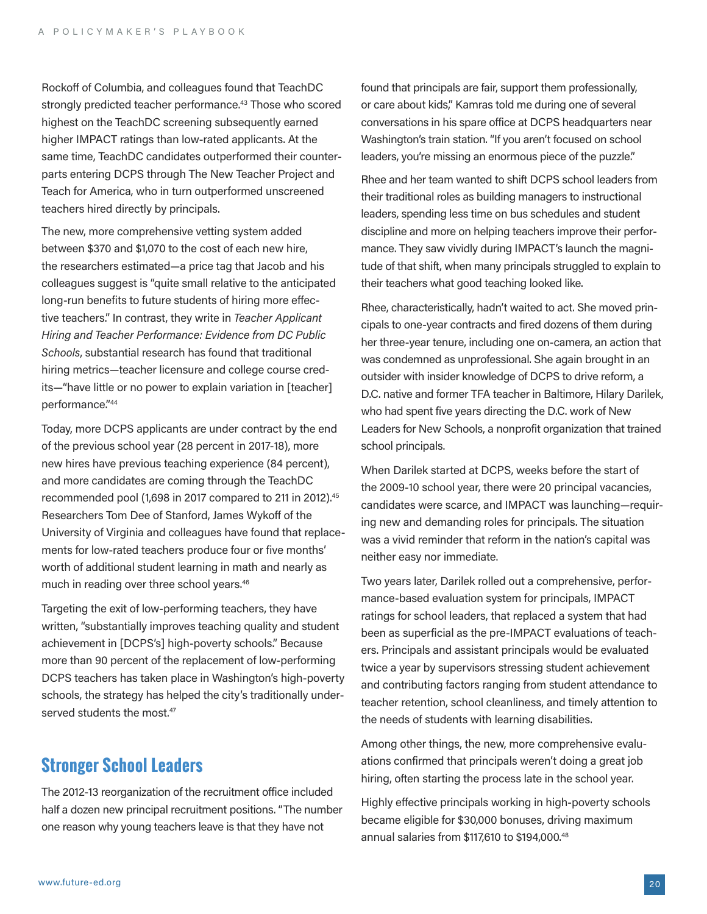Rockoff of Columbia, and colleagues found that TeachDC strongly predicted teacher performance.[43] Those who scored highest on the TeachDC screening subsequently earned higher IMPACT ratings than low-rated applicants. At the same time, TeachDC candidates outperformed their counterparts entering DCPS through The New Teacher Project and Teach for America, who in turn outperformed unscreened teachers hired directly by principals.

The new, more comprehensive vetting system added between $370 and $1,070 to the cost of each new hire, the researchers estimated—a price tag that Jacob and his colleagues suggest is "quite small relative to the anticipated long-run benefits to future students of hiring more effective teachers." In contrast, they write in *Teacher Applicant Hiring and Teacher Performance: Evidence from DC Public Schools*, substantial research has found that traditional hiring metrics—teacher licensure and college course credits—"have little or no power to explain variation in [teacher] performance."[44]

Today, more DCPS applicants are under contract by the end of the previous school year (28 percent in 2017-18), more new hires have previous teaching experience (84 percent), and more candidates are coming through the TeachDC recommended pool (1,698 in 2017 compared to 211 in 2012).[45] Researchers Tom Dee of Stanford, James Wykoff of the University of Virginia and colleagues have found that replacements for low-rated teachers produce four or five months' worth of additional student learning in math and nearly as much in reading over three school years.[46]

Targeting the exit of low-performing teachers, they have written, "substantially improves teaching quality and student achievement in [DCPS's] high-poverty schools." Because more than 90 percent of the replacement of low-performing DCPS teachers has taken place in Washington's high-poverty schools, the strategy has helped the city's traditionally underserved students the most.[47]

## Stronger School Leaders

The 2012-13 reorganization of the recruitment office included half a dozen new principal recruitment positions. "The number one reason why young teachers leave is that they have not found that principals are fair, support them professionally, or care about kids," Kamras told me during one of several conversations in his spare office at DCPS headquarters near Washington's train station. "If you aren't focused on school leaders, you're missing an enormous piece of the puzzle."

Rhee and her team wanted to shift DCPS school leaders from their traditional roles as building managers to instructional leaders, spending less time on bus schedules and student discipline and more on helping teachers improve their performance. They saw vividly during IMPACT's launch the magnitude of that shift, when many principals struggled to explain to their teachers what good teaching looked like.

Rhee, characteristically, hadn't waited to act. She moved principals to one-year contracts and fired dozens of them during her three-year tenure, including one on-camera, an action that was condemned as unprofessional. She again brought in an outsider with insider knowledge of DCPS to drive reform, a D.C. native and former TFA teacher in Baltimore, Hilary Darilek, who had spent five years directing the D.C. work of New Leaders for New Schools, a nonprofit organization that trained school principals.

When Darilek started at DCPS, weeks before the start of the 2009-10 school year, there were 20 principal vacancies, candidates were scarce, and IMPACT was launching—requiring new and demanding roles for principals. The situation was a vivid reminder that reform in the nation's capital was neither easy nor immediate.

Two years later, Darilek rolled out a comprehensive, performance-based evaluation system for principals, IMPACT ratings for school leaders, that replaced a system that had been as superficial as the pre-IMPACT evaluations of teachers. Principals and assistant principals would be evaluated twice a year by supervisors stressing student achievement and contributing factors ranging from student attendance to teacher retention, school cleanliness, and timely attention to the needs of students with learning disabilities.

Among other things, the new, more comprehensive evaluations confirmed that principals weren't doing a great job hiring, often starting the process late in the school year.

Highly effective principals working in high-poverty schools became eligible for $30,000 bonuses, driving maximum annual salaries from $117,610 to $194,000.[48]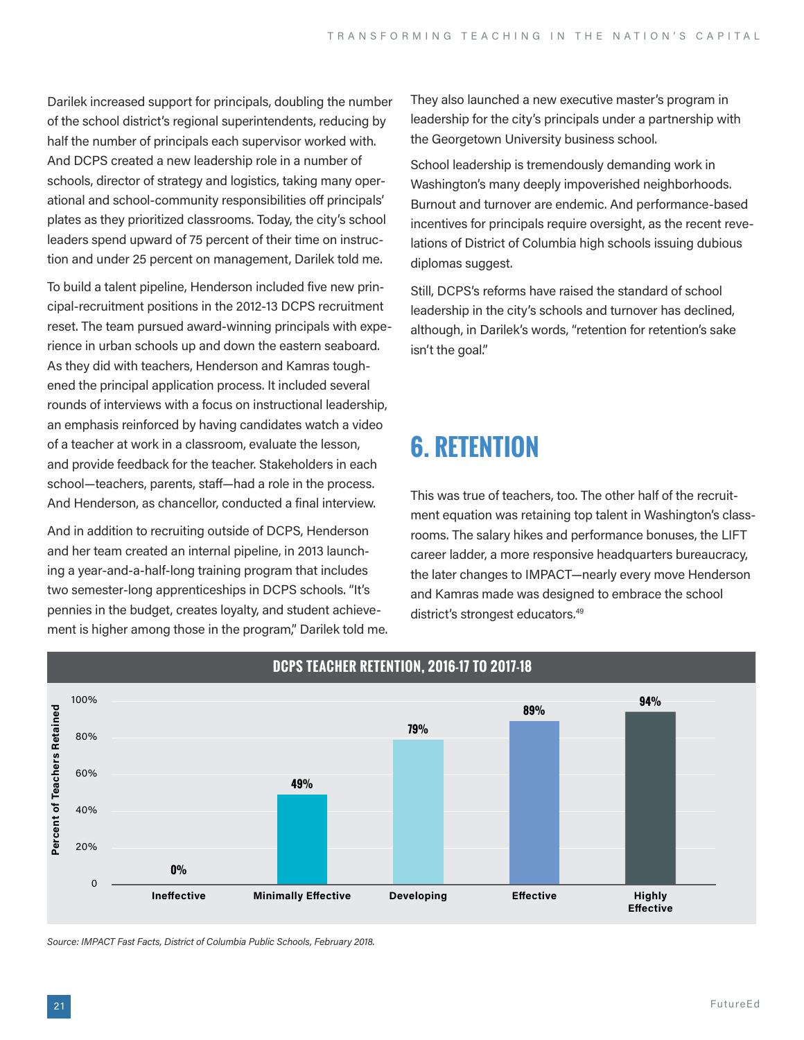Darilek increased support for principals, doubling the number of the school district's regional superintendents, reducing by half the number of principals each supervisor worked with. And DCPS created a new leadership role in a number of schools, director of strategy and logistics, taking many operational and school-community responsibilities off principals' plates as they prioritized classrooms. Today, the city's school leaders spend upward of 75 percent of their time on instruction and under 25 percent on management, Darilek told me.

To build a talent pipeline, Henderson included five new principal-recruitment positions in the 2012-13 DCPS recruitment reset. The team pursued award-winning principals with experience in urban schools up and down the eastern seaboard. As they did with teachers, Henderson and Kamras toughened the principal application process. It included several rounds of interviews with a focus on instructional leadership, an emphasis reinforced by having candidates watch a video of a teacher at work in a classroom, evaluate the lesson, and provide feedback for the teacher. Stakeholders in each school—teachers, parents, staff—had a role in the process. And Henderson, as chancellor, conducted a final interview.

And in addition to recruiting outside of DCPS, Henderson and her team created an internal pipeline, in 2013 launching a year-and-a-half-long training program that includes two semester-long apprenticeships in DCPS schools. "It's pennies in the budget, creates loyalty, and student achievement is higher among those in the program," Darilek told me.

They also launched a new executive master's program in leadership for the city's principals under a partnership with the Georgetown University business school.

School leadership is tremendously demanding work in Washington's many deeply impoverished neighborhoods. Burnout and turnover are endemic. And performance-based incentives for principals require oversight, as the recent revelations of District of Columbia high schools issuing dubious diplomas suggest.

Still, DCPS's reforms have raised the standard of school leadership in the city's schools and turnover has declined, although, in Darilek's words, "retention for retention's sake isn't the goal."

## 6. RETENTION

This was true of teachers, too. The other half of the recruitment equation was retaining top talent in Washington's classrooms. The salary hikes and performance bonuses, the LIFT career ladder, a more responsive headquarters bureaucracy, the later changes to IMPACT—nearly every move Henderson and Kamras made was designed to embrace the school district's strongest educators.[49]

**DCPS TEACHER RETENTION, 2016-17 TO 2017-18**

| Rating | Percent of Teachers Retained |
|---|---|
| Ineffective | 0% |
| Minimally Effective | 49% |
| Developing | 79% |
| Effective | 89% |
| Highly Effective | 94% |

*Source: IMPACT Fast Facts, District of Columbia Public Schools, February 2018.*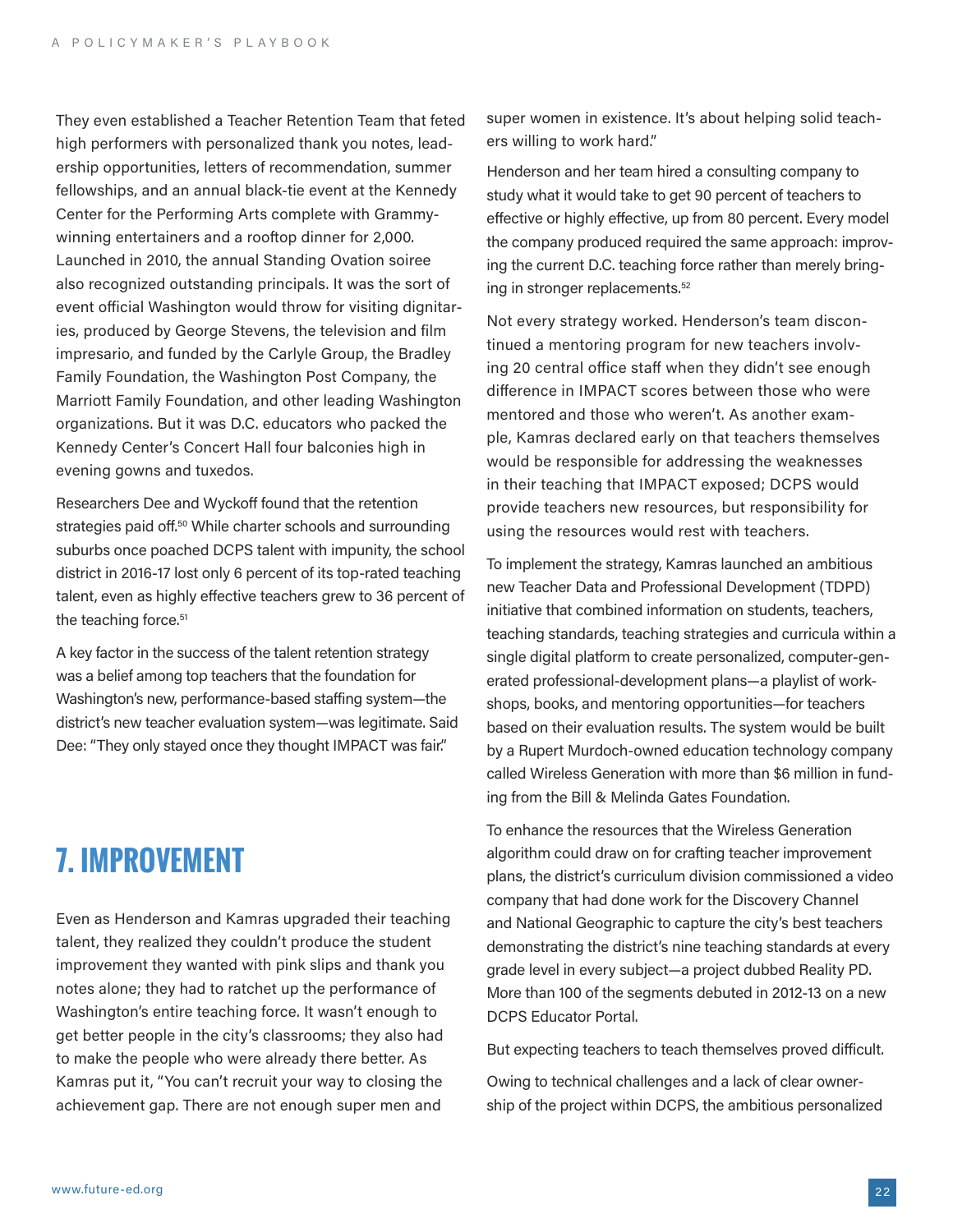They even established a Teacher Retention Team that feted high performers with personalized thank you notes, leadership opportunities, letters of recommendation, summer fellowships, and an annual black-tie event at the Kennedy Center for the Performing Arts complete with Grammy-winning entertainers and a rooftop dinner for 2,000. Launched in 2010, the annual Standing Ovation soiree also recognized outstanding principals. It was the sort of event official Washington would throw for visiting dignitaries, produced by George Stevens, the television and film impresario, and funded by the Carlyle Group, the Bradley Family Foundation, the Washington Post Company, the Marriott Family Foundation, and other leading Washington organizations. But it was D.C. educators who packed the Kennedy Center's Concert Hall four balconies high in evening gowns and tuxedos.

Researchers Dee and Wyckoff found that the retention strategies paid off.[50] While charter schools and surrounding suburbs once poached DCPS talent with impunity, the school district in 2016-17 lost only 6 percent of its top-rated teaching talent, even as highly effective teachers grew to 36 percent of the teaching force.[51]

A key factor in the success of the talent retention strategy was a belief among top teachers that the foundation for Washington's new, performance-based staffing system—the district's new teacher evaluation system—was legitimate. Said Dee: "They only stayed once they thought IMPACT was fair."

## 7. IMPROVEMENT

Even as Henderson and Kamras upgraded their teaching talent, they realized they couldn't produce the student improvement they wanted with pink slips and thank you notes alone; they had to ratchet up the performance of Washington's entire teaching force. It wasn't enough to get better people in the city's classrooms; they also had to make the people who were already there better. As Kamras put it, "You can't recruit your way to closing the achievement gap. There are not enough super men and super women in existence. It's about helping solid teachers willing to work hard."

Henderson and her team hired a consulting company to study what it would take to get 90 percent of teachers to effective or highly effective, up from 80 percent. Every model the company produced required the same approach: improving the current D.C. teaching force rather than merely bringing in stronger replacements.[52]

Not every strategy worked. Henderson's team discontinued a mentoring program for new teachers involving 20 central office staff when they didn't see enough difference in IMPACT scores between those who were mentored and those who weren't. As another example, Kamras declared early on that teachers themselves would be responsible for addressing the weaknesses in their teaching that IMPACT exposed; DCPS would provide teachers new resources, but responsibility for using the resources would rest with teachers.

To implement the strategy, Kamras launched an ambitious new Teacher Data and Professional Development (TDPD) initiative that combined information on students, teachers, teaching standards, teaching strategies and curricula within a single digital platform to create personalized, computer-generated professional-development plans—a playlist of workshops, books, and mentoring opportunities—for teachers based on their evaluation results. The system would be built by a Rupert Murdoch-owned education technology company called Wireless Generation with more than $6 million in funding from the Bill & Melinda Gates Foundation.

To enhance the resources that the Wireless Generation algorithm could draw on for crafting teacher improvement plans, the district's curriculum division commissioned a video company that had done work for the Discovery Channel and National Geographic to capture the city's best teachers demonstrating the district's nine teaching standards at every grade level in every subject—a project dubbed Reality PD. More than 100 of the segments debuted in 2012-13 on a new DCPS Educator Portal.

But expecting teachers to teach themselves proved difficult.

Owing to technical challenges and a lack of clear ownership of the project within DCPS, the ambitious personalized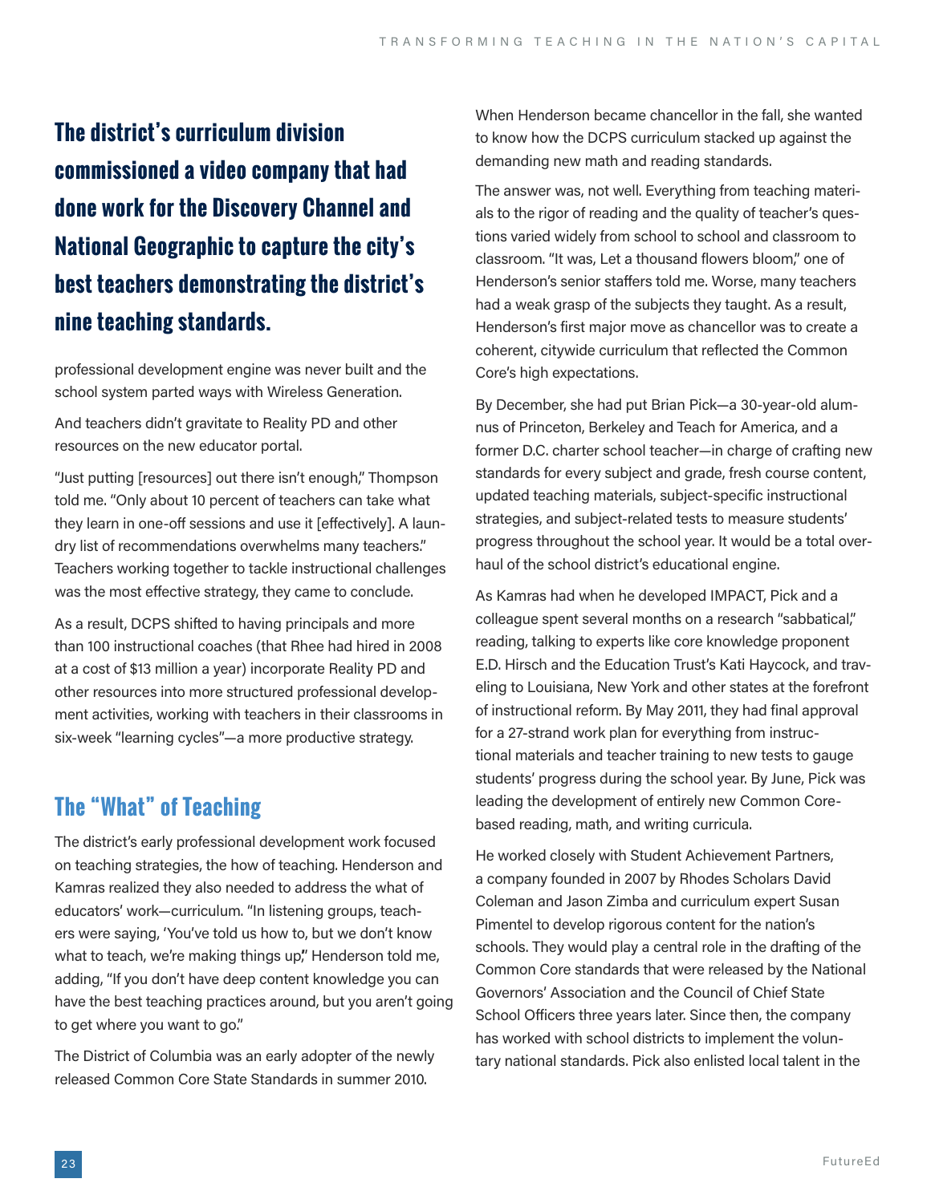**The district's curriculum division commissioned a video company that had done work for the Discovery Channel and National Geographic to capture the city's best teachers demonstrating the district's nine teaching standards.**

professional development engine was never built and the school system parted ways with Wireless Generation.

And teachers didn't gravitate to Reality PD and other resources on the new educator portal.

"Just putting [resources] out there isn't enough," Thompson told me. "Only about 10 percent of teachers can take what they learn in one-off sessions and use it [effectively]. A laundry list of recommendations overwhelms many teachers." Teachers working together to tackle instructional challenges was the most effective strategy, they came to conclude.

As a result, DCPS shifted to having principals and more than 100 instructional coaches (that Rhee had hired in 2008 at a cost of $13 million a year) incorporate Reality PD and other resources into more structured professional development activities, working with teachers in their classrooms in six-week "learning cycles"—a more productive strategy.

## The "What" of Teaching

The district's early professional development work focused on teaching strategies, the how of teaching. Henderson and Kamras realized they also needed to address the what of educators' work—curriculum. "In listening groups, teachers were saying, 'You've told us how to, but we don't know what to teach, we're making things up," Henderson told me, adding, "If you don't have deep content knowledge you can have the best teaching practices around, but you aren't going to get where you want to go."

The District of Columbia was an early adopter of the newly released Common Core State Standards in summer 2010. When Henderson became chancellor in the fall, she wanted to know how the DCPS curriculum stacked up against the demanding new math and reading standards.

The answer was, not well. Everything from teaching materials to the rigor of reading and the quality of teacher's questions varied widely from school to school and classroom to classroom. "It was, Let a thousand flowers bloom," one of Henderson's senior staffers told me. Worse, many teachers had a weak grasp of the subjects they taught. As a result, Henderson's first major move as chancellor was to create a coherent, citywide curriculum that reflected the Common Core's high expectations.

By December, she had put Brian Pick—a 30-year-old alumnus of Princeton, Berkeley and Teach for America, and a former D.C. charter school teacher—in charge of crafting new standards for every subject and grade, fresh course content, updated teaching materials, subject-specific instructional strategies, and subject-related tests to measure students' progress throughout the school year. It would be a total overhaul of the school district's educational engine.

As Kamras had when he developed IMPACT, Pick and a colleague spent several months on a research "sabbatical," reading, talking to experts like core knowledge proponent E.D. Hirsch and the Education Trust's Kati Haycock, and traveling to Louisiana, New York and other states at the forefront of instructional reform. By May 2011, they had final approval for a 27-strand work plan for everything from instructional materials and teacher training to new tests to gauge students' progress during the school year. By June, Pick was leading the development of entirely new Common Core-based reading, math, and writing curricula.

He worked closely with Student Achievement Partners, a company founded in 2007 by Rhodes Scholars David Coleman and Jason Zimba and curriculum expert Susan Pimentel to develop rigorous content for the nation's schools. They would play a central role in the drafting of the Common Core standards that were released by the National Governors' Association and the Council of Chief State School Officers three years later. Since then, the company has worked with school districts to implement the voluntary national standards. Pick also enlisted local talent in the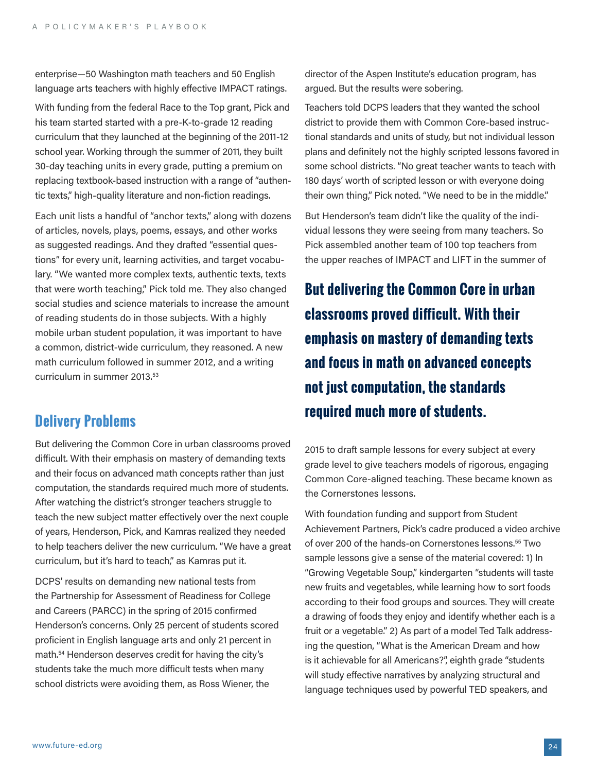enterprise—50 Washington math teachers and 50 English language arts teachers with highly effective IMPACT ratings.

With funding from the federal Race to the Top grant, Pick and his team started started with a pre-K-to-grade 12 reading curriculum that they launched at the beginning of the 2011-12 school year. Working through the summer of 2011, they built 30-day teaching units in every grade, putting a premium on replacing textbook-based instruction with a range of "authentic texts," high-quality literature and non-fiction readings.

Each unit lists a handful of "anchor texts," along with dozens of articles, novels, plays, poems, essays, and other works as suggested readings. And they drafted "essential questions" for every unit, learning activities, and target vocabulary. "We wanted more complex texts, authentic texts, texts that were worth teaching," Pick told me. They also changed social studies and science materials to increase the amount of reading students do in those subjects. With a highly mobile urban student population, it was important to have a common, district-wide curriculum, they reasoned. A new math curriculum followed in summer 2012, and a writing curriculum in summer 2013.[53]

## Delivery Problems

But delivering the Common Core in urban classrooms proved difficult. With their emphasis on mastery of demanding texts and their focus on advanced math concepts rather than just computation, the standards required much more of students. After watching the district's stronger teachers struggle to teach the new subject matter effectively over the next couple of years, Henderson, Pick, and Kamras realized they needed to help teachers deliver the new curriculum. "We have a great curriculum, but it's hard to teach," as Kamras put it.

DCPS' results on demanding new national tests from the Partnership for Assessment of Readiness for College and Careers (PARCC) in the spring of 2015 confirmed Henderson's concerns. Only 25 percent of students scored proficient in English language arts and only 21 percent in math.[54] Henderson deserves credit for having the city's students take the much more difficult tests when many school districts were avoiding them, as Ross Wiener, the director of the Aspen Institute's education program, has argued. But the results were sobering.

Teachers told DCPS leaders that they wanted the school district to provide them with Common Core-based instructional standards and units of study, but not individual lesson plans and definitely not the highly scripted lessons favored in some school districts. "No great teacher wants to teach with 180 days' worth of scripted lesson or with everyone doing their own thing," Pick noted. "We need to be in the middle."

But Henderson's team didn't like the quality of the individual lessons they were seeing from many teachers. So Pick assembled another team of 100 top teachers from the upper reaches of IMPACT and LIFT in the summer of 2015 to draft sample lessons for every subject at every grade level to give teachers models of rigorous, engaging Common Core-aligned teaching. These became known as the Cornerstones lessons.

**But delivering the Common Core in urban classrooms proved difficult. With their emphasis on mastery of demanding texts and focus in math on advanced concepts not just computation, the standards required much more of students.**

With foundation funding and support from Student Achievement Partners, Pick's cadre produced a video archive of over 200 of the hands-on Cornerstones lessons.[55] Two sample lessons give a sense of the material covered: 1) In "Growing Vegetable Soup," kindergarten "students will taste new fruits and vegetables, while learning how to sort foods according to their food groups and sources. They will create a drawing of foods they enjoy and identify whether each is a fruit or a vegetable." 2) As part of a model Ted Talk addressing the question, "What is the American Dream and how is it achievable for all Americans?", eighth grade "students will study effective narratives by analyzing structural and language techniques used by powerful TED speakers, and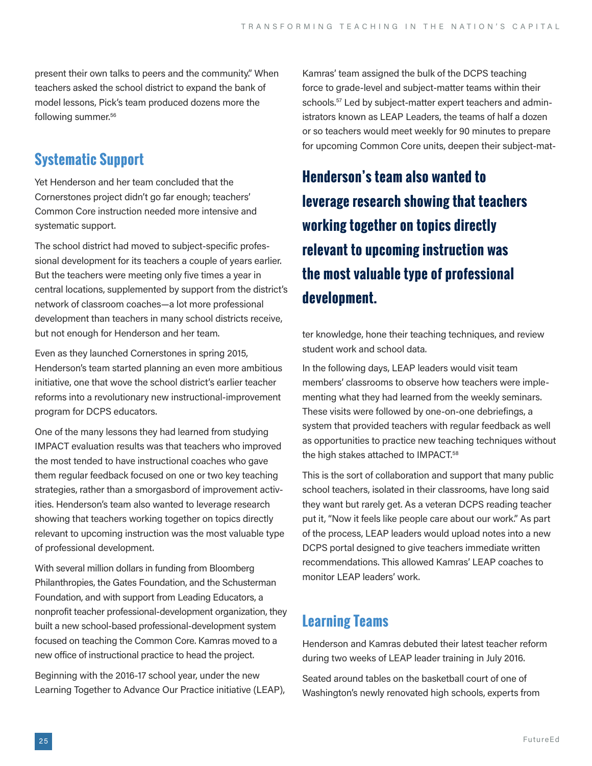present their own talks to peers and the community." When teachers asked the school district to expand the bank of model lessons, Pick's team produced dozens more the following summer.[56]

## Systematic Support

Yet Henderson and her team concluded that the Cornerstones project didn't go far enough; teachers' Common Core instruction needed more intensive and systematic support.

The school district had moved to subject-specific professional development for its teachers a couple of years earlier. But the teachers were meeting only five times a year in central locations, supplemented by support from the district's network of classroom coaches—a lot more professional development than teachers in many school districts receive, but not enough for Henderson and her team.

Even as they launched Cornerstones in spring 2015, Henderson's team started planning an even more ambitious initiative, one that wove the school district's earlier teacher reforms into a revolutionary new instructional-improvement program for DCPS educators.

One of the many lessons they had learned from studying IMPACT evaluation results was that teachers who improved the most tended to have instructional coaches who gave them regular feedback focused on one or two key teaching strategies, rather than a smorgasbord of improvement activities. Henderson's team also wanted to leverage research showing that teachers working together on topics directly relevant to upcoming instruction was the most valuable type of professional development.

With several million dollars in funding from Bloomberg Philanthropies, the Gates Foundation, and the Schusterman Foundation, and with support from Leading Educators, a nonprofit teacher professional-development organization, they built a new school-based professional-development system focused on teaching the Common Core. Kamras moved to a new office of instructional practice to head the project.

Beginning with the 2016-17 school year, under the new Learning Together to Advance Our Practice initiative (LEAP), Kamras' team assigned the bulk of the DCPS teaching force to grade-level and subject-matter teams within their schools.[57] Led by subject-matter expert teachers and administrators known as LEAP Leaders, the teams of half a dozen or so teachers would meet weekly for 90 minutes to prepare for upcoming Common Core units, deepen their subject-matter knowledge, hone their teaching techniques, and review student work and school data.

**Henderson's team also wanted to leverage research showing that teachers working together on topics directly relevant to upcoming instruction was the most valuable type of professional development.**

In the following days, LEAP leaders would visit team members' classrooms to observe how teachers were implementing what they had learned from the weekly seminars. These visits were followed by one-on-one debriefings, a system that provided teachers with regular feedback as well as opportunities to practice new teaching techniques without the high stakes attached to IMPACT.[58]

This is the sort of collaboration and support that many public school teachers, isolated in their classrooms, have long said they want but rarely get. As a veteran DCPS reading teacher put it, "Now it feels like people care about our work." As part of the process, LEAP leaders would upload notes into a new DCPS portal designed to give teachers immediate written recommendations. This allowed Kamras' LEAP coaches to monitor LEAP leaders' work.

## Learning Teams

Henderson and Kamras debuted their latest teacher reform during two weeks of LEAP leader training in July 2016.

Seated around tables on the basketball court of one of Washington's newly renovated high schools, experts from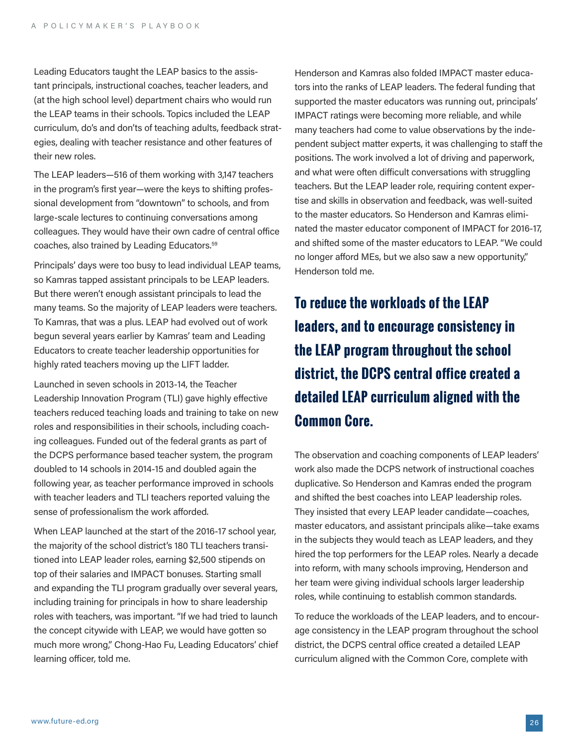Leading Educators taught the LEAP basics to the assistant principals, instructional coaches, teacher leaders, and (at the high school level) department chairs who would run the LEAP teams in their schools. Topics included the LEAP curriculum, do's and don'ts of teaching adults, feedback strategies, dealing with teacher resistance and other features of their new roles.

The LEAP leaders—516 of them working with 3,147 teachers in the program's first year—were the keys to shifting professional development from "downtown" to schools, and from large-scale lectures to continuing conversations among colleagues. They would have their own cadre of central office coaches, also trained by Leading Educators.[59]

Principals' days were too busy to lead individual LEAP teams, so Kamras tapped assistant principals to be LEAP leaders. But there weren't enough assistant principals to lead the many teams. So the majority of LEAP leaders were teachers. To Kamras, that was a plus. LEAP had evolved out of work begun several years earlier by Kamras' team and Leading Educators to create teacher leadership opportunities for highly rated teachers moving up the LIFT ladder.

Launched in seven schools in 2013-14, the Teacher Leadership Innovation Program (TLI) gave highly effective teachers reduced teaching loads and training to take on new roles and responsibilities in their schools, including coaching colleagues. Funded out of the federal grants as part of the DCPS performance based teacher system, the program doubled to 14 schools in 2014-15 and doubled again the following year, as teacher performance improved in schools with teacher leaders and TLI teachers reported valuing the sense of professionalism the work afforded.

When LEAP launched at the start of the 2016-17 school year, the majority of the school district's 180 TLI teachers transitioned into LEAP leader roles, earning $2,500 stipends on top of their salaries and IMPACT bonuses. Starting small and expanding the TLI program gradually over several years, including training for principals in how to share leadership roles with teachers, was important. "If we had tried to launch the concept citywide with LEAP, we would have gotten so much more wrong," Chong-Hao Fu, Leading Educators' chief learning officer, told me.

Henderson and Kamras also folded IMPACT master educators into the ranks of LEAP leaders. The federal funding that supported the master educators was running out, principals' IMPACT ratings were becoming more reliable, and while many teachers had come to value observations by the independent subject matter experts, it was challenging to staff the positions. The work involved a lot of driving and paperwork, and what were often difficult conversations with struggling teachers. But the LEAP leader role, requiring content expertise and skills in observation and feedback, was well-suited to the master educators. So Henderson and Kamras eliminated the master educator component of IMPACT for 2016-17, and shifted some of the master educators to LEAP. "We could no longer afford MEs, but we also saw a new opportunity," Henderson told me.

**To reduce the workloads of the LEAP leaders, and to encourage consistency in the LEAP program throughout the school district, the DCPS central office created a detailed LEAP curriculum aligned with the Common Core.**

The observation and coaching components of LEAP leaders' work also made the DCPS network of instructional coaches duplicative. So Henderson and Kamras ended the program and shifted the best coaches into LEAP leadership roles. They insisted that every LEAP leader candidate—coaches, master educators, and assistant principals alike—take exams in the subjects they would teach as LEAP leaders, and they hired the top performers for the LEAP roles. Nearly a decade into reform, with many schools improving, Henderson and her team were giving individual schools larger leadership roles, while continuing to establish common standards.

To reduce the workloads of the LEAP leaders, and to encourage consistency in the LEAP program throughout the school district, the DCPS central office created a detailed LEAP curriculum aligned with the Common Core, complete with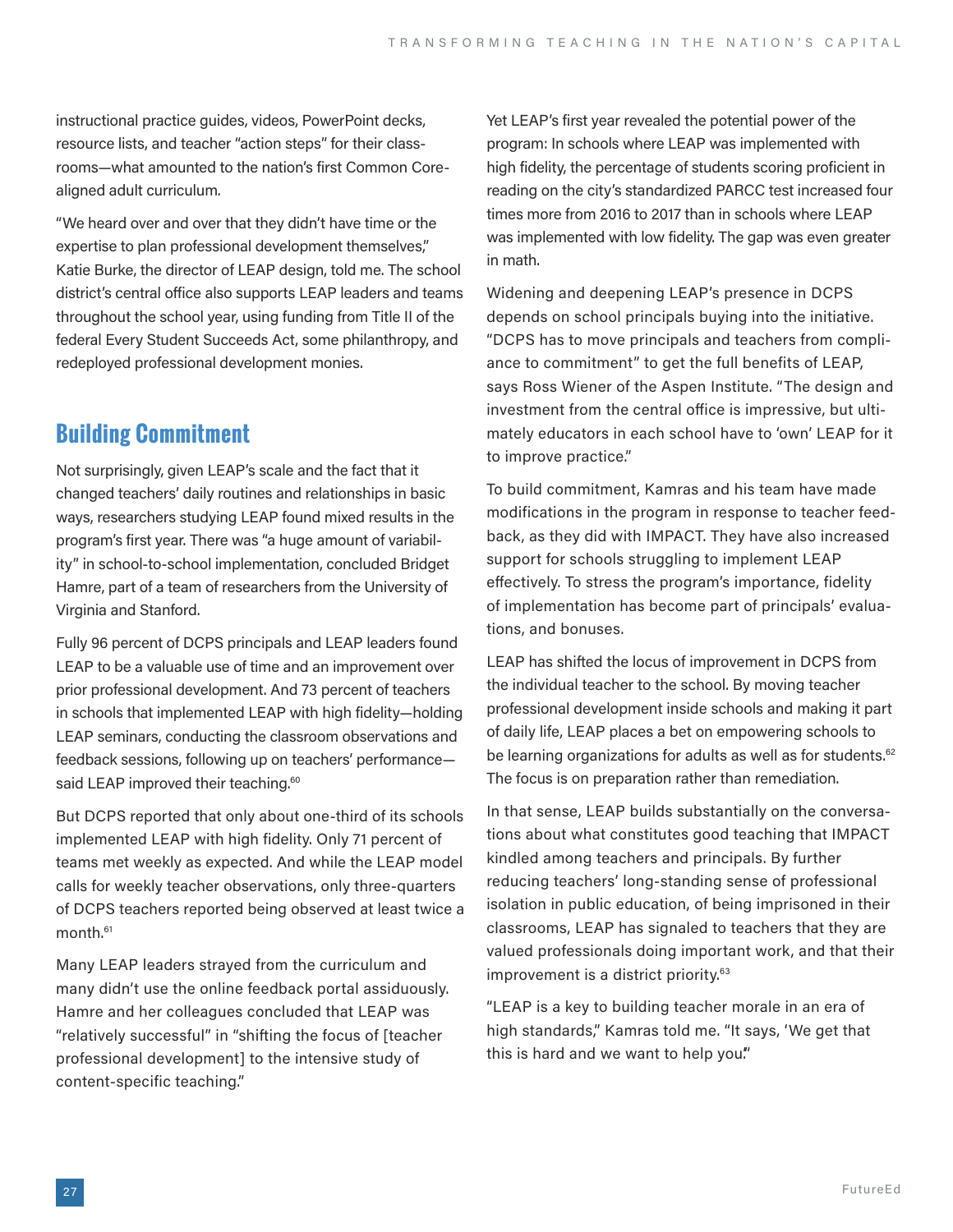instructional practice guides, videos, PowerPoint decks, resource lists, and teacher "action steps" for their classrooms—what amounted to the nation's first Common Core-aligned adult curriculum.

"We heard over and over that they didn't have time or the expertise to plan professional development themselves," Katie Burke, the director of LEAP design, told me. The school district's central office also supports LEAP leaders and teams throughout the school year, using funding from Title II of the federal Every Student Succeeds Act, some philanthropy, and redeployed professional development monies.

## Building Commitment

Not surprisingly, given LEAP's scale and the fact that it changed teachers' daily routines and relationships in basic ways, researchers studying LEAP found mixed results in the program's first year. There was "a huge amount of variability" in school-to-school implementation, concluded Bridget Hamre, part of a team of researchers from the University of Virginia and Stanford.

Fully 96 percent of DCPS principals and LEAP leaders found LEAP to be a valuable use of time and an improvement over prior professional development. And 73 percent of teachers in schools that implemented LEAP with high fidelity—holding LEAP seminars, conducting the classroom observations and feedback sessions, following up on teachers' performance—said LEAP improved their teaching.[60]

But DCPS reported that only about one-third of its schools implemented LEAP with high fidelity. Only 71 percent of teams met weekly as expected. And while the LEAP model calls for weekly teacher observations, only three-quarters of DCPS teachers reported being observed at least twice a month.[61]

Many LEAP leaders strayed from the curriculum and many didn't use the online feedback portal assiduously. Hamre and her colleagues concluded that LEAP was "relatively successful" in "shifting the focus of [teacher professional development] to the intensive study of content-specific teaching."

Yet LEAP's first year revealed the potential power of the program: In schools where LEAP was implemented with high fidelity, the percentage of students scoring proficient in reading on the city's standardized PARCC test increased four times more from 2016 to 2017 than in schools where LEAP was implemented with low fidelity. The gap was even greater in math.

Widening and deepening LEAP's presence in DCPS depends on school principals buying into the initiative. "DCPS has to move principals and teachers from compliance to commitment" to get the full benefits of LEAP, says Ross Wiener of the Aspen Institute. "The design and investment from the central office is impressive, but ultimately educators in each school have to 'own' LEAP for it to improve practice."

To build commitment, Kamras and his team have made modifications in the program in response to teacher feedback, as they did with IMPACT. They have also increased support for schools struggling to implement LEAP effectively. To stress the program's importance, fidelity of implementation has become part of principals' evaluations, and bonuses.

LEAP has shifted the locus of improvement in DCPS from the individual teacher to the school. By moving teacher professional development inside schools and making it part of daily life, LEAP places a bet on empowering schools to be learning organizations for adults as well as for students.[62] The focus is on preparation rather than remediation.

In that sense, LEAP builds substantially on the conversations about what constitutes good teaching that IMPACT kindled among teachers and principals. By further reducing teachers' long-standing sense of professional isolation in public education, of being imprisoned in their classrooms, LEAP has signaled to teachers that they are valued professionals doing important work, and that their improvement is a district priority.[63]

"LEAP is a key to building teacher morale in an era of high standards," Kamras told me. "It says, 'We get that this is hard and we want to help you.'"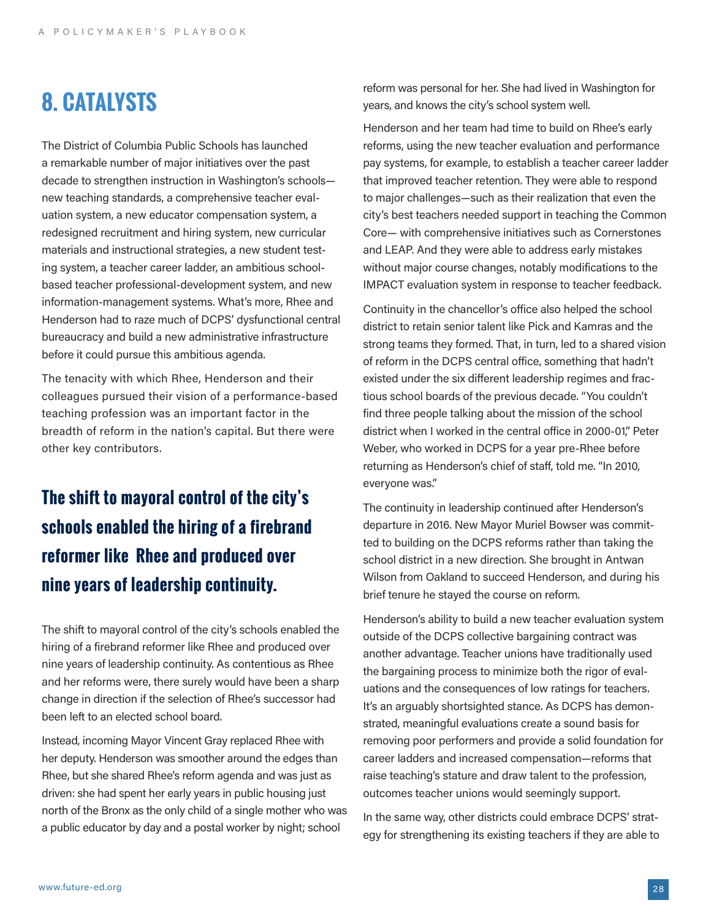# 8. CATALYSTS

The District of Columbia Public Schools has launched a remarkable number of major initiatives over the past decade to strengthen instruction in Washington's schools—new teaching standards, a comprehensive teacher evaluation system, a new educator compensation system, a redesigned recruitment and hiring system, new curricular materials and instructional strategies, a new student testing system, a teacher career ladder, an ambitious school-based teacher professional-development system, and new information-management systems. What's more, Rhee and Henderson had to raze much of DCPS' dysfunctional central bureaucracy and build a new administrative infrastructure before it could pursue this ambitious agenda.

The tenacity with which Rhee, Henderson and their colleagues pursued their vision of a performance-based teaching profession was an important factor in the breadth of reform in the nation's capital. But there were other key contributors.

## The shift to mayoral control of the city's schools enabled the hiring of a firebrand reformer like Rhee and produced over nine years of leadership continuity.

The shift to mayoral control of the city's schools enabled the hiring of a firebrand reformer like Rhee and produced over nine years of leadership continuity. As contentious as Rhee and her reforms were, there surely would have been a sharp change in direction if the selection of Rhee's successor had been left to an elected school board.

Instead, incoming Mayor Vincent Gray replaced Rhee with her deputy. Henderson was smoother around the edges than Rhee, but she shared Rhee's reform agenda and was just as driven: she had spent her early years in public housing just north of the Bronx as the only child of a single mother who was a public educator by day and a postal worker by night; school reform was personal for her. She had lived in Washington for years, and knows the city's school system well.

Henderson and her team had time to build on Rhee's early reforms, using the new teacher evaluation and performance pay systems, for example, to establish a teacher career ladder that improved teacher retention. They were able to respond to major challenges—such as their realization that even the city's best teachers needed support in teaching the Common Core— with comprehensive initiatives such as Cornerstones and LEAP. And they were able to address early mistakes without major course changes, notably modifications to the IMPACT evaluation system in response to teacher feedback.

Continuity in the chancellor's office also helped the school district to retain senior talent like Pick and Kamras and the strong teams they formed. That, in turn, led to a shared vision of reform in the DCPS central office, something that hadn't existed under the six different leadership regimes and fractious school boards of the previous decade. "You couldn't find three people talking about the mission of the school district when I worked in the central office in 2000-01," Peter Weber, who worked in DCPS for a year pre-Rhee before returning as Henderson's chief of staff, told me. "In 2010, everyone was."

The continuity in leadership continued after Henderson's departure in 2016. New Mayor Muriel Bowser was committed to building on the DCPS reforms rather than taking the school district in a new direction. She brought in Antwan Wilson from Oakland to succeed Henderson, and during his brief tenure he stayed the course on reform.

Henderson's ability to build a new teacher evaluation system outside of the DCPS collective bargaining contract was another advantage. Teacher unions have traditionally used the bargaining process to minimize both the rigor of evaluations and the consequences of low ratings for teachers. It's an arguably shortsighted stance. As DCPS has demonstrated, meaningful evaluations create a sound basis for removing poor performers and provide a solid foundation for career ladders and increased compensation—reforms that raise teaching's stature and draw talent to the profession, outcomes teacher unions would seemingly support.

In the same way, other districts could embrace DCPS' strategy for strengthening its existing teachers if they are able to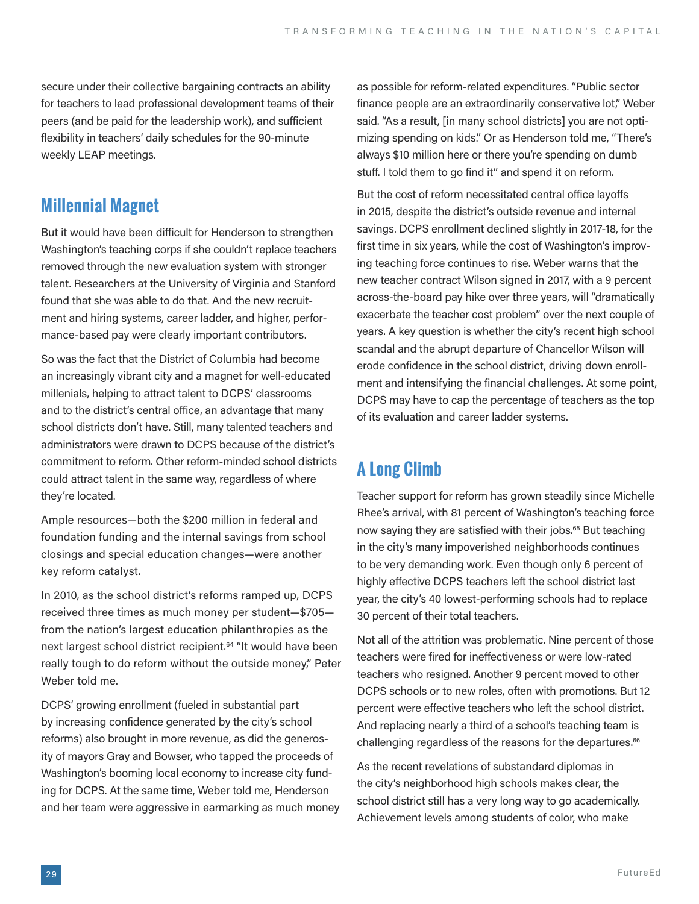secure under their collective bargaining contracts an ability for teachers to lead professional development teams of their peers (and be paid for the leadership work), and sufficient flexibility in teachers' daily schedules for the 90-minute weekly LEAP meetings.

## Millennial Magnet

But it would have been difficult for Henderson to strengthen Washington's teaching corps if she couldn't replace teachers removed through the new evaluation system with stronger talent. Researchers at the University of Virginia and Stanford found that she was able to do that. And the new recruitment and hiring systems, career ladder, and higher, performance-based pay were clearly important contributors.

So was the fact that the District of Columbia had become an increasingly vibrant city and a magnet for well-educated millenials, helping to attract talent to DCPS' classrooms and to the district's central office, an advantage that many school districts don't have. Still, many talented teachers and administrators were drawn to DCPS because of the district's commitment to reform. Other reform-minded school districts could attract talent in the same way, regardless of where they're located.

Ample resources—both the $200 million in federal and foundation funding and the internal savings from school closings and special education changes—were another key reform catalyst.

In 2010, as the school district's reforms ramped up, DCPS received three times as much money per student—$705—from the nation's largest education philanthropies as the next largest school district recipient.[64] "It would have been really tough to do reform without the outside money," Peter Weber told me.

DCPS' growing enrollment (fueled in substantial part by increasing confidence generated by the city's school reforms) also brought in more revenue, as did the generosity of mayors Gray and Bowser, who tapped the proceeds of Washington's booming local economy to increase city funding for DCPS. At the same time, Weber told me, Henderson and her team were aggressive in earmarking as much money as possible for reform-related expenditures. "Public sector finance people are an extraordinarily conservative lot," Weber said. "As a result, [in many school districts] you are not optimizing spending on kids." Or as Henderson told me, "There's always $10 million here or there you're spending on dumb stuff. I told them to go find it" and spend it on reform.

But the cost of reform necessitated central office layoffs in 2015, despite the district's outside revenue and internal savings. DCPS enrollment declined slightly in 2017-18, for the first time in six years, while the cost of Washington's improving teaching force continues to rise. Weber warns that the new teacher contract Wilson signed in 2017, with a 9 percent across-the-board pay hike over three years, will "dramatically exacerbate the teacher cost problem" over the next couple of years. A key question is whether the city's recent high school scandal and the abrupt departure of Chancellor Wilson will erode confidence in the school district, driving down enrollment and intensifying the financial challenges. At some point, DCPS may have to cap the percentage of teachers as the top of its evaluation and career ladder systems.

## A Long Climb

Teacher support for reform has grown steadily since Michelle Rhee's arrival, with 81 percent of Washington's teaching force now saying they are satisfied with their jobs.[65] But teaching in the city's many impoverished neighborhoods continues to be very demanding work. Even though only 6 percent of highly effective DCPS teachers left the school district last year, the city's 40 lowest-performing schools had to replace 30 percent of their total teachers.

Not all of the attrition was problematic. Nine percent of those teachers were fired for ineffectiveness or were low-rated teachers who resigned. Another 9 percent moved to other DCPS schools or to new roles, often with promotions. But 12 percent were effective teachers who left the school district. And replacing nearly a third of a school's teaching team is challenging regardless of the reasons for the departures.[66]

As the recent revelations of substandard diplomas in the city's neighborhood high schools makes clear, the school district still has a very long way to go academically. Achievement levels among students of color, who make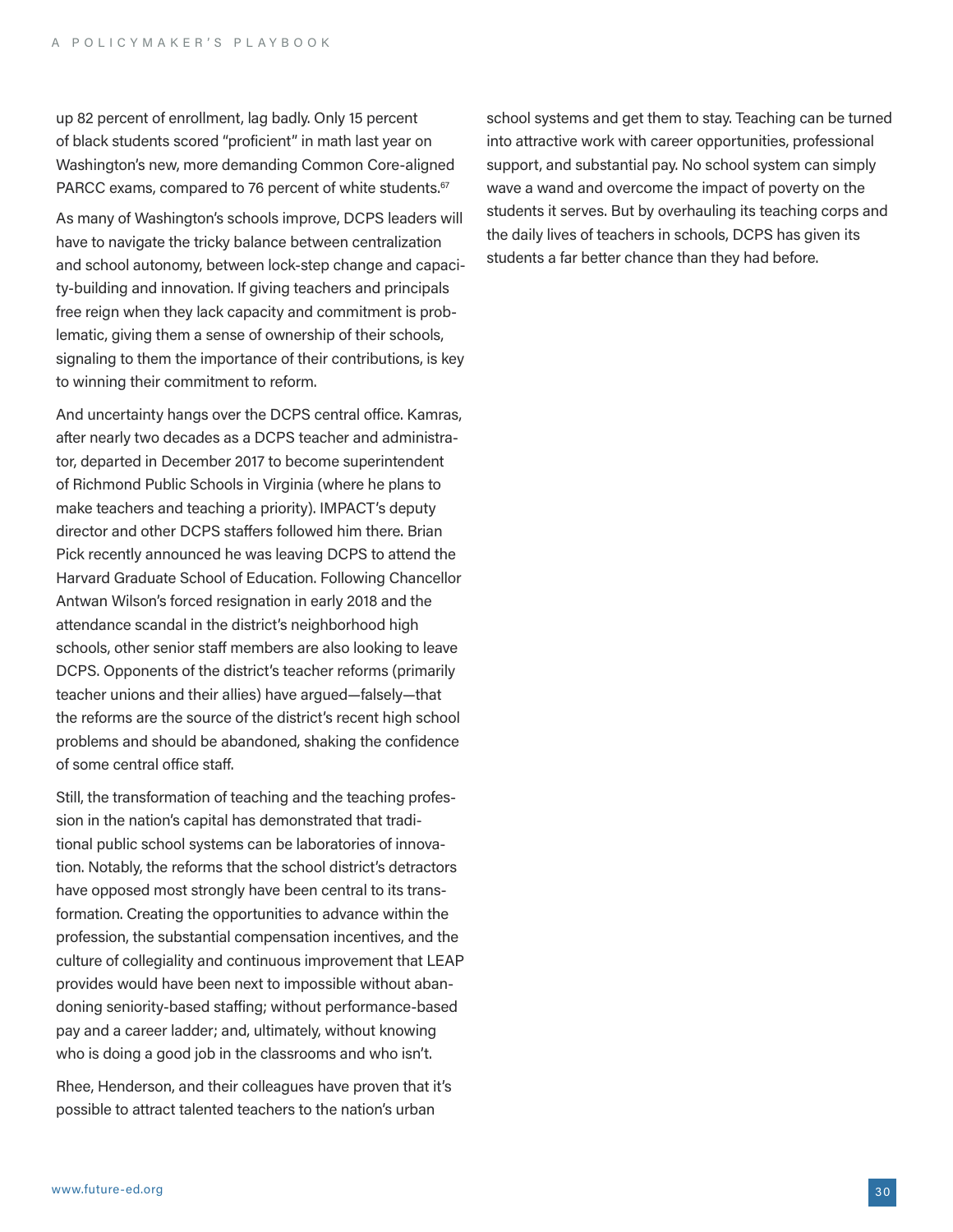up 82 percent of enrollment, lag badly. Only 15 percent of black students scored "proficient" in math last year on Washington's new, more demanding Common Core-aligned PARCC exams, compared to 76 percent of white students.[67]

As many of Washington's schools improve, DCPS leaders will have to navigate the tricky balance between centralization and school autonomy, between lock-step change and capacity-building and innovation. If giving teachers and principals free reign when they lack capacity and commitment is problematic, giving them a sense of ownership of their schools, signaling to them the importance of their contributions, is key to winning their commitment to reform.

And uncertainty hangs over the DCPS central office. Kamras, after nearly two decades as a DCPS teacher and administrator, departed in December 2017 to become superintendent of Richmond Public Schools in Virginia (where he plans to make teachers and teaching a priority). IMPACT's deputy director and other DCPS staffers followed him there. Brian Pick recently announced he was leaving DCPS to attend the Harvard Graduate School of Education. Following Chancellor Antwan Wilson's forced resignation in early 2018 and the attendance scandal in the district's neighborhood high schools, other senior staff members are also looking to leave DCPS. Opponents of the district's teacher reforms (primarily teacher unions and their allies) have argued—falsely—that the reforms are the source of the district's recent high school problems and should be abandoned, shaking the confidence of some central office staff.

Still, the transformation of teaching and the teaching profession in the nation's capital has demonstrated that traditional public school systems can be laboratories of innovation. Notably, the reforms that the school district's detractors have opposed most strongly have been central to its transformation. Creating the opportunities to advance within the profession, the substantial compensation incentives, and the culture of collegiality and continuous improvement that LEAP provides would have been next to impossible without abandoning seniority-based staffing; without performance-based pay and a career ladder; and, ultimately, without knowing who is doing a good job in the classrooms and who isn't.

Rhee, Henderson, and their colleagues have proven that it's possible to attract talented teachers to the nation's urban school systems and get them to stay. Teaching can be turned into attractive work with career opportunities, professional support, and substantial pay. No school system can simply wave a wand and overcome the impact of poverty on the students it serves. But by overhauling its teaching corps and the daily lives of teachers in schools, DCPS has given its students a far better chance than they had before.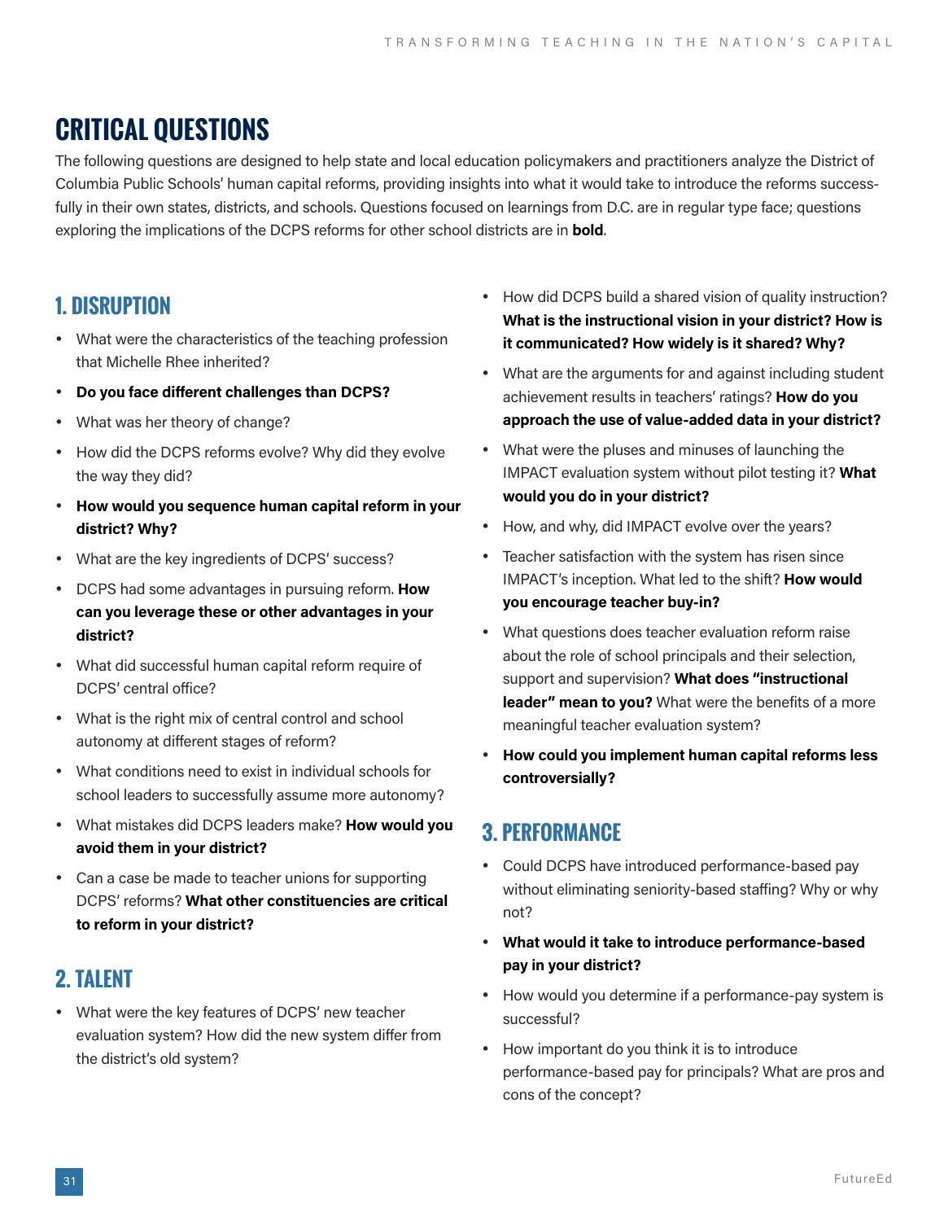# CRITICAL QUESTIONS

The following questions are designed to help state and local education policymakers and practitioners analyze the District of Columbia Public Schools' human capital reforms, providing insights into what it would take to introduce the reforms successfully in their own states, districts, and schools. Questions focused on learnings from D.C. are in regular type face; questions exploring the implications of the DCPS reforms for other school districts are in **bold**.

## 1. DISRUPTION

- What were the characteristics of the teaching profession that Michelle Rhee inherited?
- **Do you face different challenges than DCPS?**
- What was her theory of change?
- How did the DCPS reforms evolve? Why did they evolve the way they did?
- **How would you sequence human capital reform in your district? Why?**
- What are the key ingredients of DCPS' success?
- DCPS had some advantages in pursuing reform. **How can you leverage these or other advantages in your district?**
- What did successful human capital reform require of DCPS' central office?
- What is the right mix of central control and school autonomy at different stages of reform?
- What conditions need to exist in individual schools for school leaders to successfully assume more autonomy?
- What mistakes did DCPS leaders make? **How would you avoid them in your district?**
- Can a case be made to teacher unions for supporting DCPS' reforms? **What other constituencies are critical to reform in your district?**

## 2. TALENT

- What were the key features of DCPS' new teacher evaluation system? How did the new system differ from the district's old system?
- How did DCPS build a shared vision of quality instruction? **What is the instructional vision in your district? How is it communicated? How widely is it shared? Why?**
- What are the arguments for and against including student achievement results in teachers' ratings? **How do you approach the use of value-added data in your district?**
- What were the pluses and minuses of launching the IMPACT evaluation system without pilot testing it? **What would you do in your district?**
- How, and why, did IMPACT evolve over the years?
- Teacher satisfaction with the system has risen since IMPACT's inception. What led to the shift? **How would you encourage teacher buy-in?**
- What questions does teacher evaluation reform raise about the role of school principals and their selection, support and supervision? **What does "instructional leader" mean to you?** What were the benefits of a more meaningful teacher evaluation system?
- **How could you implement human capital reforms less controversially?**

## 3. PERFORMANCE

- Could DCPS have introduced performance-based pay without eliminating seniority-based staffing? Why or why not?
- **What would it take to introduce performance-based pay in your district?**
- How would you determine if a performance-pay system is successful?
- How important do you think it is to introduce performance-based pay for principals? What are pros and cons of the concept?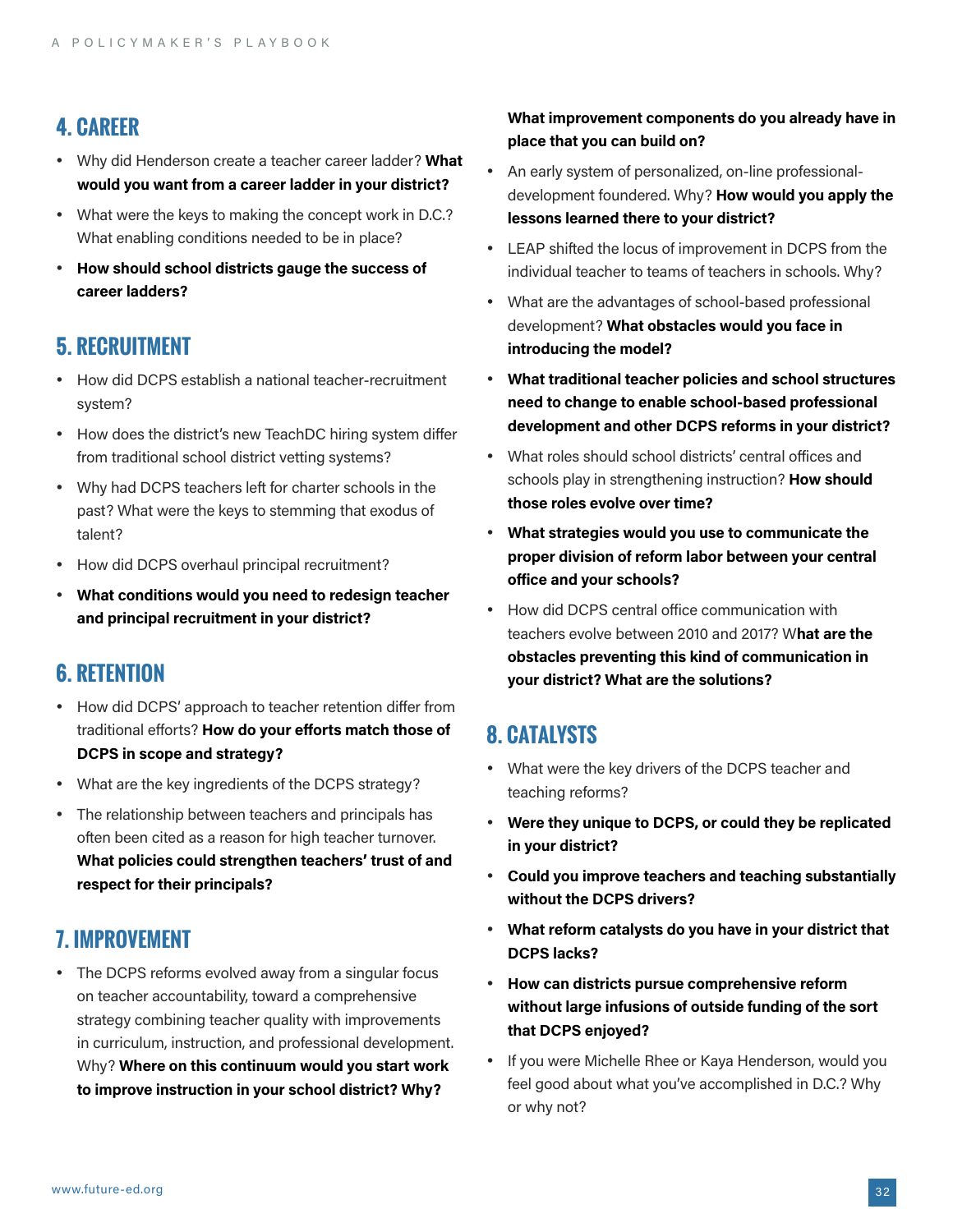## 4. CAREER

- Why did Henderson create a teacher career ladder? **What would you want from a career ladder in your district?**
- What were the keys to making the concept work in D.C.? What enabling conditions needed to be in place?
- **How should school districts gauge the success of career ladders?**

## 5. RECRUITMENT

- How did DCPS establish a national teacher-recruitment system?
- How does the district's new TeachDC hiring system differ from traditional school district vetting systems?
- Why had DCPS teachers left for charter schools in the past? What were the keys to stemming that exodus of talent?
- How did DCPS overhaul principal recruitment?
- **What conditions would you need to redesign teacher and principal recruitment in your district?**

## 6. RETENTION

- How did DCPS' approach to teacher retention differ from traditional efforts? **How do your efforts match those of DCPS in scope and strategy?**
- What are the key ingredients of the DCPS strategy?
- The relationship between teachers and principals has often been cited as a reason for high teacher turnover. **What policies could strengthen teachers' trust of and respect for their principals?**

## 7. IMPROVEMENT

- The DCPS reforms evolved away from a singular focus on teacher accountability, toward a comprehensive strategy combining teacher quality with improvements in curriculum, instruction, and professional development. Why? **Where on this continuum would you start work to improve instruction in your school district? Why? What improvement components do you already have in place that you can build on?**
- An early system of personalized, on-line professional-development foundered. Why? **How would you apply the lessons learned there to your district?**
- LEAP shifted the locus of improvement in DCPS from the individual teacher to teams of teachers in schools. Why?
- What are the advantages of school-based professional development? **What obstacles would you face in introducing the model?**
- **What traditional teacher policies and school structures need to change to enable school-based professional development and other DCPS reforms in your district?**
- What roles should school districts' central offices and schools play in strengthening instruction? **How should those roles evolve over time?**
- **What strategies would you use to communicate the proper division of reform labor between your central office and your schools?**
- How did DCPS central office communication with teachers evolve between 2010 and 2017? W**hat are the obstacles preventing this kind of communication in your district? What are the solutions?**

## 8. CATALYSTS

- What were the key drivers of the DCPS teacher and teaching reforms?
- **Were they unique to DCPS, or could they be replicated in your district?**
- **Could you improve teachers and teaching substantially without the DCPS drivers?**
- **What reform catalysts do you have in your district that DCPS lacks?**
- **How can districts pursue comprehensive reform without large infusions of outside funding of the sort that DCPS enjoyed?**
- If you were Michelle Rhee or Kaya Henderson, would you feel good about what you've accomplished in D.C.? Why or why not?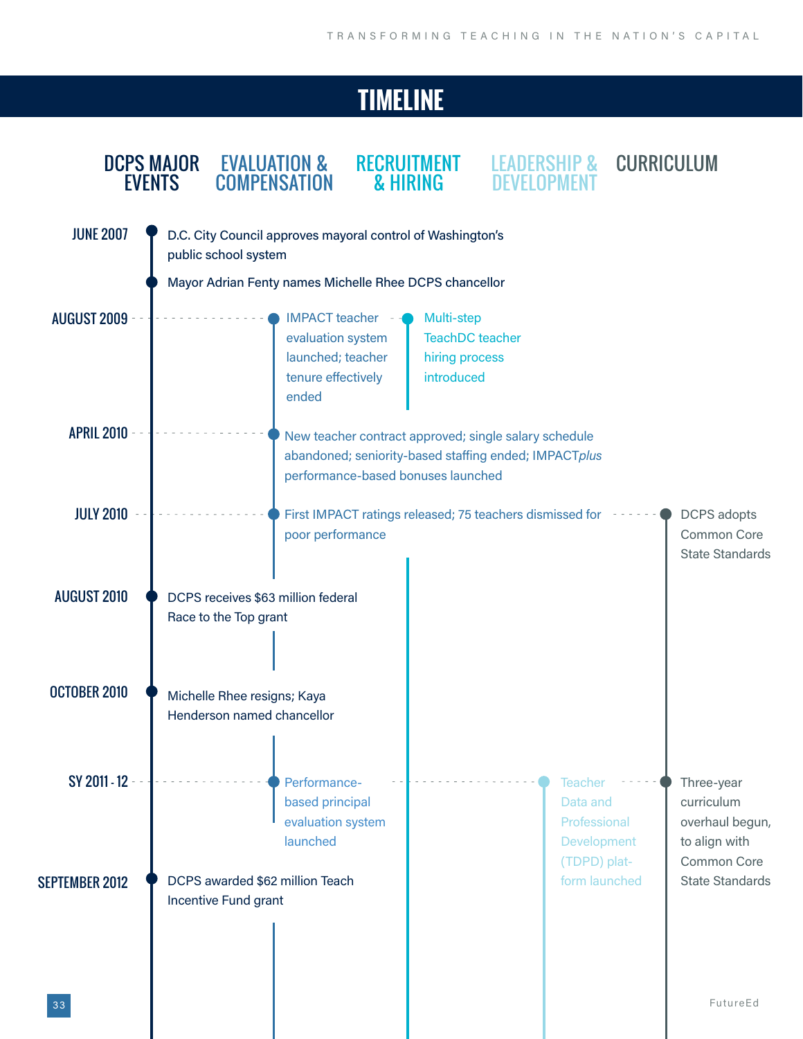## TIMELINE

| Date | DCPS Major Events | Evaluation & Compensation | Recruitment & Hiring | Leadership & Development | Curriculum |
|---|---|---|---|---|---|
| JUNE 2007 | D.C. City Council approves mayoral control of Washington's public school system<br>Mayor Adrian Fenty names Michelle Rhee DCPS chancellor | | | | |
| AUGUST 2009 | | IMPACT teacher evaluation system launched; teacher tenure effectively ended | Multi-step TeachDC teacher hiring process introduced | | |
| APRIL 2010 | | New teacher contract approved; single salary schedule abandoned; seniority-based staffing ended; IMPACT*plus* performance-based bonuses launched | | | |
| JULY 2010 | | First IMPACT ratings released; 75 teachers dismissed for poor performance | | | DCPS adopts Common Core State Standards |
| AUGUST 2010 | DCPS receives $63 million federal Race to the Top grant | | | | |
| OCTOBER 2010 | Michelle Rhee resigns; Kaya Henderson named chancellor | | | | |
| SY 2011 - 12 | | Performance-based principal evaluation system launched | | Teacher Data and Professional Development (TDPD) platform launched | Three-year curriculum overhaul begun, to align with Common Core State Standards |
| SEPTEMBER 2012 | DCPS awarded $62 million Teach Incentive Fund grant | | | | |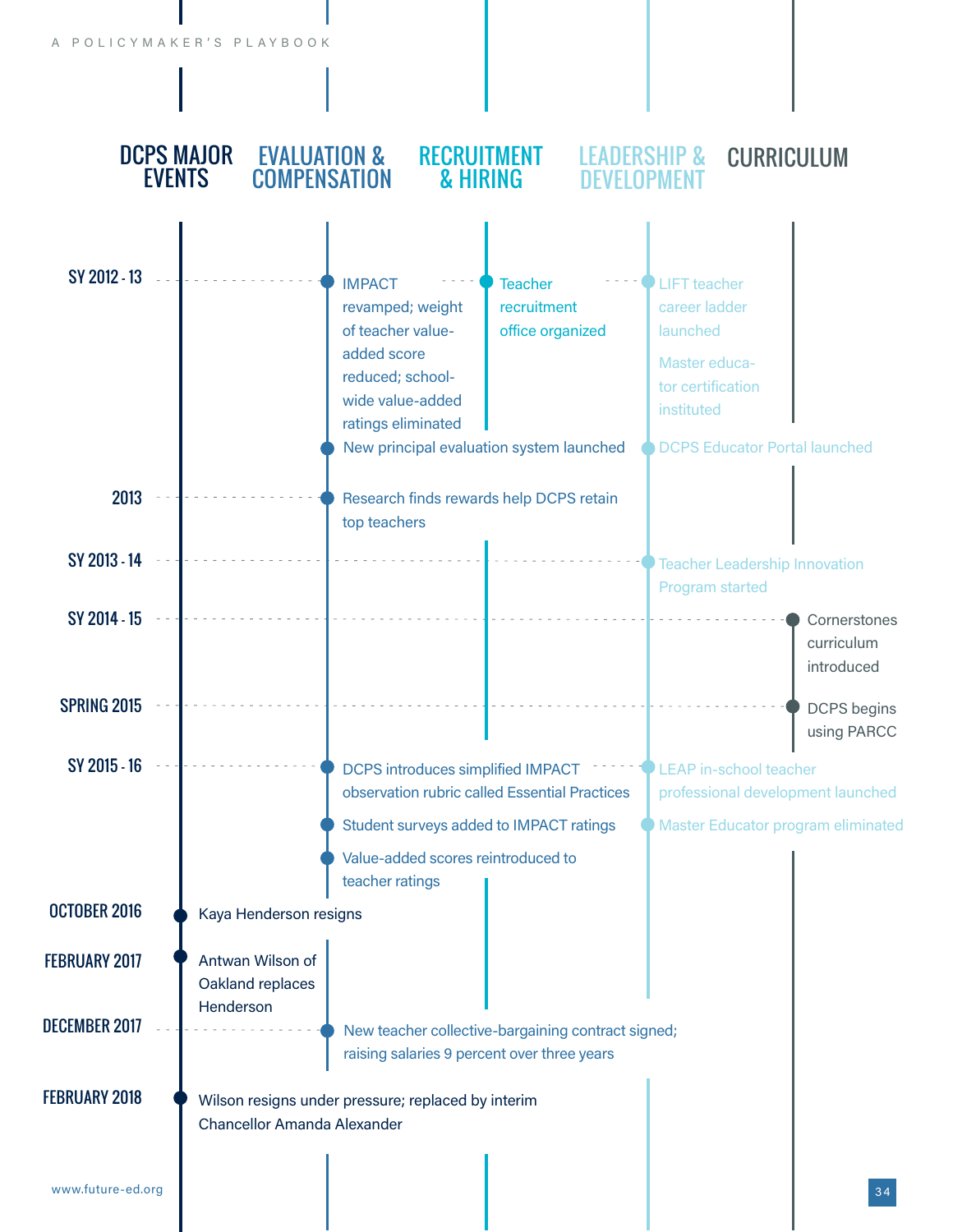| | DCPS MAJOR EVENTS | EVALUATION & COMPENSATION | RECRUITMENT & HIRING | LEADERSHIP & DEVELOPMENT | CURRICULUM |
|---|---|---|---|---|---|
| SY 2012 - 13 | | IMPACT revamped; weight of teacher value-added score reduced; schoolwide value-added ratings eliminated | Teacher recruitment office organized | LIFT teacher career ladder launched | |
| | | | | Master educator certification instituted | |
| | | New principal evaluation system launched | | DCPS Educator Portal launched | |
| 2013 | | Research finds rewards help DCPS retain top teachers | | | |
| SY 2013 - 14 | | | | Teacher Leadership Innovation Program started | |
| SY 2014 - 15 | | | | | Cornerstones curriculum introduced |
| SPRING 2015 | | | | | DCPS begins using PARCC |
| SY 2015 - 16 | | DCPS introduces simplified IMPACT observation rubric called Essential Practices | | LEAP in-school teacher professional development launched | |
| | | Student surveys added to IMPACT ratings | | Master Educator program eliminated | |
| | | Value-added scores reintroduced to teacher ratings | | | |
| OCTOBER 2016 | Kaya Henderson resigns | | | | |
| FEBRUARY 2017 | Antwan Wilson of Oakland replaces Henderson | | | | |
| DECEMBER 2017 | | New teacher collective-bargaining contract signed; raising salaries 9 percent over three years | | | |
| FEBRUARY 2018 | Wilson resigns under pressure; replaced by interim Chancellor Amanda Alexander | | | | |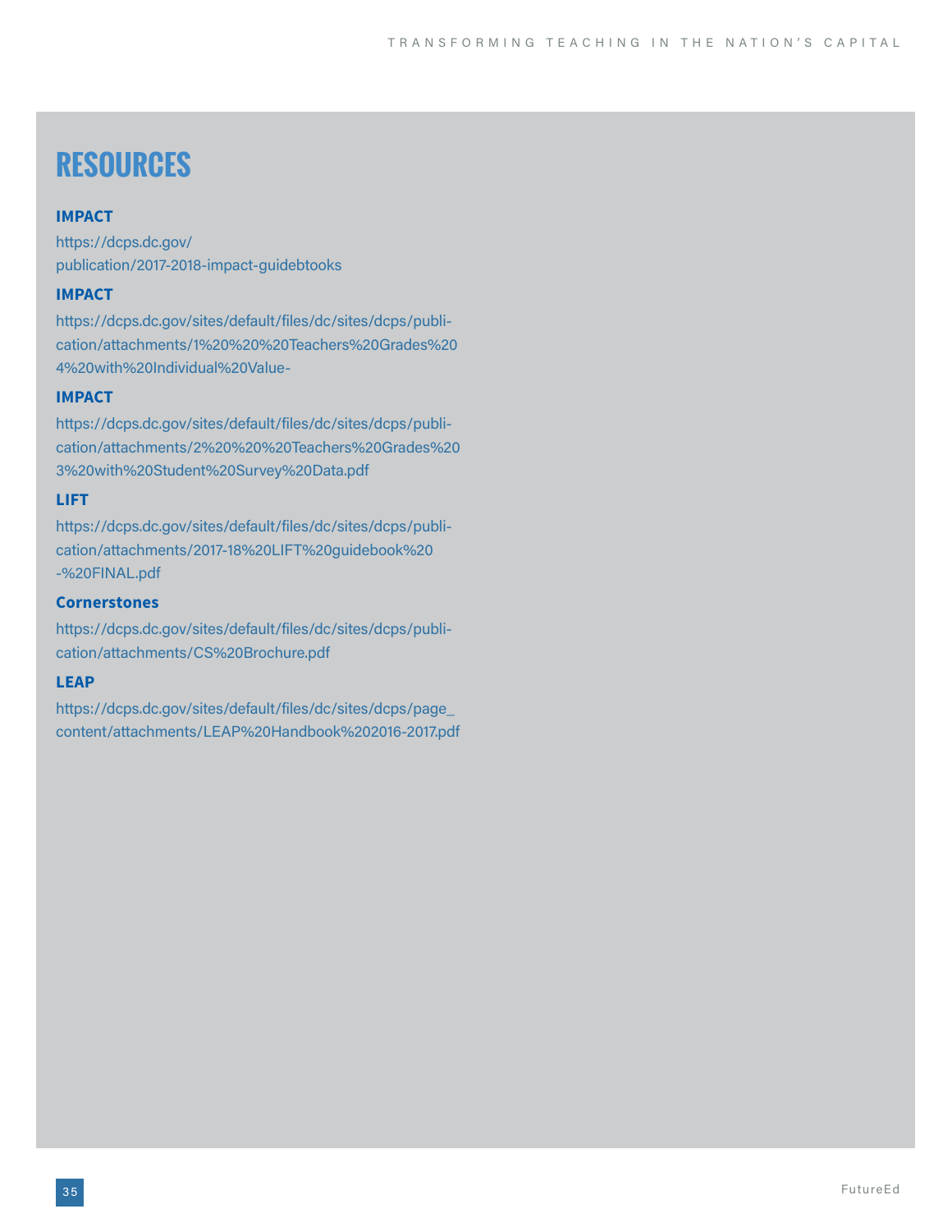# RESOURCES

**IMPACT**

https://dcps.dc.gov/publication/2017-2018-impact-guidebtooks

**IMPACT**

https://dcps.dc.gov/sites/default/files/dc/sites/dcps/publication/attachments/1%20%20%20Teachers%20Grades%204%20with%20Individual%20Value-

**IMPACT**

https://dcps.dc.gov/sites/default/files/dc/sites/dcps/publication/attachments/2%20%20%20Teachers%20Grades%203%20with%20Student%20Survey%20Data.pdf

**LIFT**

https://dcps.dc.gov/sites/default/files/dc/sites/dcps/publication/attachments/2017-18%20LIFT%20guidebook%20-%20FINAL.pdf

**Cornerstones**

https://dcps.dc.gov/sites/default/files/dc/sites/dcps/publication/attachments/CS%20Brochure.pdf

**LEAP**

https://dcps.dc.gov/sites/default/files/dc/sites/dcps/page_content/attachments/LEAP%20Handbook%202016-2017.pdf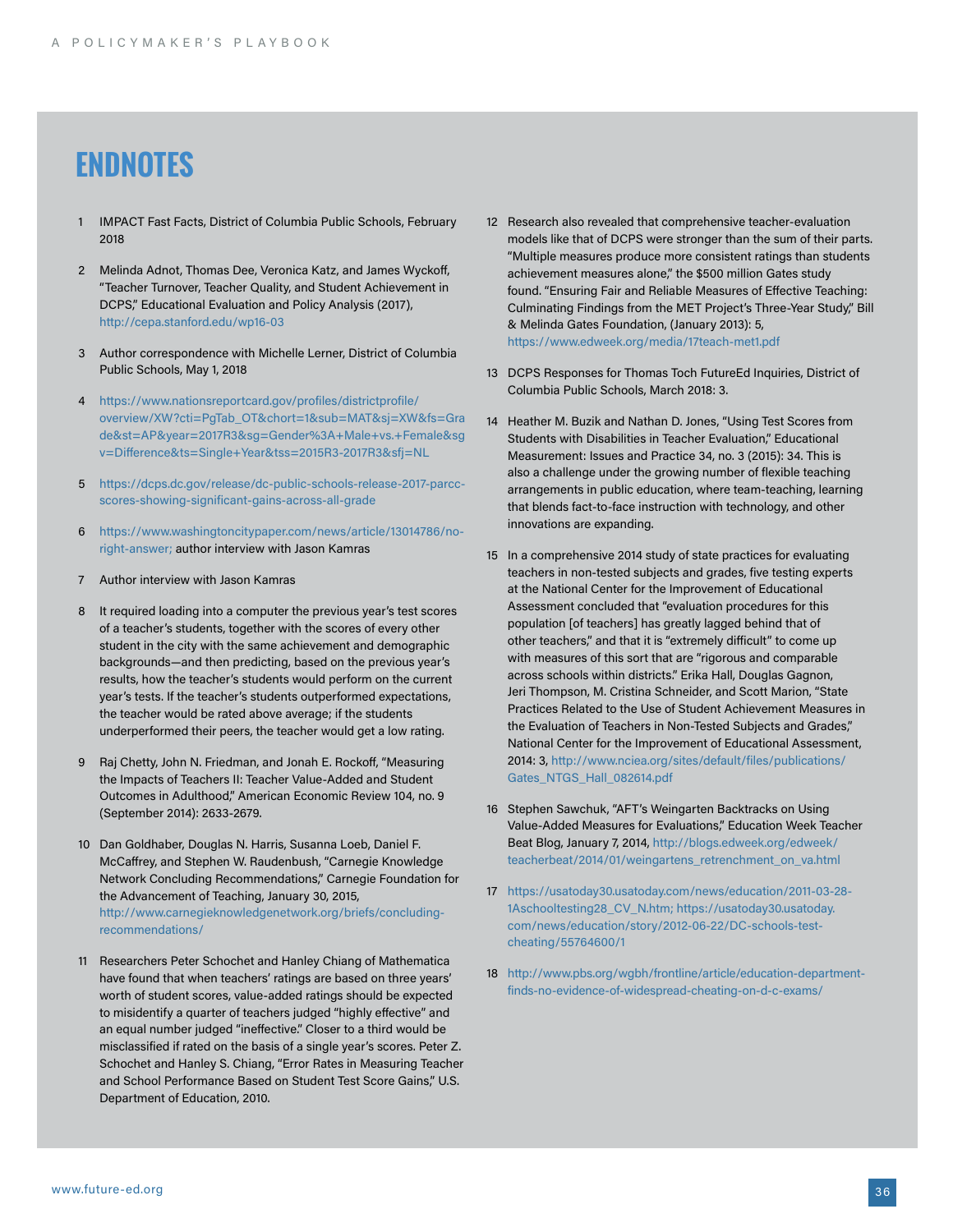# ENDNOTES

1. IMPACT Fast Facts, District of Columbia Public Schools, February 2018

2. Melinda Adnot, Thomas Dee, Veronica Katz, and James Wyckoff, "Teacher Turnover, Teacher Quality, and Student Achievement in DCPS," Educational Evaluation and Policy Analysis (2017), http://cepa.stanford.edu/wp16-03

3. Author correspondence with Michelle Lerner, District of Columbia Public Schools, May 1, 2018

4. https://www.nationsreportcard.gov/profiles/districtprofile/overview/XW?cti=PgTab_OT&chort=1&sub=MAT&sj=XW&fs=Grade&st=AP&year=2017R3&sg=Gender%3A+Male+vs.+Female&sgv=Difference&ts=Single+Year&tss=2015R3-2017R3&sfj=NL

5. https://dcps.dc.gov/release/dc-public-schools-release-2017-parcc-scores-showing-significant-gains-across-all-grade

6. https://www.washingtoncitypaper.com/news/article/13014786/no-right-answer; author interview with Jason Kamras

7. Author interview with Jason Kamras

8. It required loading into a computer the previous year's test scores of a teacher's students, together with the scores of every other student in the city with the same achievement and demographic backgrounds—and then predicting, based on the previous year's results, how the teacher's students would perform on the current year's tests. If the teacher's students outperformed expectations, the teacher would be rated above average; if the students underperformed their peers, the teacher would get a low rating.

9. Raj Chetty, John N. Friedman, and Jonah E. Rockoff, "Measuring the Impacts of Teachers II: Teacher Value-Added and Student Outcomes in Adulthood," American Economic Review 104, no. 9 (September 2014): 2633-2679.

10. Dan Goldhaber, Douglas N. Harris, Susanna Loeb, Daniel F. McCaffrey, and Stephen W. Raudenbush, "Carnegie Knowledge Network Concluding Recommendations," Carnegie Foundation for the Advancement of Teaching, January 30, 2015, http://www.carnegieknowledgenetwork.org/briefs/concluding-recommendations/

11. Researchers Peter Schochet and Hanley Chiang of Mathematica have found that when teachers' ratings are based on three years' worth of student scores, value-added ratings should be expected to misidentify a quarter of teachers judged "highly effective" and an equal number judged "ineffective." Closer to a third would be misclassified if rated on the basis of a single year's scores. Peter Z. Schochet and Hanley S. Chiang, "Error Rates in Measuring Teacher and School Performance Based on Student Test Score Gains," U.S. Department of Education, 2010.

12. Research also revealed that comprehensive teacher-evaluation models like that of DCPS were stronger than the sum of their parts. "Multiple measures produce more consistent ratings than students achievement measures alone," the $500 million Gates study found. "Ensuring Fair and Reliable Measures of Effective Teaching: Culminating Findings from the MET Project's Three-Year Study," Bill & Melinda Gates Foundation, (January 2013): 5, https://www.edweek.org/media/17teach-met1.pdf

13. DCPS Responses for Thomas Toch FutureEd Inquiries, District of Columbia Public Schools, March 2018: 3.

14. Heather M. Buzik and Nathan D. Jones, "Using Test Scores from Students with Disabilities in Teacher Evaluation," Educational Measurement: Issues and Practice 34, no. 3 (2015): 34. This is also a challenge under the growing number of flexible teaching arrangements in public education, where team-teaching, learning that blends fact-to-face instruction with technology, and other innovations are expanding.

15. In a comprehensive 2014 study of state practices for evaluating teachers in non-tested subjects and grades, five testing experts at the National Center for the Improvement of Educational Assessment concluded that "evaluation procedures for this population [of teachers] has greatly lagged behind that of other teachers," and that it is "extremely difficult" to come up with measures of this sort that are "rigorous and comparable across schools within districts." Erika Hall, Douglas Gagnon, Jeri Thompson, M. Cristina Schneider, and Scott Marion, "State Practices Related to the Use of Student Achievement Measures in the Evaluation of Teachers in Non-Tested Subjects and Grades," National Center for the Improvement of Educational Assessment, 2014: 3, http://www.nciea.org/sites/default/files/publications/Gates_NTGS_Hall_082614.pdf

16. Stephen Sawchuk, "AFT's Weingarten Backtracks on Using Value-Added Measures for Evaluations," Education Week Teacher Beat Blog, January 7, 2014, http://blogs.edweek.org/edweek/teacherbeat/2014/01/weingartens_retrenchment_on_va.html

17. https://usatoday30.usatoday.com/news/education/2011-03-28-1Aschooltesting28_CV_N.htm; https://usatoday30.usatoday.com/news/education/story/2012-06-22/DC-schools-test-cheating/55764600/1

18. http://www.pbs.org/wgbh/frontline/article/education-department-finds-no-evidence-of-widespread-cheating-on-d-c-exams/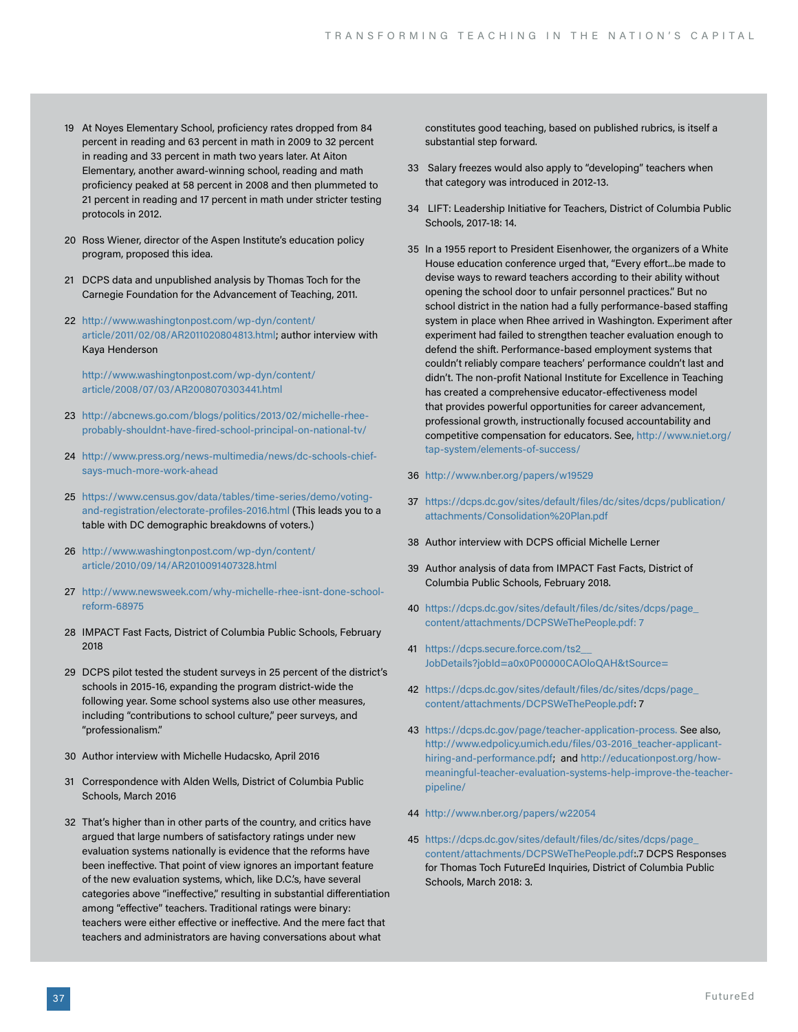19 At Noyes Elementary School, proficiency rates dropped from 84 percent in reading and 63 percent in math in 2009 to 32 percent in reading and 33 percent in math two years later. At Aiton Elementary, another award-winning school, reading and math proficiency peaked at 58 percent in 2008 and then plummeted to 21 percent in reading and 17 percent in math under stricter testing protocols in 2012.

20 Ross Wiener, director of the Aspen Institute's education policy program, proposed this idea.

21 DCPS data and unpublished analysis by Thomas Toch for the Carnegie Foundation for the Advancement of Teaching, 2011.

22 http://www.washingtonpost.com/wp-dyn/content/article/2011/02/08/AR2011020804813.html; author interview with Kaya Henderson

http://www.washingtonpost.com/wp-dyn/content/article/2008/07/03/AR2008070303441.html

23 http://abcnews.go.com/blogs/politics/2013/02/michelle-rhee-probably-shouldnt-have-fired-school-principal-on-national-tv/

24 http://www.press.org/news-multimedia/news/dc-schools-chief-says-much-more-work-ahead

25 https://www.census.gov/data/tables/time-series/demo/voting-and-registration/electorate-profiles-2016.html (This leads you to a table with DC demographic breakdowns of voters.)

26 http://www.washingtonpost.com/wp-dyn/content/article/2010/09/14/AR2010091407328.html

27 http://www.newsweek.com/why-michelle-rhee-isnt-done-school-reform-68975

28 IMPACT Fast Facts, District of Columbia Public Schools, February 2018

29 DCPS pilot tested the student surveys in 25 percent of the district's schools in 2015-16, expanding the program district-wide the following year. Some school systems also use other measures, including "contributions to school culture," peer surveys, and "professionalism."

30 Author interview with Michelle Hudacsko, April 2016

31 Correspondence with Alden Wells, District of Columbia Public Schools, March 2016

32 That's higher than in other parts of the country, and critics have argued that large numbers of satisfactory ratings under new evaluation systems nationally is evidence that the reforms have been ineffective. That point of view ignores an important feature of the new evaluation systems, which, like D.C.'s, have several categories above "ineffective," resulting in substantial differentiation among "effective" teachers. Traditional ratings were binary: teachers were either effective or ineffective. And the mere fact that teachers and administrators are having conversations about what constitutes good teaching, based on published rubrics, is itself a substantial step forward.

33 Salary freezes would also apply to "developing" teachers when that category was introduced in 2012-13.

34 LIFT: Leadership Initiative for Teachers, District of Columbia Public Schools, 2017-18: 14.

35 In a 1955 report to President Eisenhower, the organizers of a White House education conference urged that, "Every effort...be made to devise ways to reward teachers according to their ability without opening the school door to unfair personnel practices." But no school district in the nation had a fully performance-based staffing system in place when Rhee arrived in Washington. Experiment after experiment had failed to strengthen teacher evaluation enough to defend the shift. Performance-based employment systems that couldn't reliably compare teachers' performance couldn't last and didn't. The non-profit National Institute for Excellence in Teaching has created a comprehensive educator-effectiveness model that provides powerful opportunities for career advancement, professional growth, instructionally focused accountability and competitive compensation for educators. See, http://www.niet.org/tap-system/elements-of-success/

36 http://www.nber.org/papers/w19529

37 https://dcps.dc.gov/sites/default/files/dc/sites/dcps/publication/attachments/Consolidation%20Plan.pdf

38 Author interview with DCPS official Michelle Lerner

39 Author analysis of data from IMPACT Fast Facts, District of Columbia Public Schools, February 2018.

40 https://dcps.dc.gov/sites/default/files/dc/sites/dcps/page_content/attachments/DCPSWeThePeople.pdf: 7

41 https://dcps.secure.force.com/ts2__JobDetails?jobId=a0x0P00000CAOloQAH&tSource=

42 https://dcps.dc.gov/sites/default/files/dc/sites/dcps/page_content/attachments/DCPSWeThePeople.pdf: 7

43 https://dcps.dc.gov/page/teacher-application-process. See also, http://www.edpolicy.umich.edu/files/03-2016_teacher-applicant-hiring-and-performance.pdf; and http://educationpost.org/how-meaningful-teacher-evaluation-systems-help-improve-the-teacher-pipeline/

44 http://www.nber.org/papers/w22054

45 https://dcps.dc.gov/sites/default/files/dc/sites/dcps/page_content/attachments/DCPSWeThePeople.pdf:.7 DCPS Responses for Thomas Toch FutureEd Inquiries, District of Columbia Public Schools, March 2018: 3.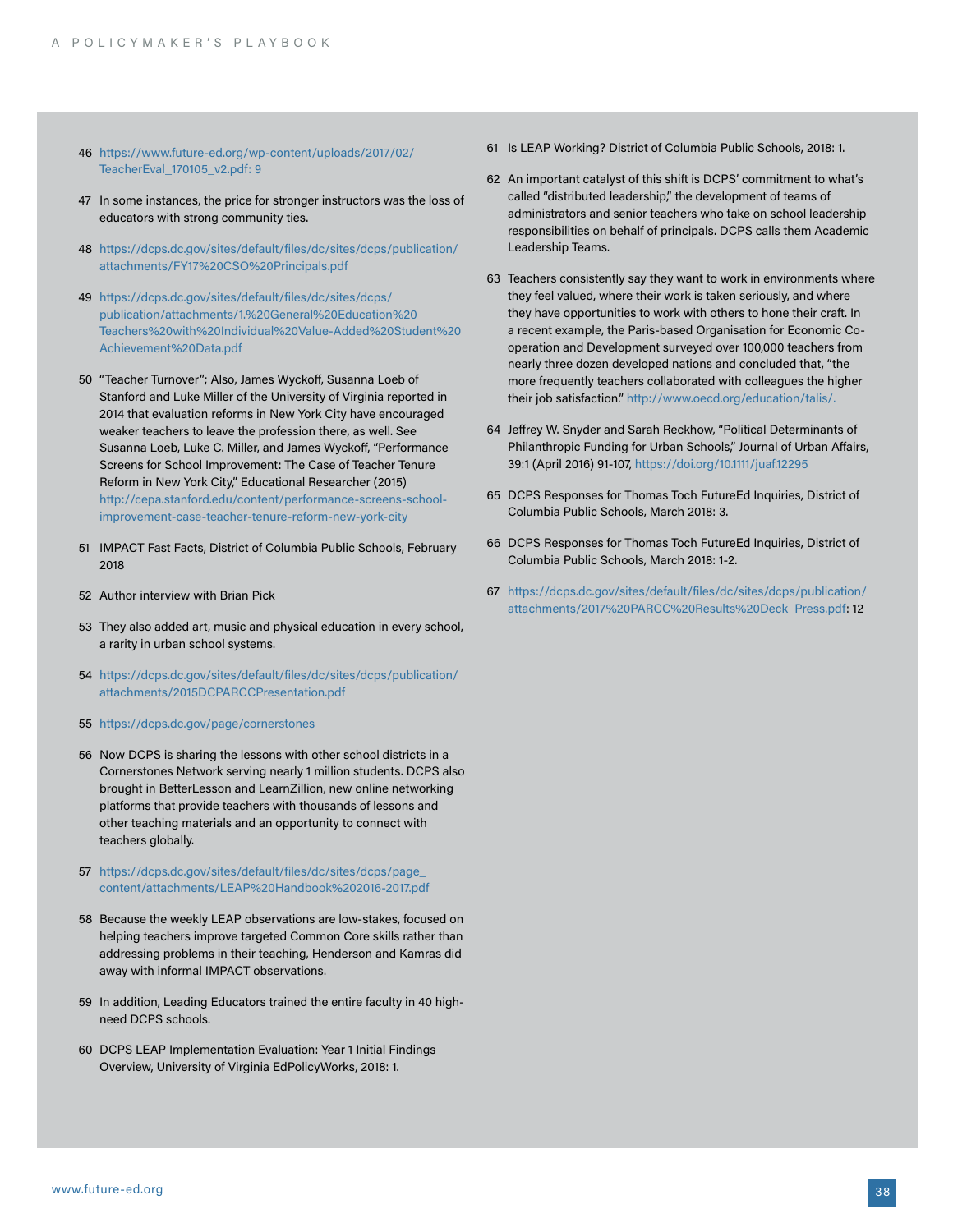46 https://www.future-ed.org/wp-content/uploads/2017/02/TeacherEval_170105_v2.pdf: 9

47 In some instances, the price for stronger instructors was the loss of educators with strong community ties.

48 https://dcps.dc.gov/sites/default/files/dc/sites/dcps/publication/attachments/FY17%20CSO%20Principals.pdf

49 https://dcps.dc.gov/sites/default/files/dc/sites/dcps/publication/attachments/1.%20General%20Education%20Teachers%20with%20Individual%20Value-Added%20Student%20Achievement%20Data.pdf

50 "Teacher Turnover"; Also, James Wyckoff, Susanna Loeb of Stanford and Luke Miller of the University of Virginia reported in 2014 that evaluation reforms in New York City have encouraged weaker teachers to leave the profession there, as well. See Susanna Loeb, Luke C. Miller, and James Wyckoff, "Performance Screens for School Improvement: The Case of Teacher Tenure Reform in New York City," Educational Researcher (2015) http://cepa.stanford.edu/content/performance-screens-school-improvement-case-teacher-tenure-reform-new-york-city

51 IMPACT Fast Facts, District of Columbia Public Schools, February 2018

52 Author interview with Brian Pick

53 They also added art, music and physical education in every school, a rarity in urban school systems.

54 https://dcps.dc.gov/sites/default/files/dc/sites/dcps/publication/attachments/2015DCPARCCPresentation.pdf

55 https://dcps.dc.gov/page/cornerstones

56 Now DCPS is sharing the lessons with other school districts in a Cornerstones Network serving nearly 1 million students. DCPS also brought in BetterLesson and LearnZillion, new online networking platforms that provide teachers with thousands of lessons and other teaching materials and an opportunity to connect with teachers globally.

57 https://dcps.dc.gov/sites/default/files/dc/sites/dcps/page_content/attachments/LEAP%20Handbook%202016-2017.pdf

58 Because the weekly LEAP observations are low-stakes, focused on helping teachers improve targeted Common Core skills rather than addressing problems in their teaching, Henderson and Kamras did away with informal IMPACT observations.

59 In addition, Leading Educators trained the entire faculty in 40 high-need DCPS schools.

60 DCPS LEAP Implementation Evaluation: Year 1 Initial Findings Overview, University of Virginia EdPolicyWorks, 2018: 1.

61 Is LEAP Working? District of Columbia Public Schools, 2018: 1.

62 An important catalyst of this shift is DCPS' commitment to what's called "distributed leadership," the development of teams of administrators and senior teachers who take on school leadership responsibilities on behalf of principals. DCPS calls them Academic Leadership Teams.

63 Teachers consistently say they want to work in environments where they feel valued, where their work is taken seriously, and where they have opportunities to work with others to hone their craft. In a recent example, the Paris-based Organisation for Economic Co-operation and Development surveyed over 100,000 teachers from nearly three dozen developed nations and concluded that, "the more frequently teachers collaborated with colleagues the higher their job satisfaction." http://www.oecd.org/education/talis/.

64 Jeffrey W. Snyder and Sarah Reckhow, "Political Determinants of Philanthropic Funding for Urban Schools," Journal of Urban Affairs, 39:1 (April 2016) 91-107, https://doi.org/10.1111/juaf.12295

65 DCPS Responses for Thomas Toch FutureEd Inquiries, District of Columbia Public Schools, March 2018: 3.

66 DCPS Responses for Thomas Toch FutureEd Inquiries, District of Columbia Public Schools, March 2018: 1-2.

67 https://dcps.dc.gov/sites/default/files/dc/sites/dcps/publication/attachments/2017%20PARCC%20Results%20Deck_Press.pdf: 12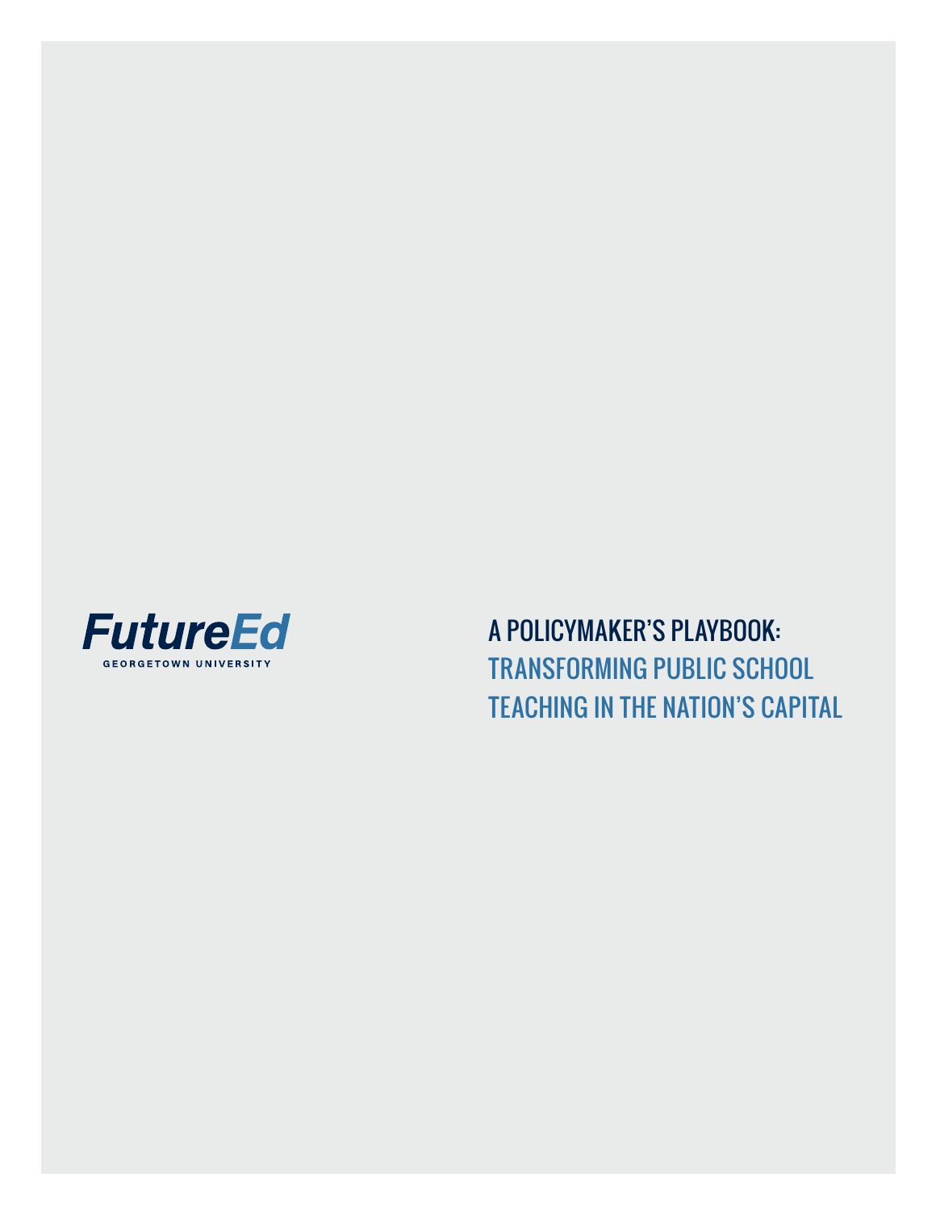FutureEd

GEORGETOWN UNIVERSITY

# A POLICYMAKER'S PLAYBOOK: TRANSFORMING PUBLIC SCHOOL TEACHING IN THE NATION'S CAPITAL